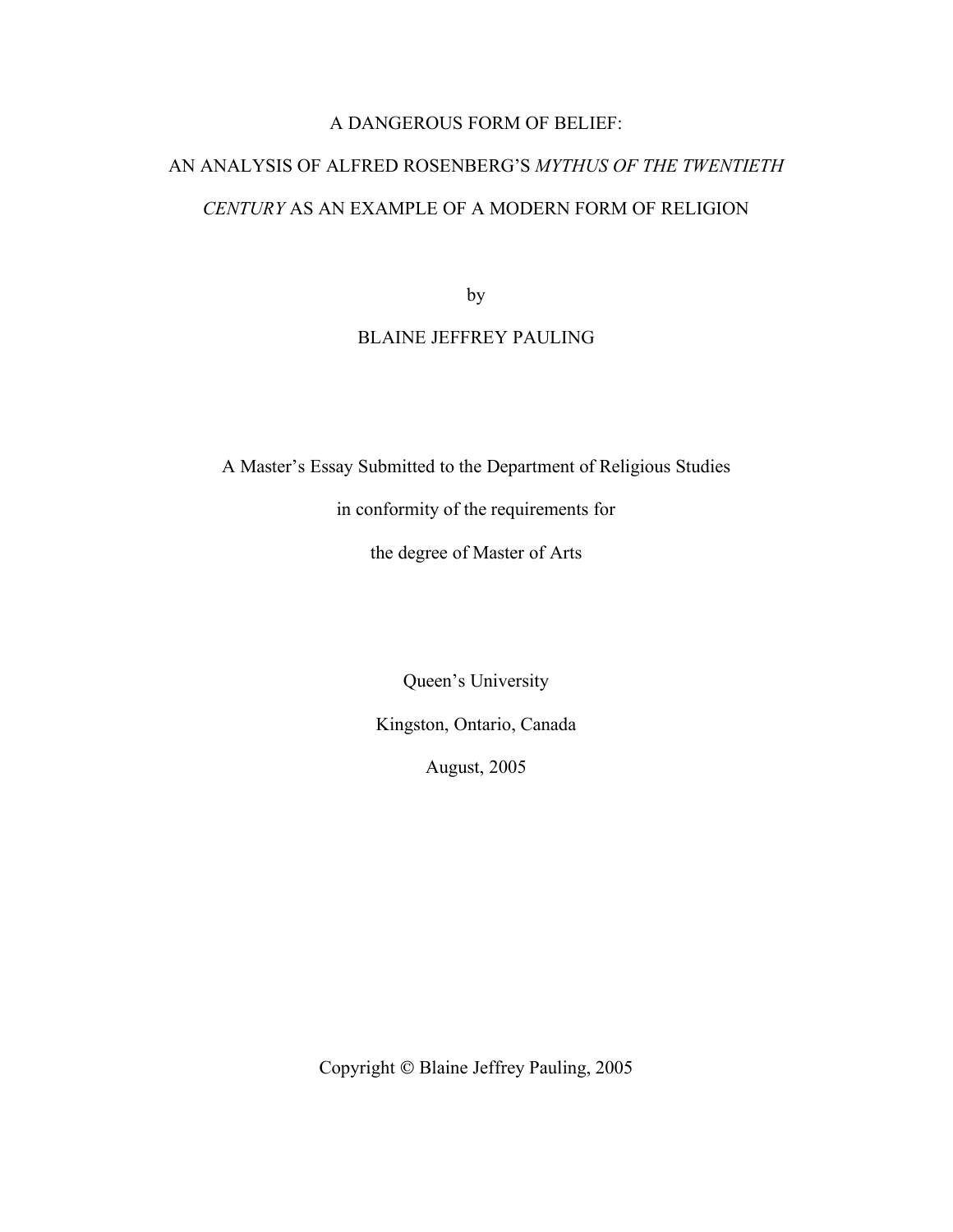# A DANGEROUS FORM OF BELIEF:

# AN ANALYSIS OF ALFRED ROSENBERG'S *MYTHUS OF THE TWENTIETH CENTURY* AS AN EXAMPLE OF A MODERN FORM OF RELIGION

by

BLAINE JEFFREY PAULING

A Master's Essay Submitted to the Department of Religious Studies

in conformity of the requirements for

the degree of Master of Arts

Queen's University

Kingston, Ontario, Canada

August, 2005

Copyright © Blaine Jeffrey Pauling, 2005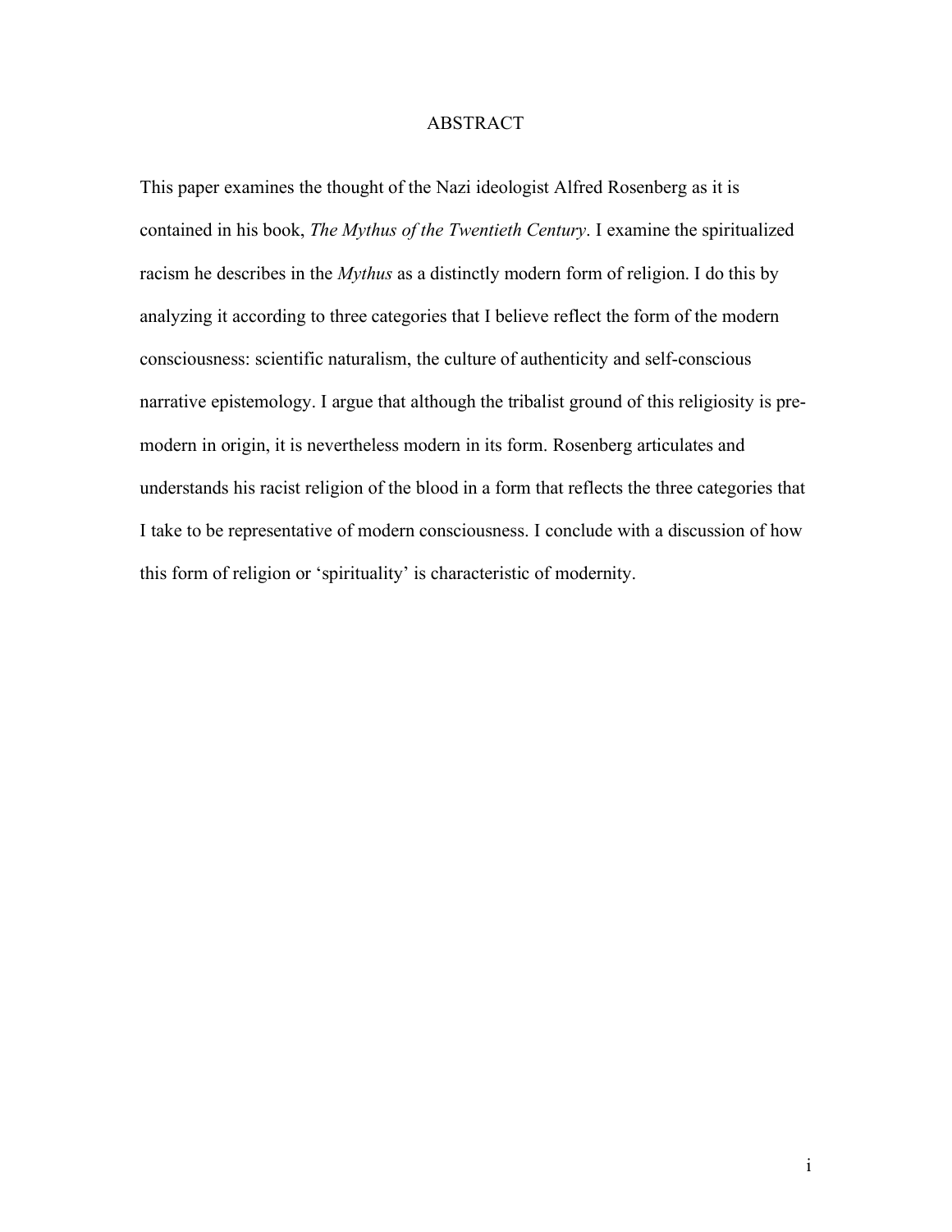# ABSTRACT

This paper examines the thought of the Nazi ideologist Alfred Rosenberg as it is contained in his book, *The Mythus of the Twentieth Century*. I examine the spiritualized racism he describes in the *Mythus* as a distinctly modern form of religion. I do this by analyzing it according to three categories that I believe reflect the form of the modern consciousness: scientific naturalism, the culture of authenticity and self-conscious narrative epistemology. I argue that although the tribalist ground of this religiosity is pre-modern in origin, it is nevertheless modern in its form. Rosenberg articulates and understands his racist religion of the blood in a form that reflects the three categories that I take to be representative of modern consciousness. I conclude with a discussion of how this form of religion or 'spirituality' is characteristic of modernity.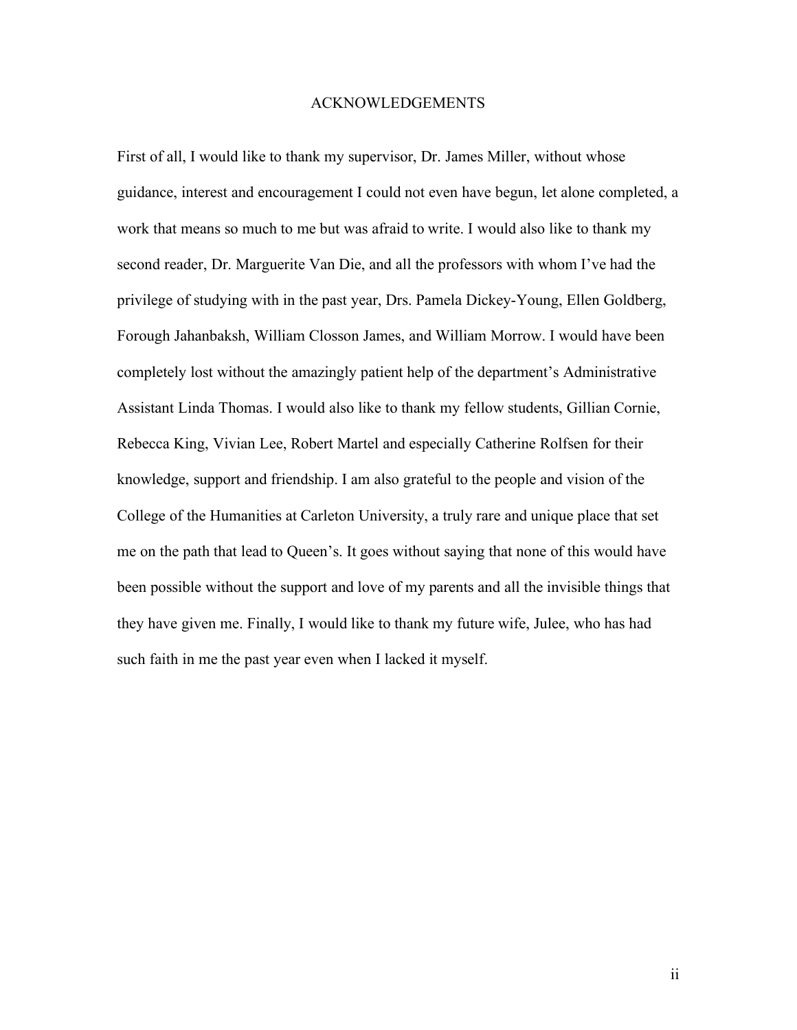# ACKNOWLEDGEMENTS

First of all, I would like to thank my supervisor, Dr. James Miller, without whose guidance, interest and encouragement I could not even have begun, let alone completed, a work that means so much to me but was afraid to write. I would also like to thank my second reader, Dr. Marguerite Van Die, and all the professors with whom I've had the privilege of studying with in the past year, Drs. Pamela Dickey-Young, Ellen Goldberg, Forough Jahanbaksh, William Closson James, and William Morrow. I would have been completely lost without the amazingly patient help of the department's Administrative Assistant Linda Thomas. I would also like to thank my fellow students, Gillian Cornie, Rebecca King, Vivian Lee, Robert Martel and especially Catherine Rolfsen for their knowledge, support and friendship. I am also grateful to the people and vision of the College of the Humanities at Carleton University, a truly rare and unique place that set me on the path that lead to Queen's. It goes without saying that none of this would have been possible without the support and love of my parents and all the invisible things that they have given me. Finally, I would like to thank my future wife, Julee, who has had such faith in me the past year even when I lacked it myself.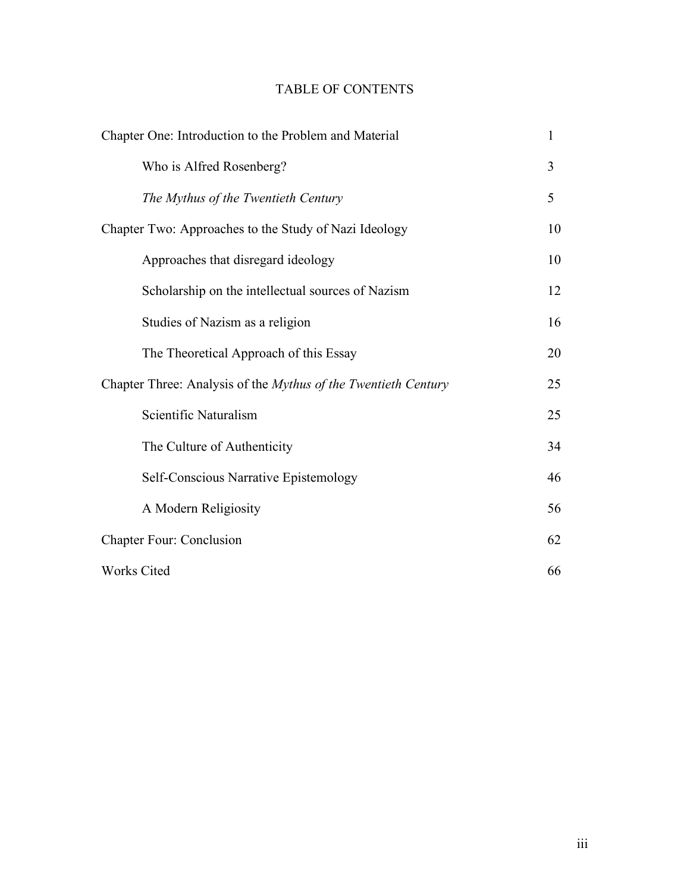# TABLE OF CONTENTS

| | |
|---|---|
| Chapter One: Introduction to the Problem and Material | 1 |
| Who is Alfred Rosenberg? | 3 |
| *The Mythus of the Twentieth Century* | 5 |
| Chapter Two: Approaches to the Study of Nazi Ideology | 10 |
| Approaches that disregard ideology | 10 |
| Scholarship on the intellectual sources of Nazism | 12 |
| Studies of Nazism as a religion | 16 |
| The Theoretical Approach of this Essay | 20 |
| Chapter Three: Analysis of the *Mythus of the Twentieth Century* | 25 |
| Scientific Naturalism | 25 |
| The Culture of Authenticity | 34 |
| Self-Conscious Narrative Epistemology | 46 |
| A Modern Religiosity | 56 |
| Chapter Four: Conclusion | 62 |
| Works Cited | 66 |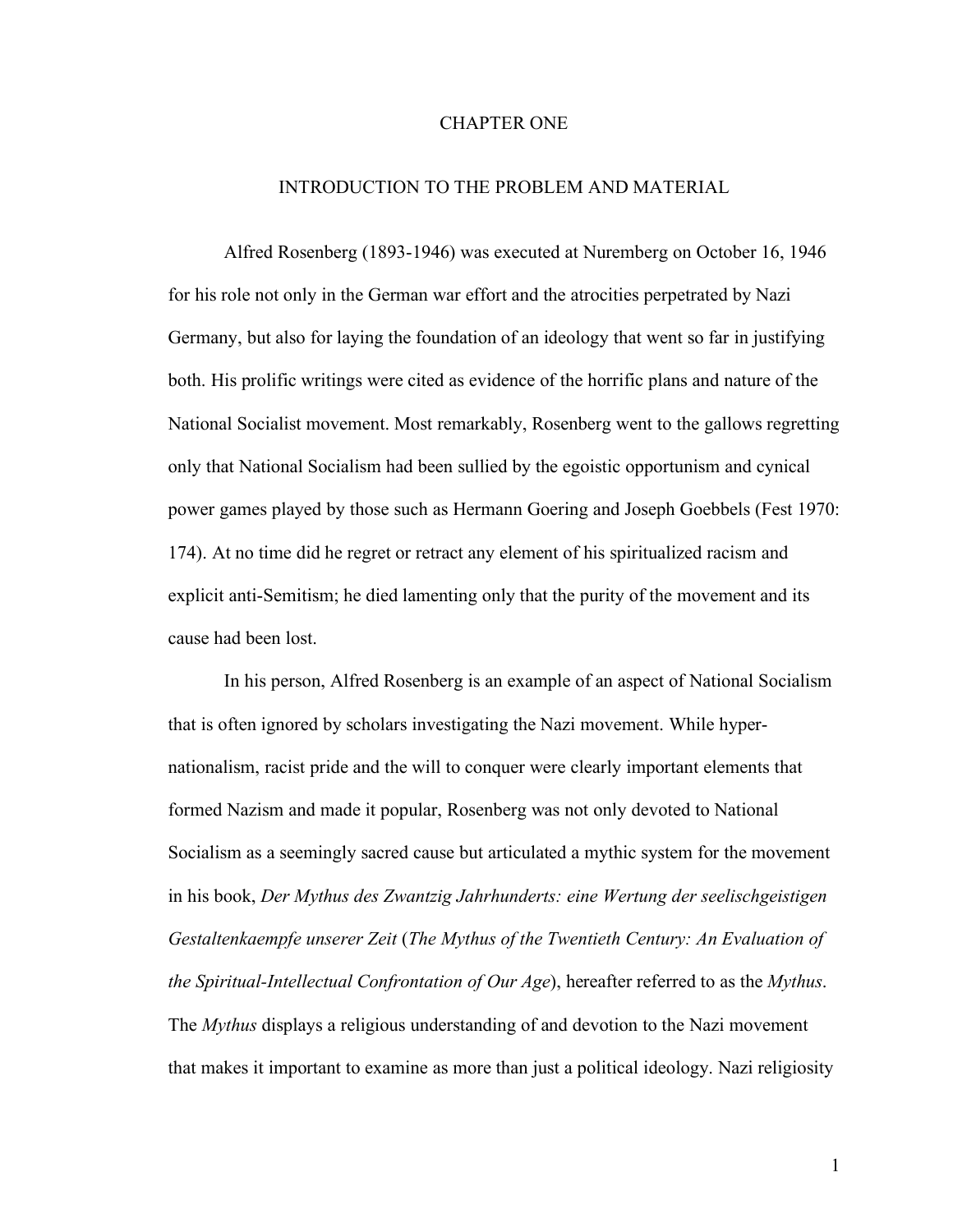# CHAPTER ONE

## INTRODUCTION TO THE PROBLEM AND MATERIAL

Alfred Rosenberg (1893-1946) was executed at Nuremberg on October 16, 1946 for his role not only in the German war effort and the atrocities perpetrated by Nazi Germany, but also for laying the foundation of an ideology that went so far in justifying both. His prolific writings were cited as evidence of the horrific plans and nature of the National Socialist movement. Most remarkably, Rosenberg went to the gallows regretting only that National Socialism had been sullied by the egoistic opportunism and cynical power games played by those such as Hermann Goering and Joseph Goebbels (Fest 1970: 174). At no time did he regret or retract any element of his spiritualized racism and explicit anti-Semitism; he died lamenting only that the purity of the movement and its cause had been lost.

In his person, Alfred Rosenberg is an example of an aspect of National Socialism that is often ignored by scholars investigating the Nazi movement. While hyper-nationalism, racist pride and the will to conquer were clearly important elements that formed Nazism and made it popular, Rosenberg was not only devoted to National Socialism as a seemingly sacred cause but articulated a mythic system for the movement in his book, *Der Mythus des Zwantzig Jahrhunderts: eine Wertung der seelischgeistigen Gestaltenkaempfe unserer Zeit* (*The Mythus of the Twentieth Century: An Evaluation of the Spiritual-Intellectual Confrontation of Our Age*), hereafter referred to as the *Mythus*. The *Mythus* displays a religious understanding of and devotion to the Nazi movement that makes it important to examine as more than just a political ideology. Nazi religiosity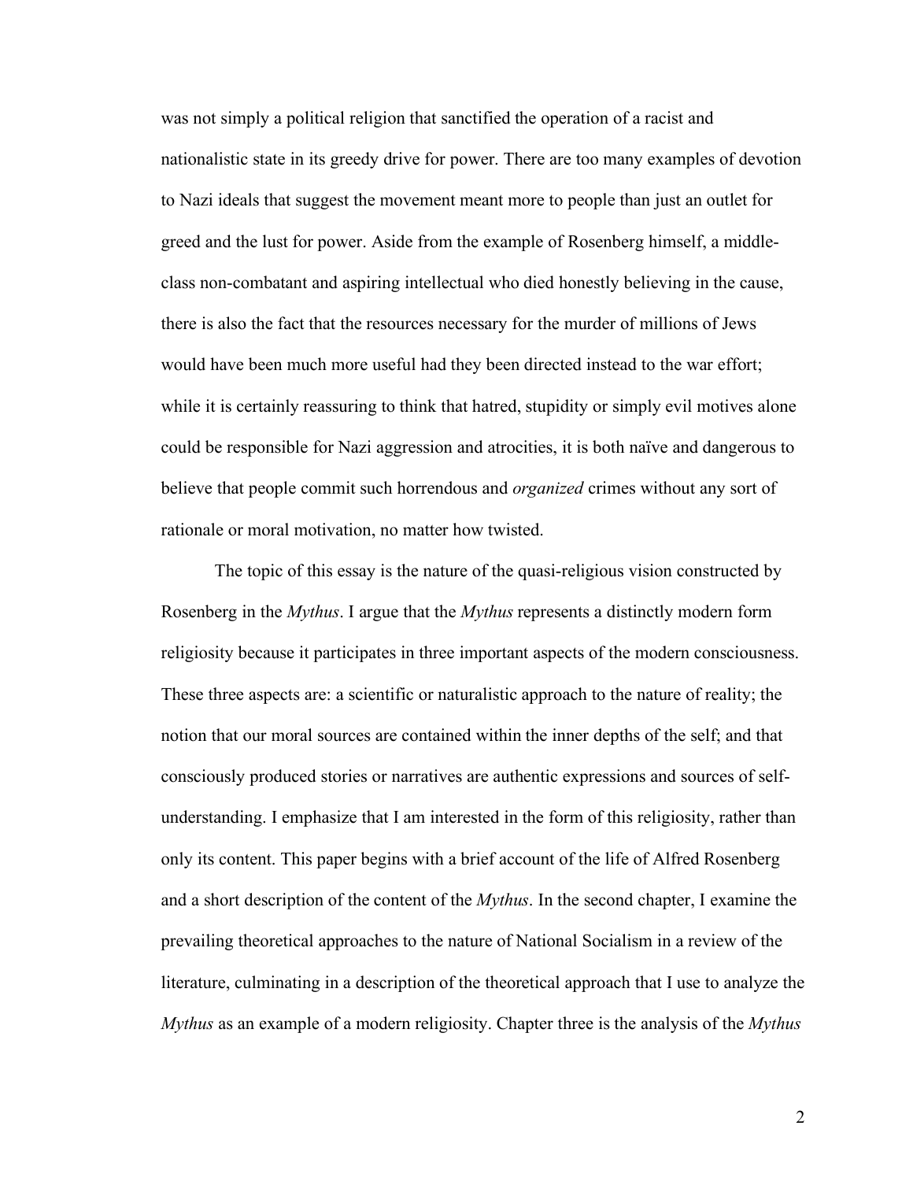was not simply a political religion that sanctified the operation of a racist and nationalistic state in its greedy drive for power. There are too many examples of devotion to Nazi ideals that suggest the movement meant more to people than just an outlet for greed and the lust for power. Aside from the example of Rosenberg himself, a middle-class non-combatant and aspiring intellectual who died honestly believing in the cause, there is also the fact that the resources necessary for the murder of millions of Jews would have been much more useful had they been directed instead to the war effort; while it is certainly reassuring to think that hatred, stupidity or simply evil motives alone could be responsible for Nazi aggression and atrocities, it is both naïve and dangerous to believe that people commit such horrendous and *organized* crimes without any sort of rationale or moral motivation, no matter how twisted.

The topic of this essay is the nature of the quasi-religious vision constructed by Rosenberg in the *Mythus*. I argue that the *Mythus* represents a distinctly modern form religiosity because it participates in three important aspects of the modern consciousness. These three aspects are: a scientific or naturalistic approach to the nature of reality; the notion that our moral sources are contained within the inner depths of the self; and that consciously produced stories or narratives are authentic expressions and sources of self-understanding. I emphasize that I am interested in the form of this religiosity, rather than only its content. This paper begins with a brief account of the life of Alfred Rosenberg and a short description of the content of the *Mythus*. In the second chapter, I examine the prevailing theoretical approaches to the nature of National Socialism in a review of the literature, culminating in a description of the theoretical approach that I use to analyze the *Mythus* as an example of a modern religiosity. Chapter three is the analysis of the *Mythus*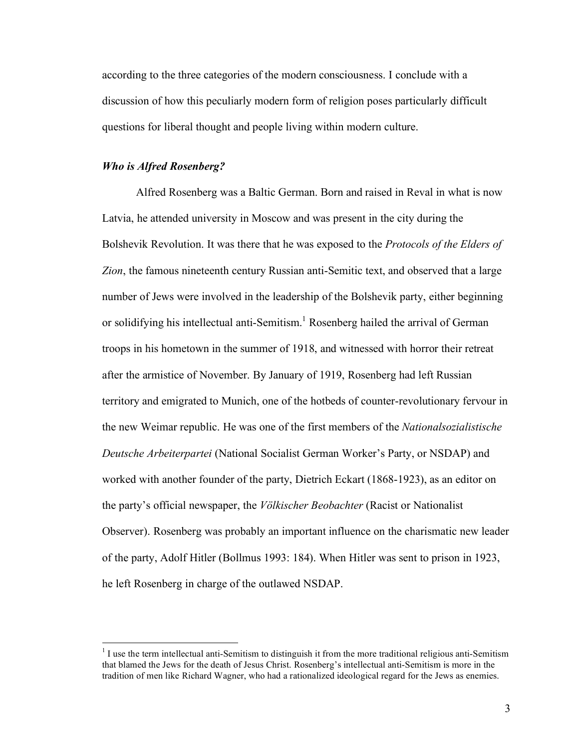according to the three categories of the modern consciousness. I conclude with a discussion of how this peculiarly modern form of religion poses particularly difficult questions for liberal thought and people living within modern culture.

### ***Who is Alfred Rosenberg?***

Alfred Rosenberg was a Baltic German. Born and raised in Reval in what is now Latvia, he attended university in Moscow and was present in the city during the Bolshevik Revolution. It was there that he was exposed to the *Protocols of the Elders of Zion*, the famous nineteenth century Russian anti-Semitic text, and observed that a large number of Jews were involved in the leadership of the Bolshevik party, either beginning or solidifying his intellectual anti-Semitism.[1] Rosenberg hailed the arrival of German troops in his hometown in the summer of 1918, and witnessed with horror their retreat after the armistice of November. By January of 1919, Rosenberg had left Russian territory and emigrated to Munich, one of the hotbeds of counter-revolutionary fervour in the new Weimar republic. He was one of the first members of the *Nationalsozialistische Deutsche Arbeiterpartei* (National Socialist German Worker's Party, or NSDAP) and worked with another founder of the party, Dietrich Eckart (1868-1923), as an editor on the party's official newspaper, the *Völkischer Beobachter* (Racist or Nationalist Observer). Rosenberg was probably an important influence on the charismatic new leader of the party, Adolf Hitler (Bollmus 1993: 184). When Hitler was sent to prison in 1923, he left Rosenberg in charge of the outlawed NSDAP.

---

[1] I use the term intellectual anti-Semitism to distinguish it from the more traditional religious anti-Semitism that blamed the Jews for the death of Jesus Christ. Rosenberg's intellectual anti-Semitism is more in the tradition of men like Richard Wagner, who had a rationalized ideological regard for the Jews as enemies.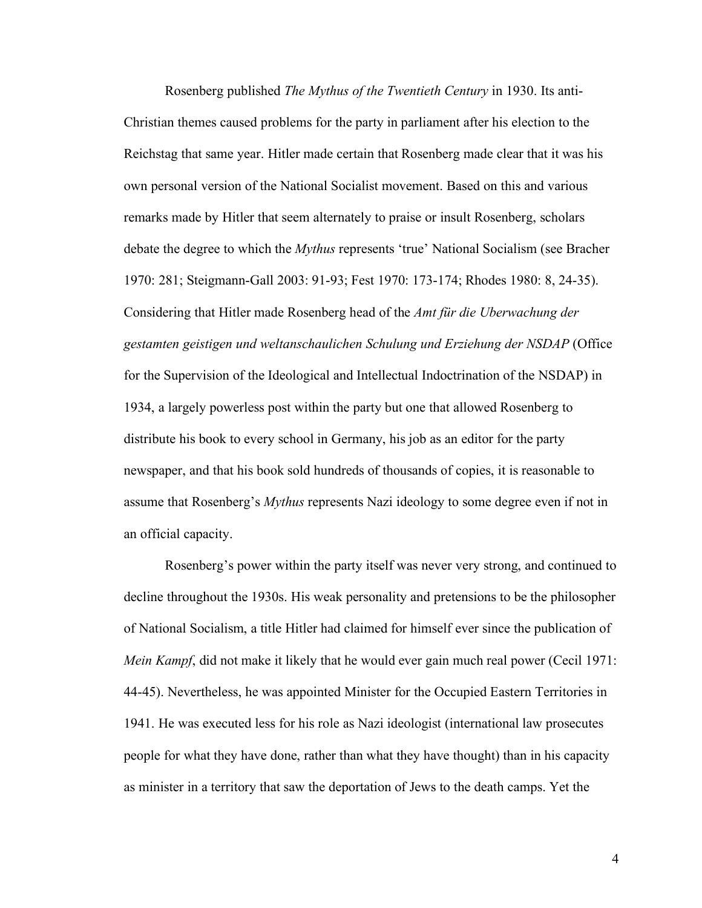Rosenberg published *The Mythus of the Twentieth Century* in 1930. Its anti-Christian themes caused problems for the party in parliament after his election to the Reichstag that same year. Hitler made certain that Rosenberg made clear that it was his own personal version of the National Socialist movement. Based on this and various remarks made by Hitler that seem alternately to praise or insult Rosenberg, scholars debate the degree to which the *Mythus* represents 'true' National Socialism (see Bracher 1970: 281; Steigmann-Gall 2003: 91-93; Fest 1970: 173-174; Rhodes 1980: 8, 24-35). Considering that Hitler made Rosenberg head of the *Amt für die Uberwachung der gestamten geistigen und weltanschaulichen Schulung und Erziehung der NSDAP* (Office for the Supervision of the Ideological and Intellectual Indoctrination of the NSDAP) in 1934, a largely powerless post within the party but one that allowed Rosenberg to distribute his book to every school in Germany, his job as an editor for the party newspaper, and that his book sold hundreds of thousands of copies, it is reasonable to assume that Rosenberg's *Mythus* represents Nazi ideology to some degree even if not in an official capacity.

Rosenberg's power within the party itself was never very strong, and continued to decline throughout the 1930s. His weak personality and pretensions to be the philosopher of National Socialism, a title Hitler had claimed for himself ever since the publication of *Mein Kampf*, did not make it likely that he would ever gain much real power (Cecil 1971: 44-45). Nevertheless, he was appointed Minister for the Occupied Eastern Territories in 1941. He was executed less for his role as Nazi ideologist (international law prosecutes people for what they have done, rather than what they have thought) than in his capacity as minister in a territory that saw the deportation of Jews to the death camps. Yet the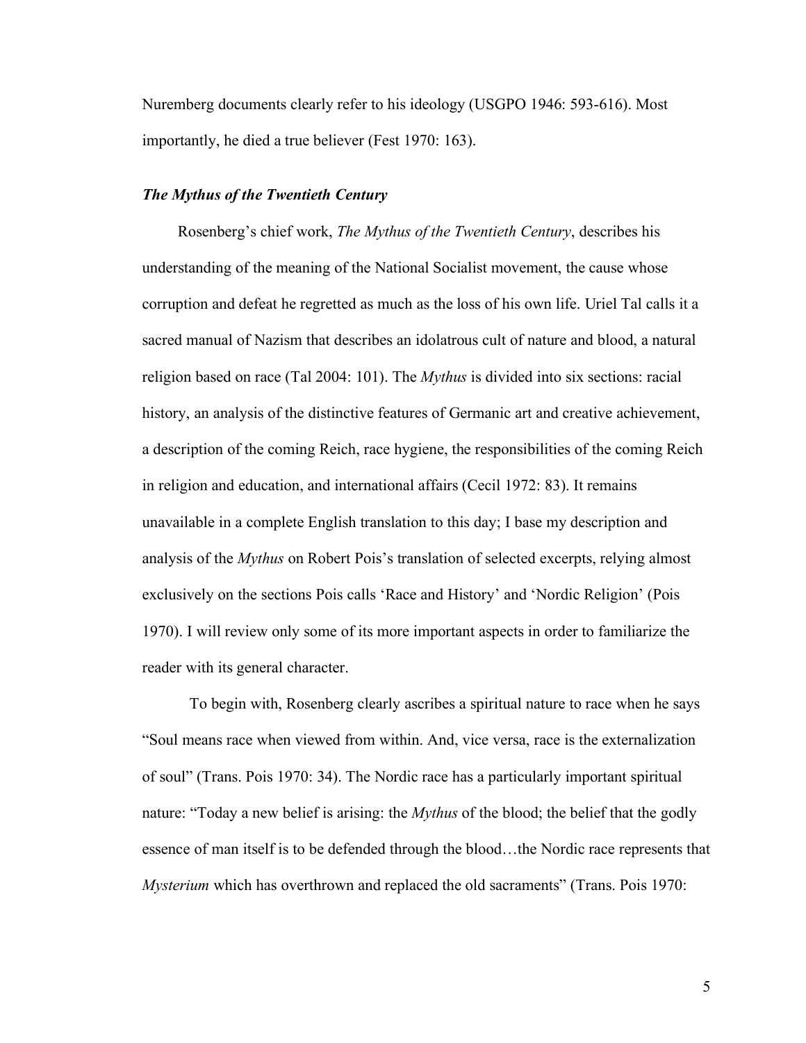Nuremberg documents clearly refer to his ideology (USGPO 1946: 593-616). Most importantly, he died a true believer (Fest 1970: 163).

### *The Mythus of the Twentieth Century*

Rosenberg's chief work, *The Mythus of the Twentieth Century*, describes his understanding of the meaning of the National Socialist movement, the cause whose corruption and defeat he regretted as much as the loss of his own life. Uriel Tal calls it a sacred manual of Nazism that describes an idolatrous cult of nature and blood, a natural religion based on race (Tal 2004: 101). The *Mythus* is divided into six sections: racial history, an analysis of the distinctive features of Germanic art and creative achievement, a description of the coming Reich, race hygiene, the responsibilities of the coming Reich in religion and education, and international affairs (Cecil 1972: 83). It remains unavailable in a complete English translation to this day; I base my description and analysis of the *Mythus* on Robert Pois's translation of selected excerpts, relying almost exclusively on the sections Pois calls 'Race and History' and 'Nordic Religion' (Pois 1970). I will review only some of its more important aspects in order to familiarize the reader with its general character.

To begin with, Rosenberg clearly ascribes a spiritual nature to race when he says "Soul means race when viewed from within. And, vice versa, race is the externalization of soul" (Trans. Pois 1970: 34). The Nordic race has a particularly important spiritual nature: "Today a new belief is arising: the *Mythus* of the blood; the belief that the godly essence of man itself is to be defended through the blood…the Nordic race represents that *Mysterium* which has overthrown and replaced the old sacraments" (Trans. Pois 1970: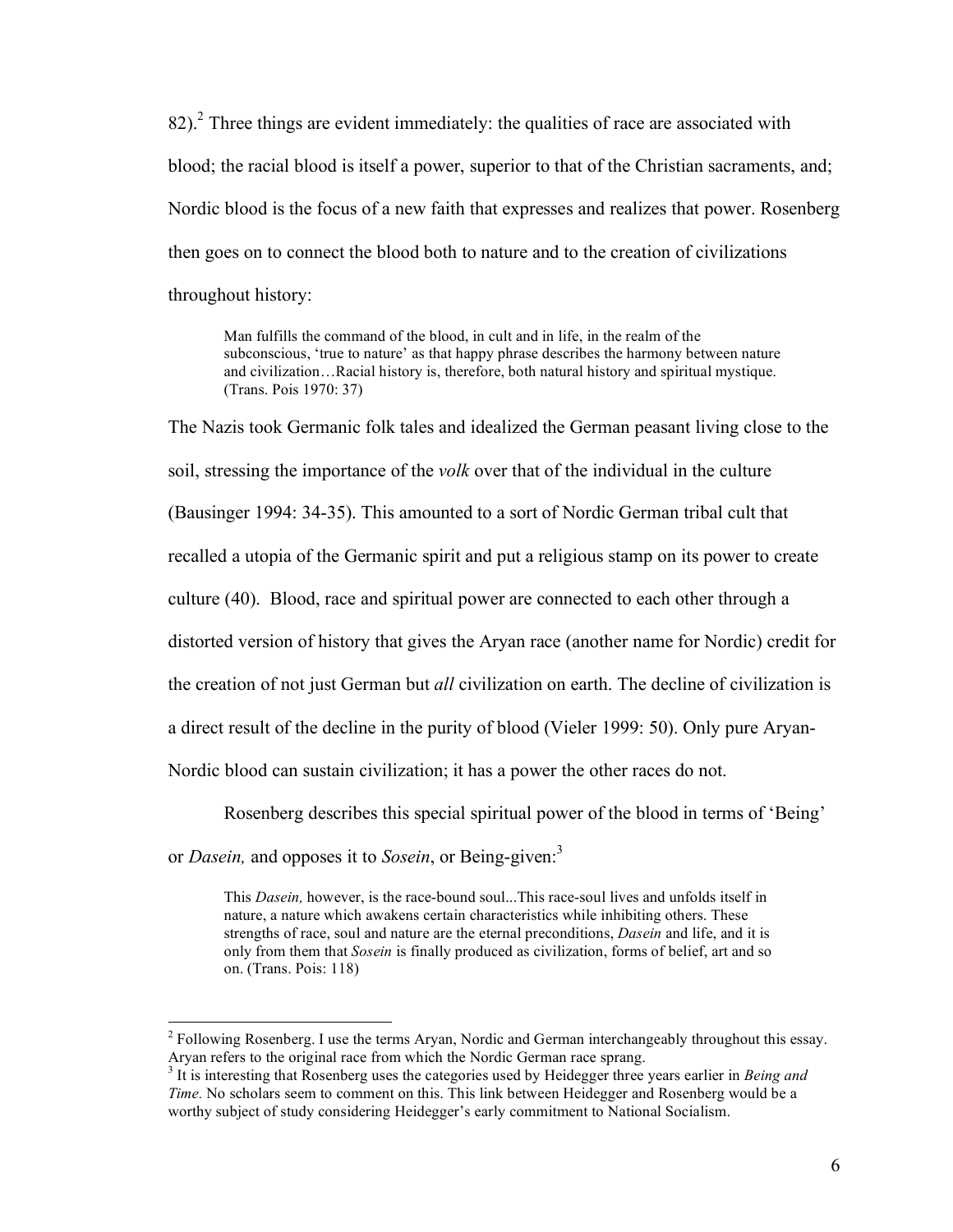82).[2] Three things are evident immediately: the qualities of race are associated with blood; the racial blood is itself a power, superior to that of the Christian sacraments, and; Nordic blood is the focus of a new faith that expresses and realizes that power. Rosenberg then goes on to connect the blood both to nature and to the creation of civilizations throughout history:

> Man fulfills the command of the blood, in cult and in life, in the realm of the subconscious, 'true to nature' as that happy phrase describes the harmony between nature and civilization…Racial history is, therefore, both natural history and spiritual mystique. (Trans. Pois 1970: 37)

The Nazis took Germanic folk tales and idealized the German peasant living close to the soil, stressing the importance of the *volk* over that of the individual in the culture (Bausinger 1994: 34-35). This amounted to a sort of Nordic German tribal cult that recalled a utopia of the Germanic spirit and put a religious stamp on its power to create culture (40). Blood, race and spiritual power are connected to each other through a distorted version of history that gives the Aryan race (another name for Nordic) credit for the creation of not just German but *all* civilization on earth. The decline of civilization is a direct result of the decline in the purity of blood (Vieler 1999: 50). Only pure Aryan-Nordic blood can sustain civilization; it has a power the other races do not.

Rosenberg describes this special spiritual power of the blood in terms of 'Being' or *Dasein,* and opposes it to *Sosein*, or Being-given:[3]

> This *Dasein,* however, is the race-bound soul...This race-soul lives and unfolds itself in nature, a nature which awakens certain characteristics while inhibiting others. These strengths of race, soul and nature are the eternal preconditions, *Dasein* and life, and it is only from them that *Sosein* is finally produced as civilization, forms of belief, art and so on. (Trans. Pois: 118)

---

[2] Following Rosenberg. I use the terms Aryan, Nordic and German interchangeably throughout this essay. Aryan refers to the original race from which the Nordic German race sprang.

[3] It is interesting that Rosenberg uses the categories used by Heidegger three years earlier in *Being and Time.* No scholars seem to comment on this. This link between Heidegger and Rosenberg would be a worthy subject of study considering Heidegger's early commitment to National Socialism.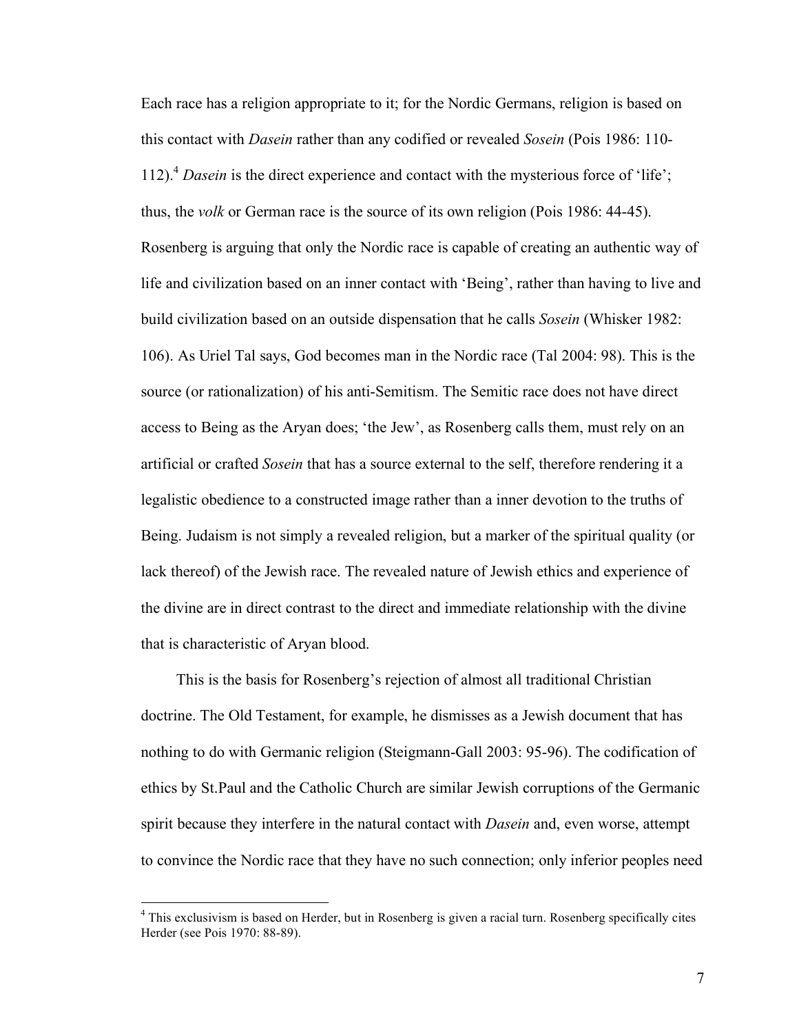Each race has a religion appropriate to it; for the Nordic Germans, religion is based on this contact with *Dasein* rather than any codified or revealed *Sosein* (Pois 1986: 110-112).[4] *Dasein* is the direct experience and contact with the mysterious force of 'life'; thus, the *volk* or German race is the source of its own religion (Pois 1986: 44-45). Rosenberg is arguing that only the Nordic race is capable of creating an authentic way of life and civilization based on an inner contact with 'Being', rather than having to live and build civilization based on an outside dispensation that he calls *Sosein* (Whisker 1982: 106). As Uriel Tal says, God becomes man in the Nordic race (Tal 2004: 98). This is the source (or rationalization) of his anti-Semitism. The Semitic race does not have direct access to Being as the Aryan does; 'the Jew', as Rosenberg calls them, must rely on an artificial or crafted *Sosein* that has a source external to the self, therefore rendering it a legalistic obedience to a constructed image rather than a inner devotion to the truths of Being. Judaism is not simply a revealed religion, but a marker of the spiritual quality (or lack thereof) of the Jewish race. The revealed nature of Jewish ethics and experience of the divine are in direct contrast to the direct and immediate relationship with the divine that is characteristic of Aryan blood.

This is the basis for Rosenberg's rejection of almost all traditional Christian doctrine. The Old Testament, for example, he dismisses as a Jewish document that has nothing to do with Germanic religion (Steigmann-Gall 2003: 95-96). The codification of ethics by St.Paul and the Catholic Church are similar Jewish corruptions of the Germanic spirit because they interfere in the natural contact with *Dasein* and, even worse, attempt to convince the Nordic race that they have no such connection; only inferior peoples need

[4] This exclusivism is based on Herder, but in Rosenberg is given a racial turn. Rosenberg specifically cites Herder (see Pois 1970: 88-89).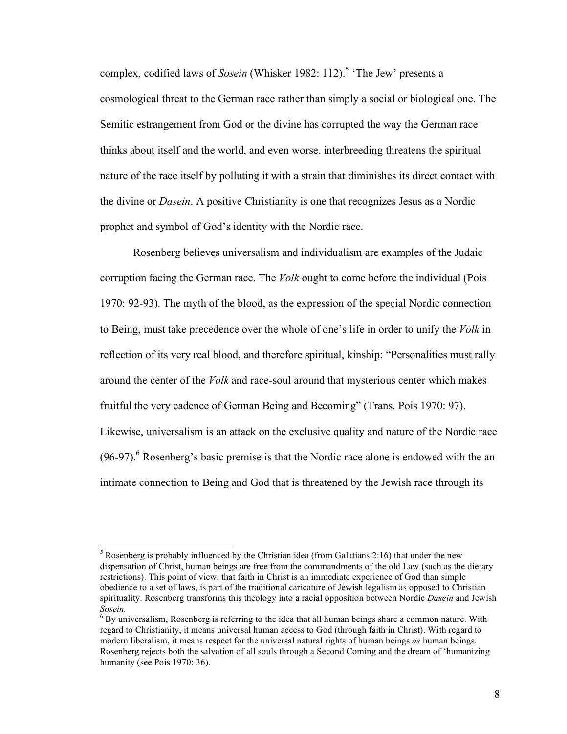complex, codified laws of *Sosein* (Whisker 1982: 112).[5] 'The Jew' presents a cosmological threat to the German race rather than simply a social or biological one. The Semitic estrangement from God or the divine has corrupted the way the German race thinks about itself and the world, and even worse, interbreeding threatens the spiritual nature of the race itself by polluting it with a strain that diminishes its direct contact with the divine or *Dasein*. A positive Christianity is one that recognizes Jesus as a Nordic prophet and symbol of God's identity with the Nordic race.

Rosenberg believes universalism and individualism are examples of the Judaic corruption facing the German race. The *Volk* ought to come before the individual (Pois 1970: 92-93). The myth of the blood, as the expression of the special Nordic connection to Being, must take precedence over the whole of one's life in order to unify the *Volk* in reflection of its very real blood, and therefore spiritual, kinship: "Personalities must rally around the center of the *Volk* and race-soul around that mysterious center which makes fruitful the very cadence of German Being and Becoming" (Trans. Pois 1970: 97). Likewise, universalism is an attack on the exclusive quality and nature of the Nordic race (96-97).[6] Rosenberg's basic premise is that the Nordic race alone is endowed with the an intimate connection to Being and God that is threatened by the Jewish race through its

---

[5] Rosenberg is probably influenced by the Christian idea (from Galatians 2:16) that under the new dispensation of Christ, human beings are free from the commandments of the old Law (such as the dietary restrictions). This point of view, that faith in Christ is an immediate experience of God than simple obedience to a set of laws, is part of the traditional caricature of Jewish legalism as opposed to Christian spirituality. Rosenberg transforms this theology into a racial opposition between Nordic *Dasein* and Jewish *Sosein*.

[6] By universalism, Rosenberg is referring to the idea that all human beings share a common nature. With regard to Christianity, it means universal human access to God (through faith in Christ). With regard to modern liberalism, it means respect for the universal natural rights of human beings *as* human beings. Rosenberg rejects both the salvation of all souls through a Second Coming and the dream of 'humanizing humanity (see Pois 1970: 36).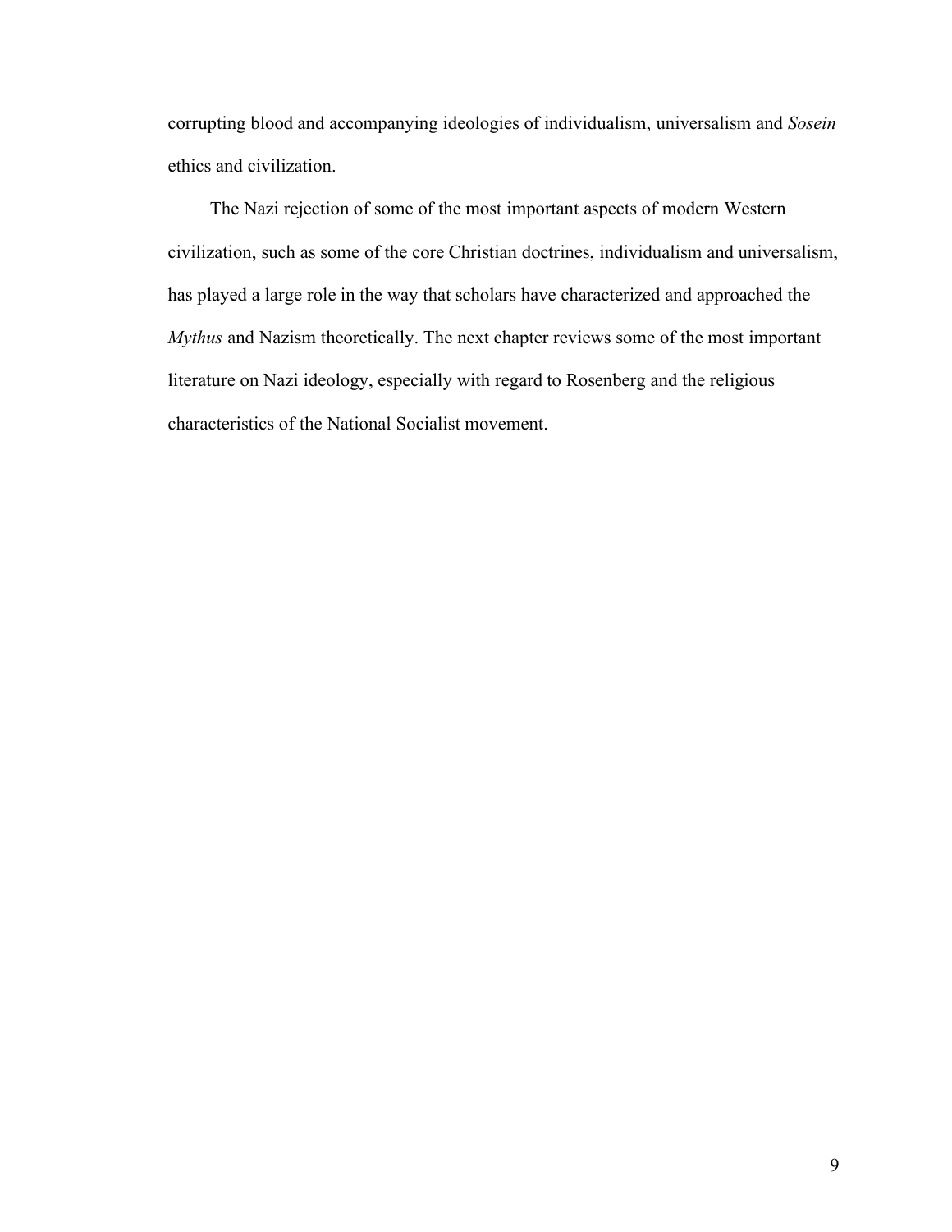corrupting blood and accompanying ideologies of individualism, universalism and *Sosein* ethics and civilization.

The Nazi rejection of some of the most important aspects of modern Western civilization, such as some of the core Christian doctrines, individualism and universalism, has played a large role in the way that scholars have characterized and approached the *Mythus* and Nazism theoretically. The next chapter reviews some of the most important literature on Nazi ideology, especially with regard to Rosenberg and the religious characteristics of the National Socialist movement.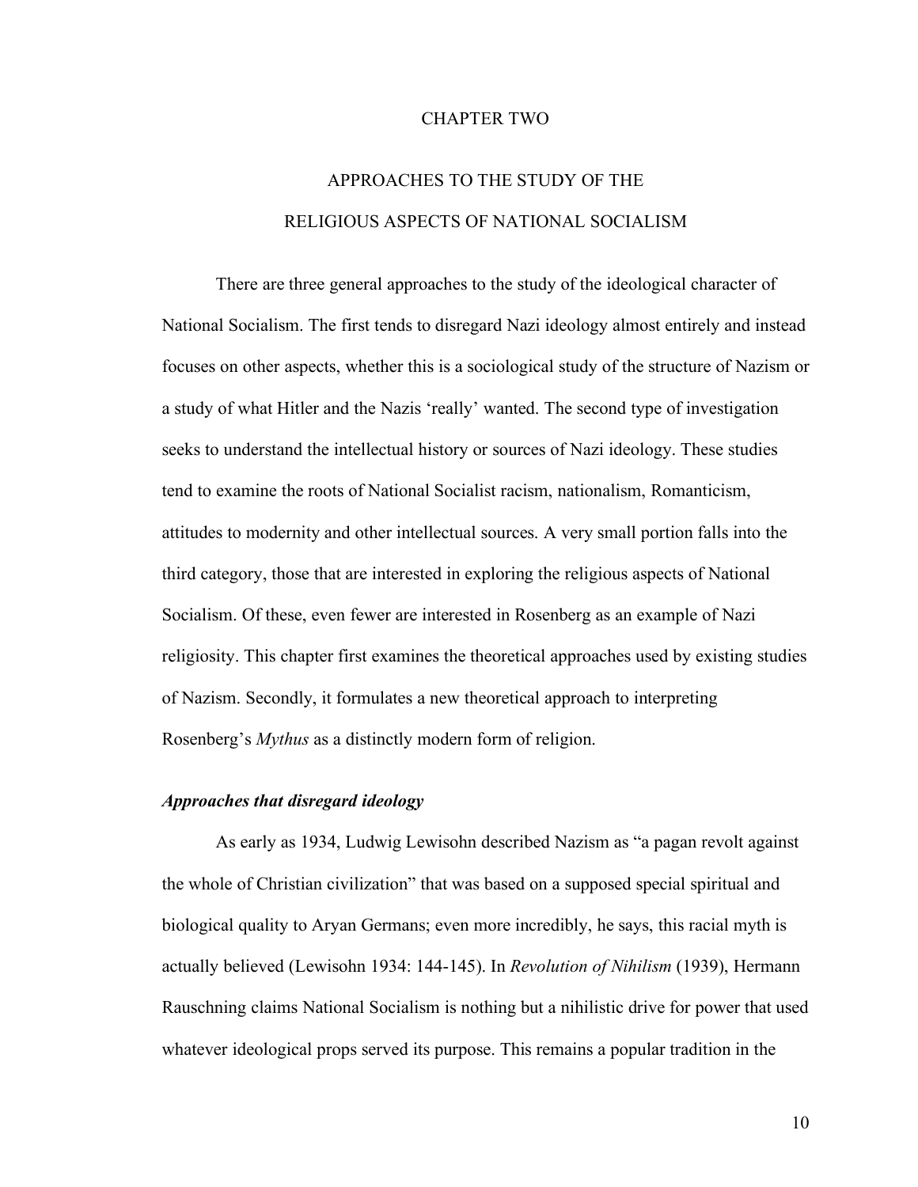# CHAPTER TWO

## APPROACHES TO THE STUDY OF THE RELIGIOUS ASPECTS OF NATIONAL SOCIALISM

There are three general approaches to the study of the ideological character of National Socialism. The first tends to disregard Nazi ideology almost entirely and instead focuses on other aspects, whether this is a sociological study of the structure of Nazism or a study of what Hitler and the Nazis 'really' wanted. The second type of investigation seeks to understand the intellectual history or sources of Nazi ideology. These studies tend to examine the roots of National Socialist racism, nationalism, Romanticism, attitudes to modernity and other intellectual sources. A very small portion falls into the third category, those that are interested in exploring the religious aspects of National Socialism. Of these, even fewer are interested in Rosenberg as an example of Nazi religiosity. This chapter first examines the theoretical approaches used by existing studies of Nazism. Secondly, it formulates a new theoretical approach to interpreting Rosenberg's *Mythus* as a distinctly modern form of religion.

### *Approaches that disregard ideology*

As early as 1934, Ludwig Lewisohn described Nazism as "a pagan revolt against the whole of Christian civilization" that was based on a supposed special spiritual and biological quality to Aryan Germans; even more incredibly, he says, this racial myth is actually believed (Lewisohn 1934: 144-145). In *Revolution of Nihilism* (1939), Hermann Rauschning claims National Socialism is nothing but a nihilistic drive for power that used whatever ideological props served its purpose. This remains a popular tradition in the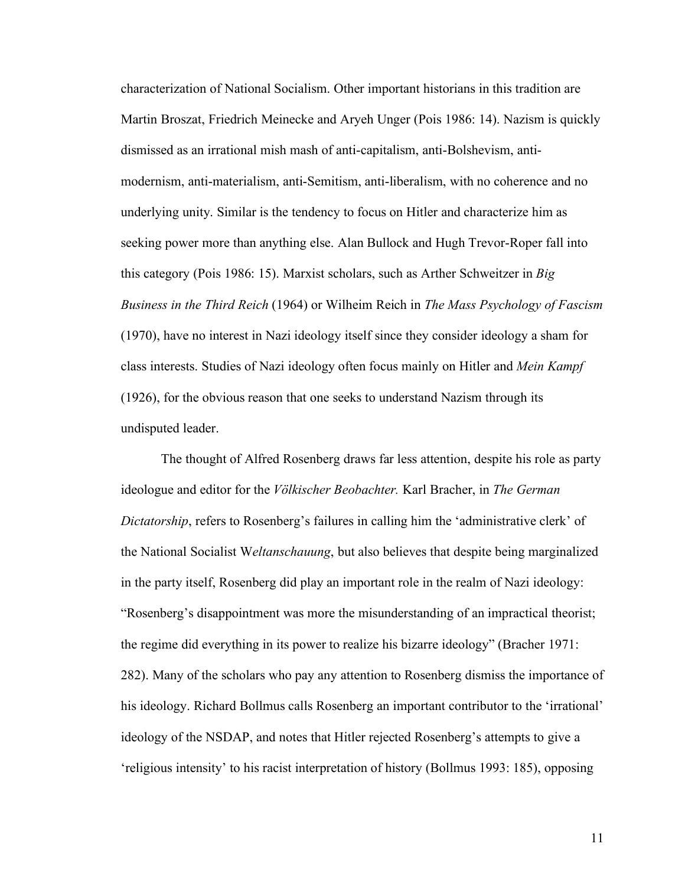characterization of National Socialism. Other important historians in this tradition are Martin Broszat, Friedrich Meinecke and Aryeh Unger (Pois 1986: 14). Nazism is quickly dismissed as an irrational mish mash of anti-capitalism, anti-Bolshevism, anti-modernism, anti-materialism, anti-Semitism, anti-liberalism, with no coherence and no underlying unity. Similar is the tendency to focus on Hitler and characterize him as seeking power more than anything else. Alan Bullock and Hugh Trevor-Roper fall into this category (Pois 1986: 15). Marxist scholars, such as Arther Schweitzer in *Big Business in the Third Reich* (1964) or Wilheim Reich in *The Mass Psychology of Fascism* (1970), have no interest in Nazi ideology itself since they consider ideology a sham for class interests. Studies of Nazi ideology often focus mainly on Hitler and *Mein Kampf* (1926), for the obvious reason that one seeks to understand Nazism through its undisputed leader.

The thought of Alfred Rosenberg draws far less attention, despite his role as party ideologue and editor for the *Völkischer Beobachter.* Karl Bracher, in *The German Dictatorship*, refers to Rosenberg's failures in calling him the 'administrative clerk' of the National Socialist W*eltanschauung*, but also believes that despite being marginalized in the party itself, Rosenberg did play an important role in the realm of Nazi ideology: "Rosenberg's disappointment was more the misunderstanding of an impractical theorist; the regime did everything in its power to realize his bizarre ideology" (Bracher 1971: 282). Many of the scholars who pay any attention to Rosenberg dismiss the importance of his ideology. Richard Bollmus calls Rosenberg an important contributor to the 'irrational' ideology of the NSDAP, and notes that Hitler rejected Rosenberg's attempts to give a 'religious intensity' to his racist interpretation of history (Bollmus 1993: 185), opposing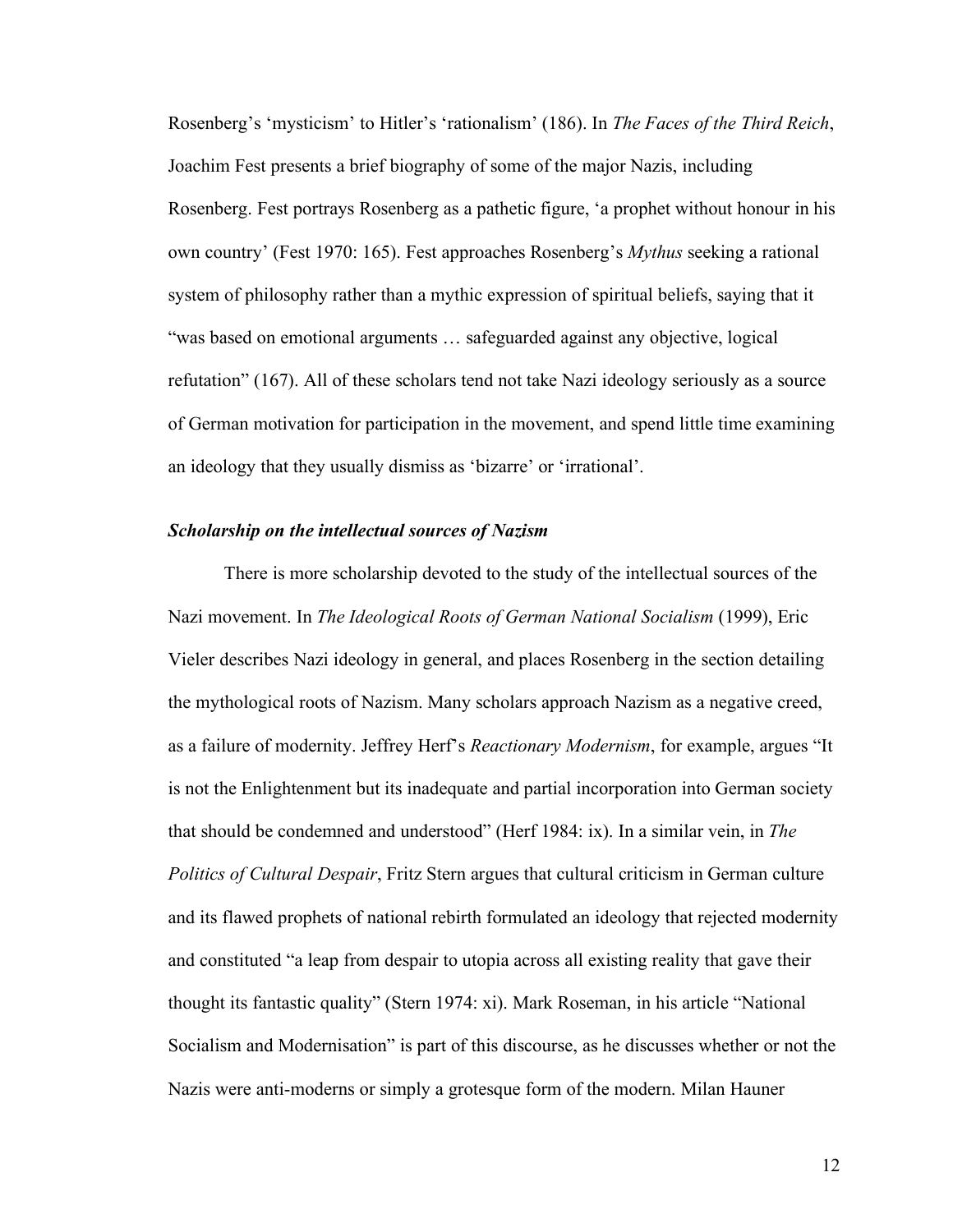Rosenberg's 'mysticism' to Hitler's 'rationalism' (186). In *The Faces of the Third Reich*, Joachim Fest presents a brief biography of some of the major Nazis, including Rosenberg. Fest portrays Rosenberg as a pathetic figure, 'a prophet without honour in his own country' (Fest 1970: 165). Fest approaches Rosenberg's *Mythus* seeking a rational system of philosophy rather than a mythic expression of spiritual beliefs, saying that it "was based on emotional arguments … safeguarded against any objective, logical refutation" (167). All of these scholars tend not take Nazi ideology seriously as a source of German motivation for participation in the movement, and spend little time examining an ideology that they usually dismiss as 'bizarre' or 'irrational'.

### ***Scholarship on the intellectual sources of Nazism***

There is more scholarship devoted to the study of the intellectual sources of the Nazi movement. In *The Ideological Roots of German National Socialism* (1999), Eric Vieler describes Nazi ideology in general, and places Rosenberg in the section detailing the mythological roots of Nazism. Many scholars approach Nazism as a negative creed, as a failure of modernity. Jeffrey Herf's *Reactionary Modernism*, for example, argues "It is not the Enlightenment but its inadequate and partial incorporation into German society that should be condemned and understood" (Herf 1984: ix). In a similar vein, in *The Politics of Cultural Despair*, Fritz Stern argues that cultural criticism in German culture and its flawed prophets of national rebirth formulated an ideology that rejected modernity and constituted "a leap from despair to utopia across all existing reality that gave their thought its fantastic quality" (Stern 1974: xi). Mark Roseman, in his article "National Socialism and Modernisation" is part of this discourse, as he discusses whether or not the Nazis were anti-moderns or simply a grotesque form of the modern. Milan Hauner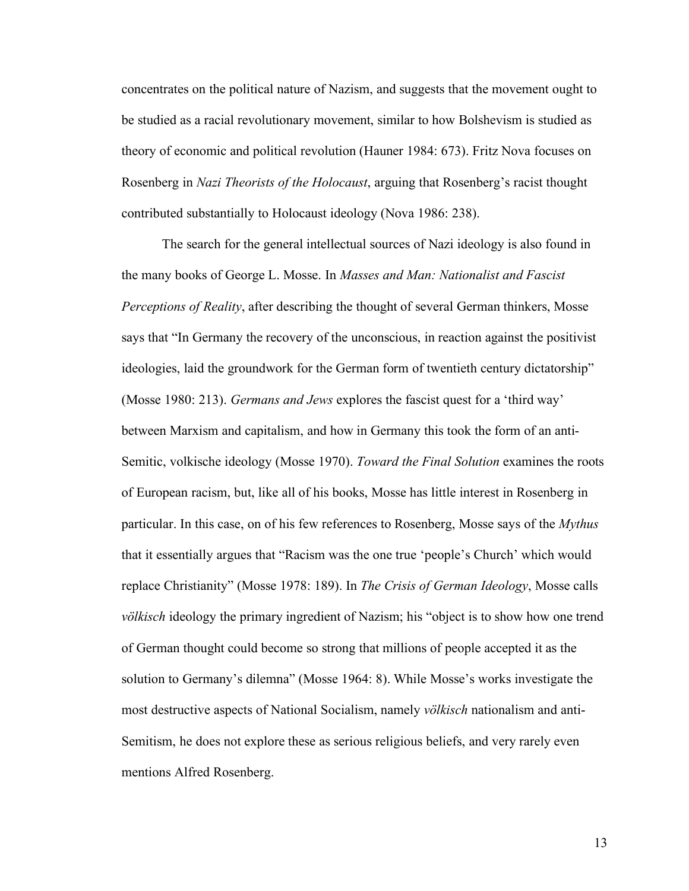concentrates on the political nature of Nazism, and suggests that the movement ought to be studied as a racial revolutionary movement, similar to how Bolshevism is studied as theory of economic and political revolution (Hauner 1984: 673). Fritz Nova focuses on Rosenberg in *Nazi Theorists of the Holocaust*, arguing that Rosenberg's racist thought contributed substantially to Holocaust ideology (Nova 1986: 238).

The search for the general intellectual sources of Nazi ideology is also found in the many books of George L. Mosse. In *Masses and Man: Nationalist and Fascist Perceptions of Reality*, after describing the thought of several German thinkers, Mosse says that "In Germany the recovery of the unconscious, in reaction against the positivist ideologies, laid the groundwork for the German form of twentieth century dictatorship" (Mosse 1980: 213). *Germans and Jews* explores the fascist quest for a 'third way' between Marxism and capitalism, and how in Germany this took the form of an anti-Semitic, volkische ideology (Mosse 1970). *Toward the Final Solution* examines the roots of European racism, but, like all of his books, Mosse has little interest in Rosenberg in particular. In this case, on of his few references to Rosenberg, Mosse says of the *Mythus* that it essentially argues that "Racism was the one true 'people's Church' which would replace Christianity" (Mosse 1978: 189). In *The Crisis of German Ideology*, Mosse calls *völkisch* ideology the primary ingredient of Nazism; his "object is to show how one trend of German thought could become so strong that millions of people accepted it as the solution to Germany's dilemna" (Mosse 1964: 8). While Mosse's works investigate the most destructive aspects of National Socialism, namely *völkisch* nationalism and anti-Semitism, he does not explore these as serious religious beliefs, and very rarely even mentions Alfred Rosenberg.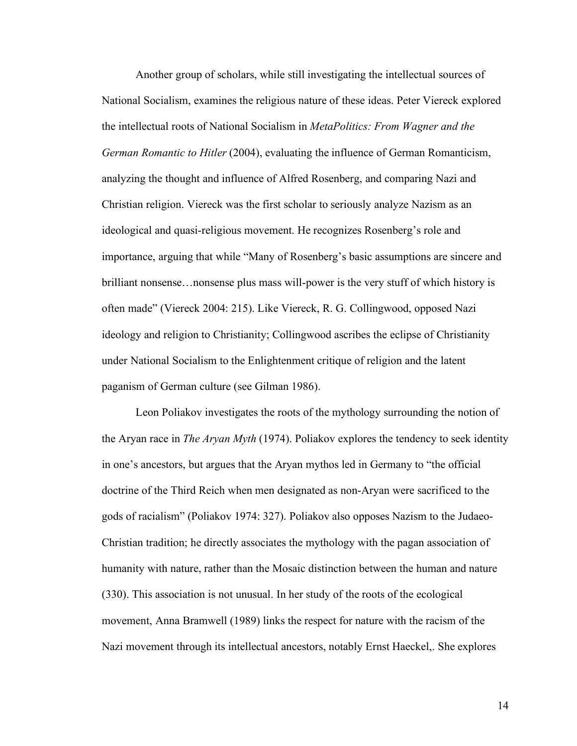Another group of scholars, while still investigating the intellectual sources of National Socialism, examines the religious nature of these ideas. Peter Viereck explored the intellectual roots of National Socialism in *MetaPolitics: From Wagner and the German Romantic to Hitler* (2004), evaluating the influence of German Romanticism, analyzing the thought and influence of Alfred Rosenberg, and comparing Nazi and Christian religion. Viereck was the first scholar to seriously analyze Nazism as an ideological and quasi-religious movement. He recognizes Rosenberg's role and importance, arguing that while "Many of Rosenberg's basic assumptions are sincere and brilliant nonsense…nonsense plus mass will-power is the very stuff of which history is often made" (Viereck 2004: 215). Like Viereck, R. G. Collingwood, opposed Nazi ideology and religion to Christianity; Collingwood ascribes the eclipse of Christianity under National Socialism to the Enlightenment critique of religion and the latent paganism of German culture (see Gilman 1986).

Leon Poliakov investigates the roots of the mythology surrounding the notion of the Aryan race in *The Aryan Myth* (1974). Poliakov explores the tendency to seek identity in one's ancestors, but argues that the Aryan mythos led in Germany to "the official doctrine of the Third Reich when men designated as non-Aryan were sacrificed to the gods of racialism" (Poliakov 1974: 327). Poliakov also opposes Nazism to the Judaeo-Christian tradition; he directly associates the mythology with the pagan association of humanity with nature, rather than the Mosaic distinction between the human and nature (330). This association is not unusual. In her study of the roots of the ecological movement, Anna Bramwell (1989) links the respect for nature with the racism of the Nazi movement through its intellectual ancestors, notably Ernst Haeckel,. She explores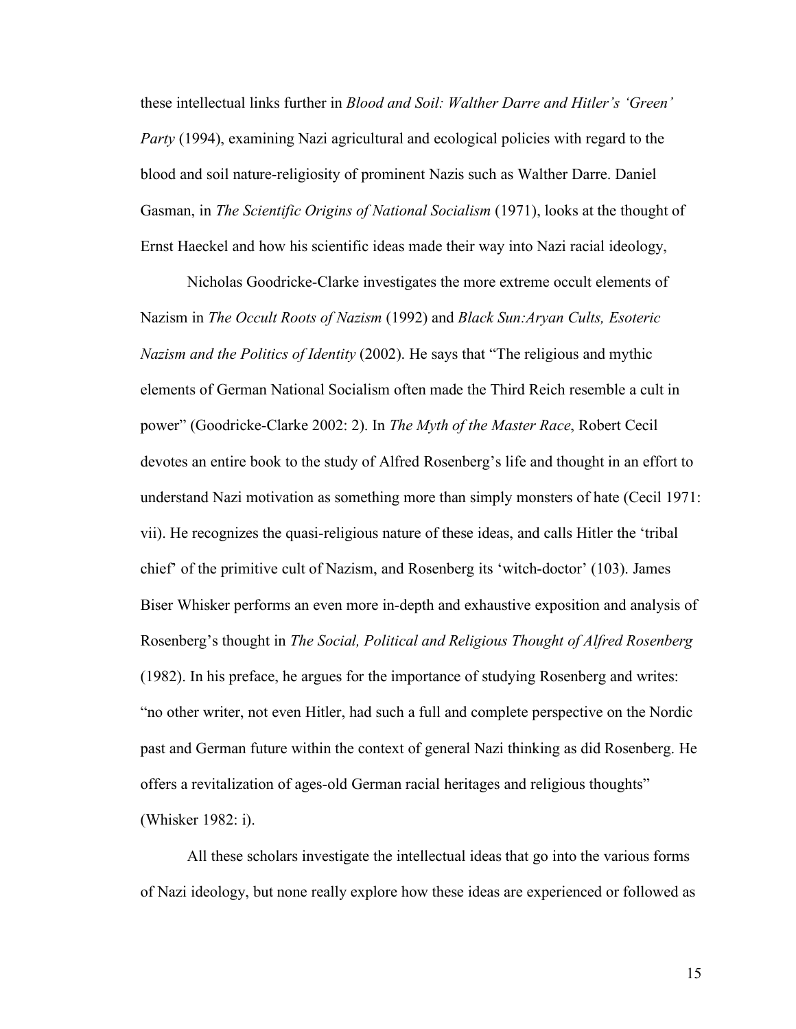these intellectual links further in *Blood and Soil: Walther Darre and Hitler's 'Green' Party* (1994), examining Nazi agricultural and ecological policies with regard to the blood and soil nature-religiosity of prominent Nazis such as Walther Darre. Daniel Gasman, in *The Scientific Origins of National Socialism* (1971), looks at the thought of Ernst Haeckel and how his scientific ideas made their way into Nazi racial ideology,

Nicholas Goodricke-Clarke investigates the more extreme occult elements of Nazism in *The Occult Roots of Nazism* (1992) and *Black Sun:Aryan Cults, Esoteric Nazism and the Politics of Identity* (2002). He says that "The religious and mythic elements of German National Socialism often made the Third Reich resemble a cult in power" (Goodricke-Clarke 2002: 2). In *The Myth of the Master Race*, Robert Cecil devotes an entire book to the study of Alfred Rosenberg's life and thought in an effort to understand Nazi motivation as something more than simply monsters of hate (Cecil 1971: vii). He recognizes the quasi-religious nature of these ideas, and calls Hitler the 'tribal chief' of the primitive cult of Nazism, and Rosenberg its 'witch-doctor' (103). James Biser Whisker performs an even more in-depth and exhaustive exposition and analysis of Rosenberg's thought in *The Social, Political and Religious Thought of Alfred Rosenberg* (1982). In his preface, he argues for the importance of studying Rosenberg and writes: "no other writer, not even Hitler, had such a full and complete perspective on the Nordic past and German future within the context of general Nazi thinking as did Rosenberg. He offers a revitalization of ages-old German racial heritages and religious thoughts" (Whisker 1982: i).

All these scholars investigate the intellectual ideas that go into the various forms of Nazi ideology, but none really explore how these ideas are experienced or followed as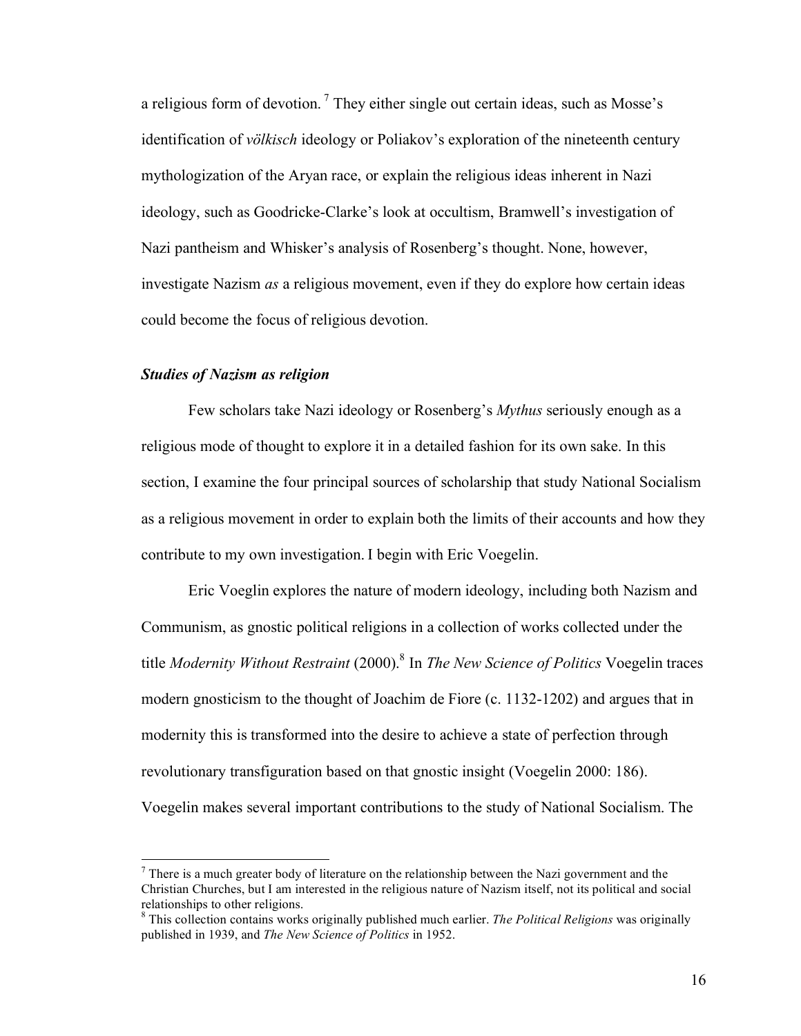a religious form of devotion.[7] They either single out certain ideas, such as Mosse's identification of *völkisch* ideology or Poliakov's exploration of the nineteenth century mythologization of the Aryan race, or explain the religious ideas inherent in Nazi ideology, such as Goodricke-Clarke's look at occultism, Bramwell's investigation of Nazi pantheism and Whisker's analysis of Rosenberg's thought. None, however, investigate Nazism *as* a religious movement, even if they do explore how certain ideas could become the focus of religious devotion.

### *Studies of Nazism as religion*

Few scholars take Nazi ideology or Rosenberg's *Mythus* seriously enough as a religious mode of thought to explore it in a detailed fashion for its own sake. In this section, I examine the four principal sources of scholarship that study National Socialism as a religious movement in order to explain both the limits of their accounts and how they contribute to my own investigation. I begin with Eric Voegelin.

Eric Voeglin explores the nature of modern ideology, including both Nazism and Communism, as gnostic political religions in a collection of works collected under the title *Modernity Without Restraint* (2000).[8] In *The New Science of Politics* Voegelin traces modern gnosticism to the thought of Joachim de Fiore (c. 1132-1202) and argues that in modernity this is transformed into the desire to achieve a state of perfection through revolutionary transfiguration based on that gnostic insight (Voegelin 2000: 186). Voegelin makes several important contributions to the study of National Socialism. The

[7] There is a much greater body of literature on the relationship between the Nazi government and the Christian Churches, but I am interested in the religious nature of Nazism itself, not its political and social relationships to other religions.

[8] This collection contains works originally published much earlier. *The Political Religions* was originally published in 1939, and *The New Science of Politics* in 1952.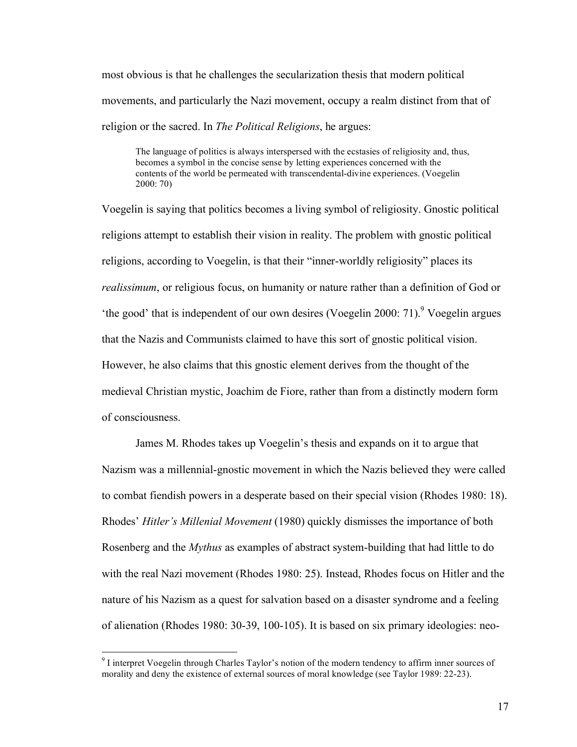most obvious is that he challenges the secularization thesis that modern political movements, and particularly the Nazi movement, occupy a realm distinct from that of religion or the sacred. In *The Political Religions*, he argues:

> The language of politics is always interspersed with the ecstasies of religiosity and, thus, becomes a symbol in the concise sense by letting experiences concerned with the contents of the world be permeated with transcendental-divine experiences. (Voegelin 2000: 70)

Voegelin is saying that politics becomes a living symbol of religiosity. Gnostic political religions attempt to establish their vision in reality. The problem with gnostic political religions, according to Voegelin, is that their "inner-worldly religiosity" places its *realissimum*, or religious focus, on humanity or nature rather than a definition of God or 'the good' that is independent of our own desires (Voegelin 2000: 71).[9] Voegelin argues that the Nazis and Communists claimed to have this sort of gnostic political vision. However, he also claims that this gnostic element derives from the thought of the medieval Christian mystic, Joachim de Fiore, rather than from a distinctly modern form of consciousness.

James M. Rhodes takes up Voegelin's thesis and expands on it to argue that Nazism was a millennial-gnostic movement in which the Nazis believed they were called to combat fiendish powers in a desperate based on their special vision (Rhodes 1980: 18). Rhodes' *Hitler's Millenial Movement* (1980) quickly dismisses the importance of both Rosenberg and the *Mythus* as examples of abstract system-building that had little to do with the real Nazi movement (Rhodes 1980: 25). Instead, Rhodes focus on Hitler and the nature of his Nazism as a quest for salvation based on a disaster syndrome and a feeling of alienation (Rhodes 1980: 30-39, 100-105). It is based on six primary ideologies: neo-

[9] I interpret Voegelin through Charles Taylor's notion of the modern tendency to affirm inner sources of morality and deny the existence of external sources of moral knowledge (see Taylor 1989: 22-23).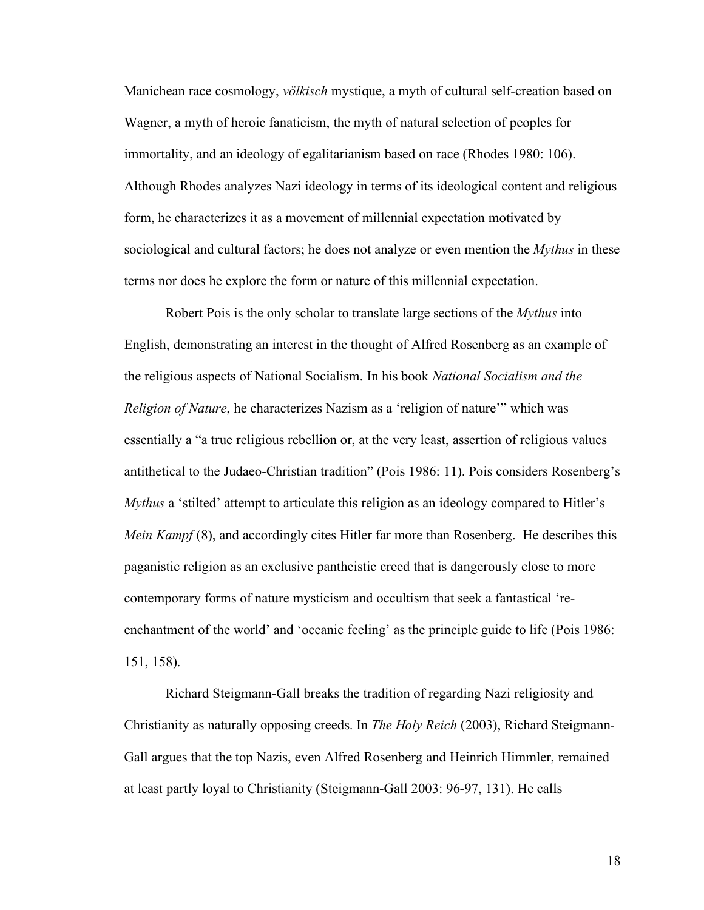Manichean race cosmology, *völkisch* mystique, a myth of cultural self-creation based on Wagner, a myth of heroic fanaticism, the myth of natural selection of peoples for immortality, and an ideology of egalitarianism based on race (Rhodes 1980: 106). Although Rhodes analyzes Nazi ideology in terms of its ideological content and religious form, he characterizes it as a movement of millennial expectation motivated by sociological and cultural factors; he does not analyze or even mention the *Mythus* in these terms nor does he explore the form or nature of this millennial expectation.

Robert Pois is the only scholar to translate large sections of the *Mythus* into English, demonstrating an interest in the thought of Alfred Rosenberg as an example of the religious aspects of National Socialism. In his book *National Socialism and the Religion of Nature*, he characterizes Nazism as a 'religion of nature'" which was essentially a "a true religious rebellion or, at the very least, assertion of religious values antithetical to the Judaeo-Christian tradition" (Pois 1986: 11). Pois considers Rosenberg's *Mythus* a 'stilted' attempt to articulate this religion as an ideology compared to Hitler's *Mein Kampf* (8), and accordingly cites Hitler far more than Rosenberg. He describes this paganistic religion as an exclusive pantheistic creed that is dangerously close to more contemporary forms of nature mysticism and occultism that seek a fantastical 're-enchantment of the world' and 'oceanic feeling' as the principle guide to life (Pois 1986: 151, 158).

Richard Steigmann-Gall breaks the tradition of regarding Nazi religiosity and Christianity as naturally opposing creeds. In *The Holy Reich* (2003), Richard Steigmann-Gall argues that the top Nazis, even Alfred Rosenberg and Heinrich Himmler, remained at least partly loyal to Christianity (Steigmann-Gall 2003: 96-97, 131). He calls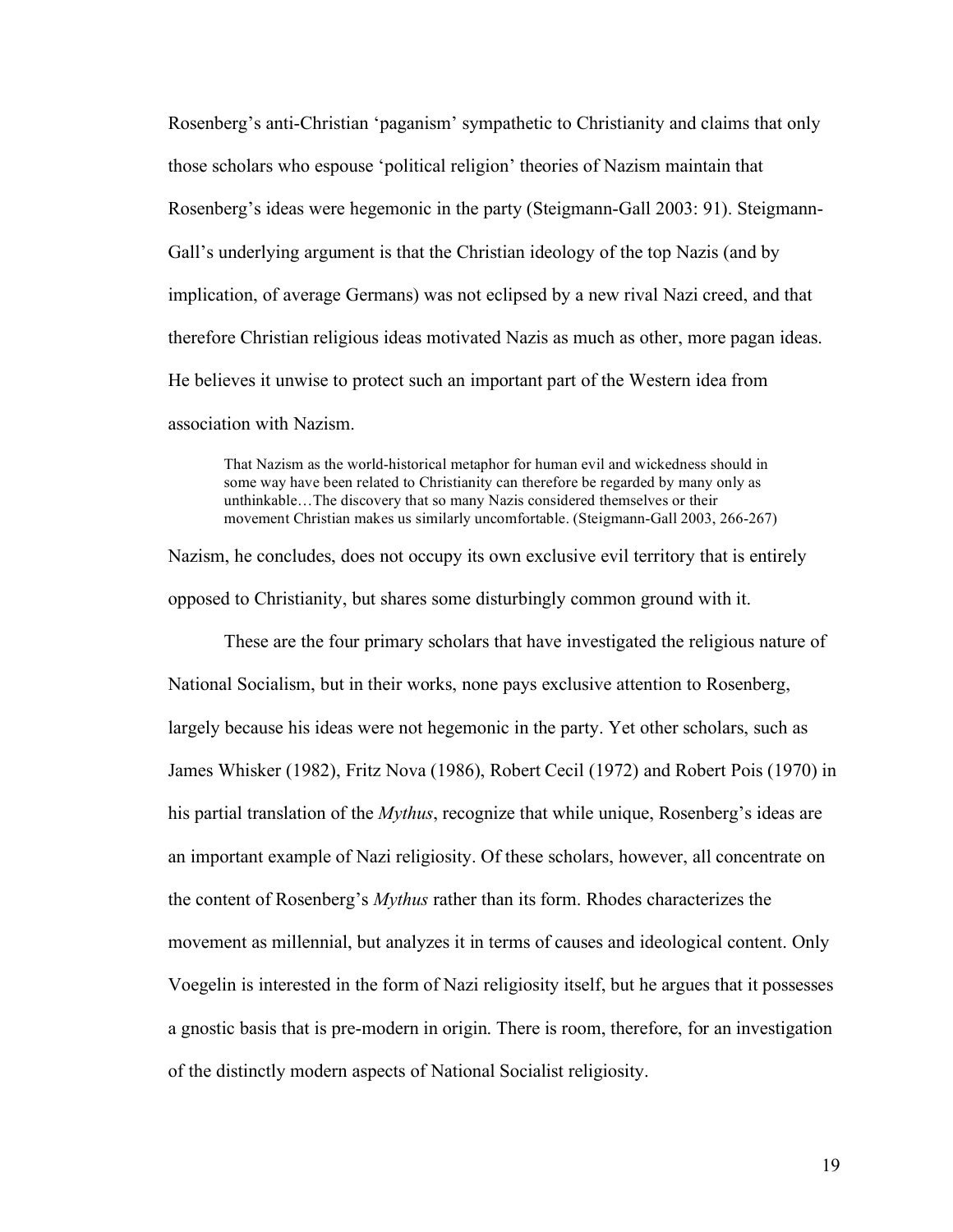Rosenberg's anti-Christian 'paganism' sympathetic to Christianity and claims that only those scholars who espouse 'political religion' theories of Nazism maintain that Rosenberg's ideas were hegemonic in the party (Steigmann-Gall 2003: 91). Steigmann-Gall's underlying argument is that the Christian ideology of the top Nazis (and by implication, of average Germans) was not eclipsed by a new rival Nazi creed, and that therefore Christian religious ideas motivated Nazis as much as other, more pagan ideas. He believes it unwise to protect such an important part of the Western idea from association with Nazism.

> That Nazism as the world-historical metaphor for human evil and wickedness should in some way have been related to Christianity can therefore be regarded by many only as unthinkable…The discovery that so many Nazis considered themselves or their movement Christian makes us similarly uncomfortable. (Steigmann-Gall 2003, 266-267)

Nazism, he concludes, does not occupy its own exclusive evil territory that is entirely opposed to Christianity, but shares some disturbingly common ground with it.

These are the four primary scholars that have investigated the religious nature of National Socialism, but in their works, none pays exclusive attention to Rosenberg, largely because his ideas were not hegemonic in the party. Yet other scholars, such as James Whisker (1982), Fritz Nova (1986), Robert Cecil (1972) and Robert Pois (1970) in his partial translation of the *Mythus*, recognize that while unique, Rosenberg's ideas are an important example of Nazi religiosity. Of these scholars, however, all concentrate on the content of Rosenberg's *Mythus* rather than its form. Rhodes characterizes the movement as millennial, but analyzes it in terms of causes and ideological content. Only Voegelin is interested in the form of Nazi religiosity itself, but he argues that it possesses a gnostic basis that is pre-modern in origin. There is room, therefore, for an investigation of the distinctly modern aspects of National Socialist religiosity.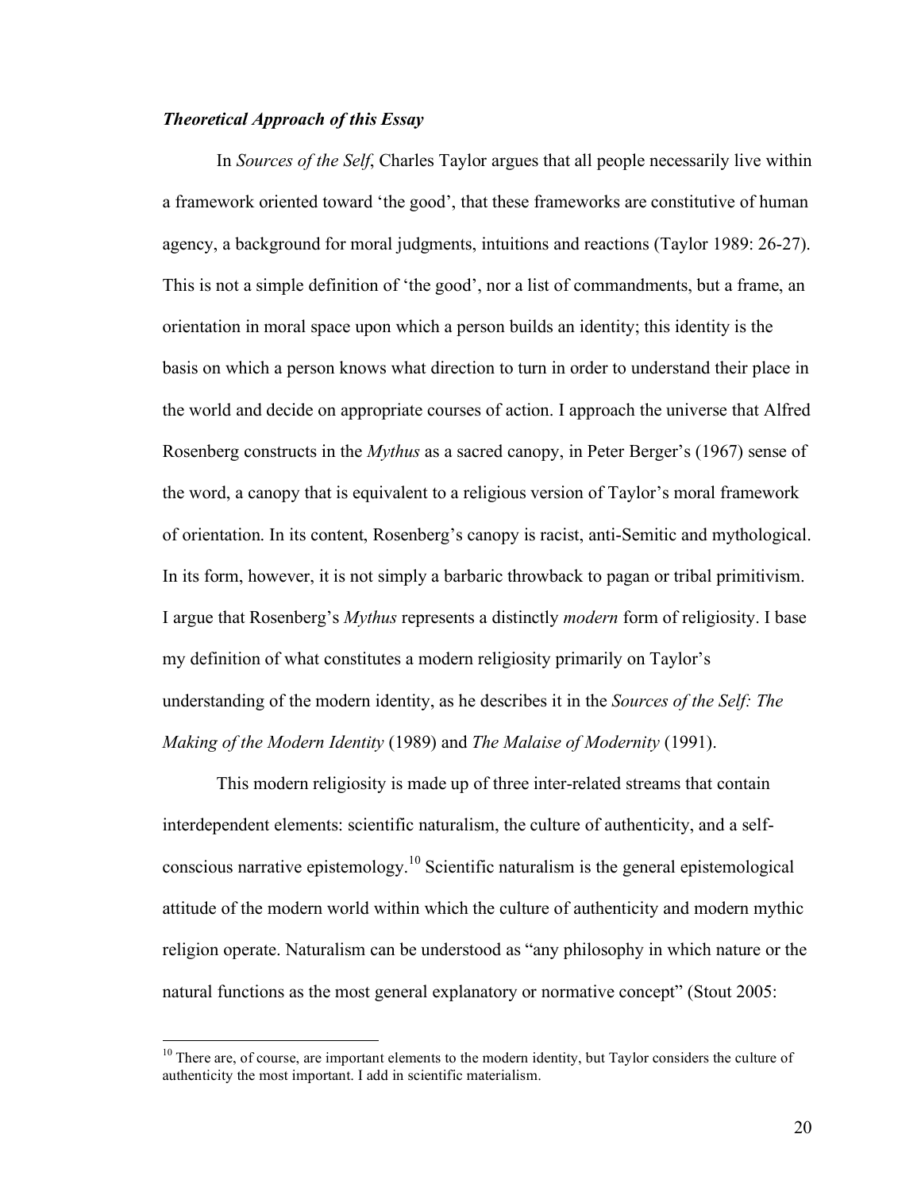### *Theoretical Approach of this Essay*

In *Sources of the Self*, Charles Taylor argues that all people necessarily live within a framework oriented toward 'the good', that these frameworks are constitutive of human agency, a background for moral judgments, intuitions and reactions (Taylor 1989: 26-27). This is not a simple definition of 'the good', nor a list of commandments, but a frame, an orientation in moral space upon which a person builds an identity; this identity is the basis on which a person knows what direction to turn in order to understand their place in the world and decide on appropriate courses of action. I approach the universe that Alfred Rosenberg constructs in the *Mythus* as a sacred canopy, in Peter Berger's (1967) sense of the word, a canopy that is equivalent to a religious version of Taylor's moral framework of orientation. In its content, Rosenberg's canopy is racist, anti-Semitic and mythological. In its form, however, it is not simply a barbaric throwback to pagan or tribal primitivism. I argue that Rosenberg's *Mythus* represents a distinctly *modern* form of religiosity. I base my definition of what constitutes a modern religiosity primarily on Taylor's understanding of the modern identity, as he describes it in the *Sources of the Self: The Making of the Modern Identity* (1989) and *The Malaise of Modernity* (1991).

This modern religiosity is made up of three inter-related streams that contain interdependent elements: scientific naturalism, the culture of authenticity, and a self-conscious narrative epistemology.[10] Scientific naturalism is the general epistemological attitude of the modern world within which the culture of authenticity and modern mythic religion operate. Naturalism can be understood as "any philosophy in which nature or the natural functions as the most general explanatory or normative concept" (Stout 2005:

[10] There are, of course, are important elements to the modern identity, but Taylor considers the culture of authenticity the most important. I add in scientific materialism.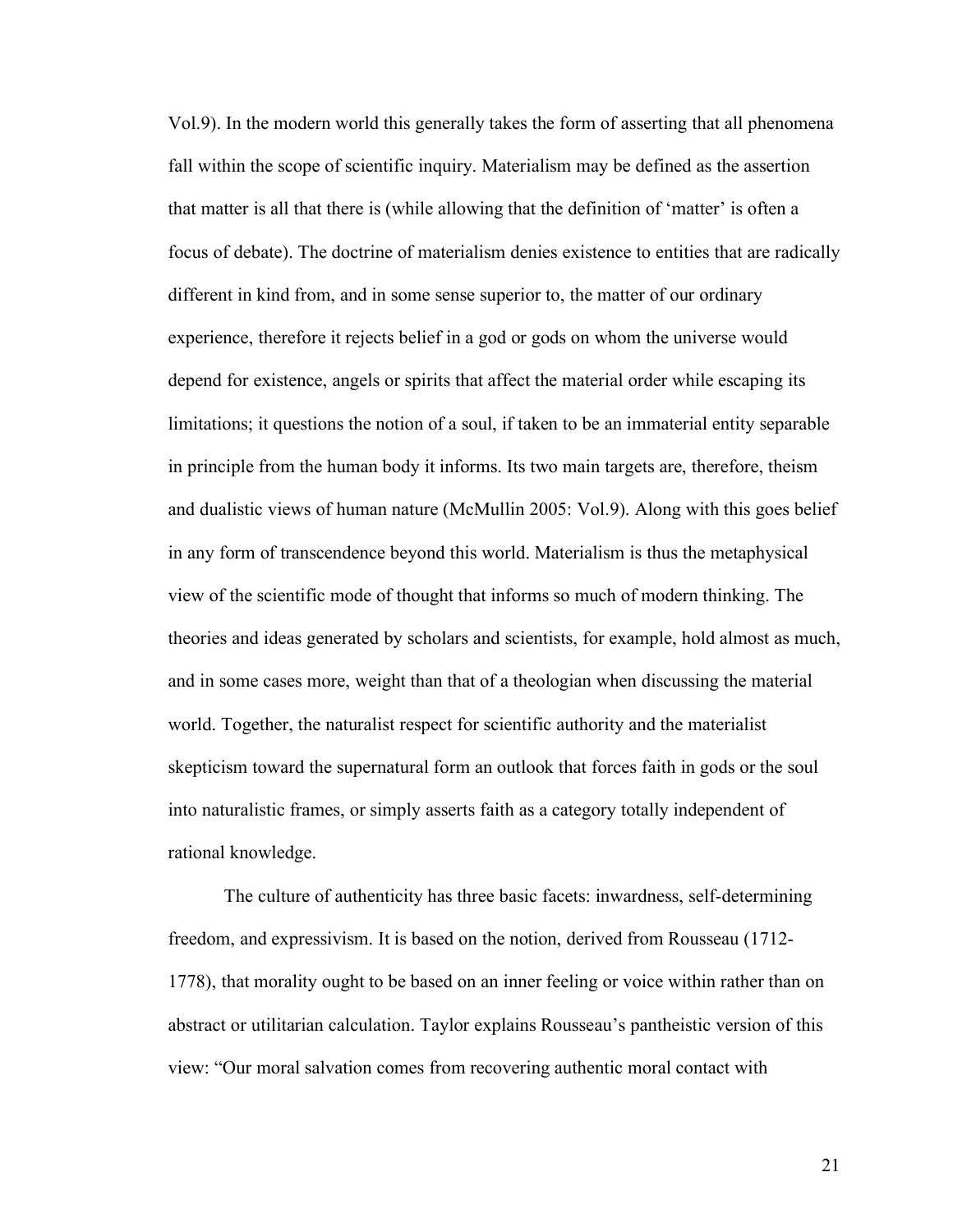Vol.9). In the modern world this generally takes the form of asserting that all phenomena fall within the scope of scientific inquiry. Materialism may be defined as the assertion that matter is all that there is (while allowing that the definition of 'matter' is often a focus of debate). The doctrine of materialism denies existence to entities that are radically different in kind from, and in some sense superior to, the matter of our ordinary experience, therefore it rejects belief in a god or gods on whom the universe would depend for existence, angels or spirits that affect the material order while escaping its limitations; it questions the notion of a soul, if taken to be an immaterial entity separable in principle from the human body it informs. Its two main targets are, therefore, theism and dualistic views of human nature (McMullin 2005: Vol.9). Along with this goes belief in any form of transcendence beyond this world. Materialism is thus the metaphysical view of the scientific mode of thought that informs so much of modern thinking. The theories and ideas generated by scholars and scientists, for example, hold almost as much, and in some cases more, weight than that of a theologian when discussing the material world. Together, the naturalist respect for scientific authority and the materialist skepticism toward the supernatural form an outlook that forces faith in gods or the soul into naturalistic frames, or simply asserts faith as a category totally independent of rational knowledge.

The culture of authenticity has three basic facets: inwardness, self-determining freedom, and expressivism. It is based on the notion, derived from Rousseau (1712-1778), that morality ought to be based on an inner feeling or voice within rather than on abstract or utilitarian calculation. Taylor explains Rousseau's pantheistic version of this view: "Our moral salvation comes from recovering authentic moral contact with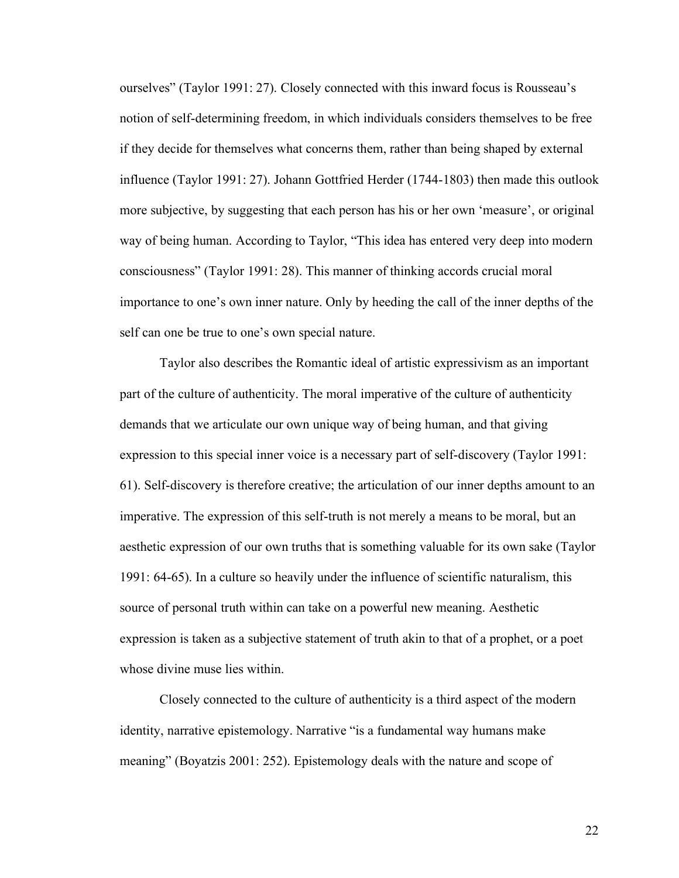ourselves" (Taylor 1991: 27). Closely connected with this inward focus is Rousseau's notion of self-determining freedom, in which individuals considers themselves to be free if they decide for themselves what concerns them, rather than being shaped by external influence (Taylor 1991: 27). Johann Gottfried Herder (1744-1803) then made this outlook more subjective, by suggesting that each person has his or her own 'measure', or original way of being human. According to Taylor, "This idea has entered very deep into modern consciousness" (Taylor 1991: 28). This manner of thinking accords crucial moral importance to one's own inner nature. Only by heeding the call of the inner depths of the self can one be true to one's own special nature.

Taylor also describes the Romantic ideal of artistic expressivism as an important part of the culture of authenticity. The moral imperative of the culture of authenticity demands that we articulate our own unique way of being human, and that giving expression to this special inner voice is a necessary part of self-discovery (Taylor 1991: 61). Self-discovery is therefore creative; the articulation of our inner depths amount to an imperative. The expression of this self-truth is not merely a means to be moral, but an aesthetic expression of our own truths that is something valuable for its own sake (Taylor 1991: 64-65). In a culture so heavily under the influence of scientific naturalism, this source of personal truth within can take on a powerful new meaning. Aesthetic expression is taken as a subjective statement of truth akin to that of a prophet, or a poet whose divine muse lies within.

Closely connected to the culture of authenticity is a third aspect of the modern identity, narrative epistemology. Narrative "is a fundamental way humans make meaning" (Boyatzis 2001: 252). Epistemology deals with the nature and scope of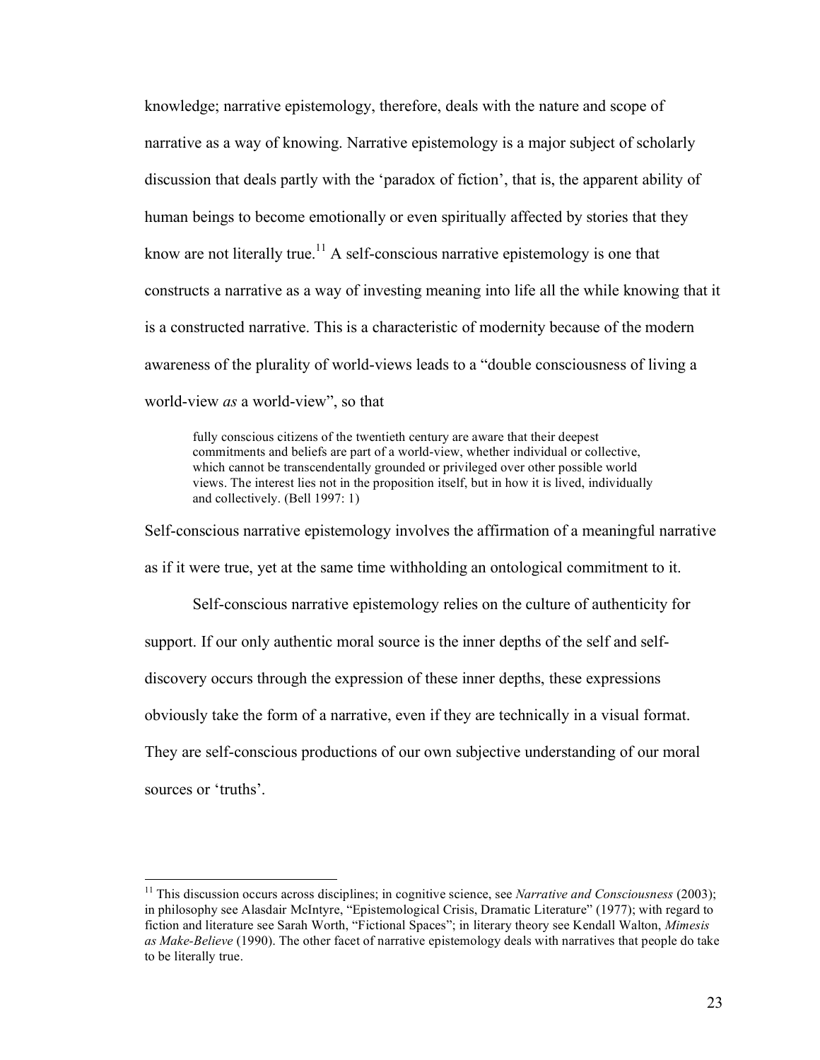knowledge; narrative epistemology, therefore, deals with the nature and scope of narrative as a way of knowing. Narrative epistemology is a major subject of scholarly discussion that deals partly with the 'paradox of fiction', that is, the apparent ability of human beings to become emotionally or even spiritually affected by stories that they know are not literally true.[11] A self-conscious narrative epistemology is one that constructs a narrative as a way of investing meaning into life all the while knowing that it is a constructed narrative. This is a characteristic of modernity because of the modern awareness of the plurality of world-views leads to a "double consciousness of living a world-view *as* a world-view", so that

> fully conscious citizens of the twentieth century are aware that their deepest commitments and beliefs are part of a world-view, whether individual or collective, which cannot be transcendentally grounded or privileged over other possible world views. The interest lies not in the proposition itself, but in how it is lived, individually and collectively. (Bell 1997: 1)

Self-conscious narrative epistemology involves the affirmation of a meaningful narrative as if it were true, yet at the same time withholding an ontological commitment to it.

Self-conscious narrative epistemology relies on the culture of authenticity for support. If our only authentic moral source is the inner depths of the self and self-discovery occurs through the expression of these inner depths, these expressions obviously take the form of a narrative, even if they are technically in a visual format. They are self-conscious productions of our own subjective understanding of our moral sources or 'truths'.

---

[11] This discussion occurs across disciplines; in cognitive science, see *Narrative and Consciousness* (2003); in philosophy see Alasdair McIntyre, "Epistemological Crisis, Dramatic Literature" (1977); with regard to fiction and literature see Sarah Worth, "Fictional Spaces"; in literary theory see Kendall Walton, *Mimesis as Make-Believe* (1990). The other facet of narrative epistemology deals with narratives that people do take to be literally true.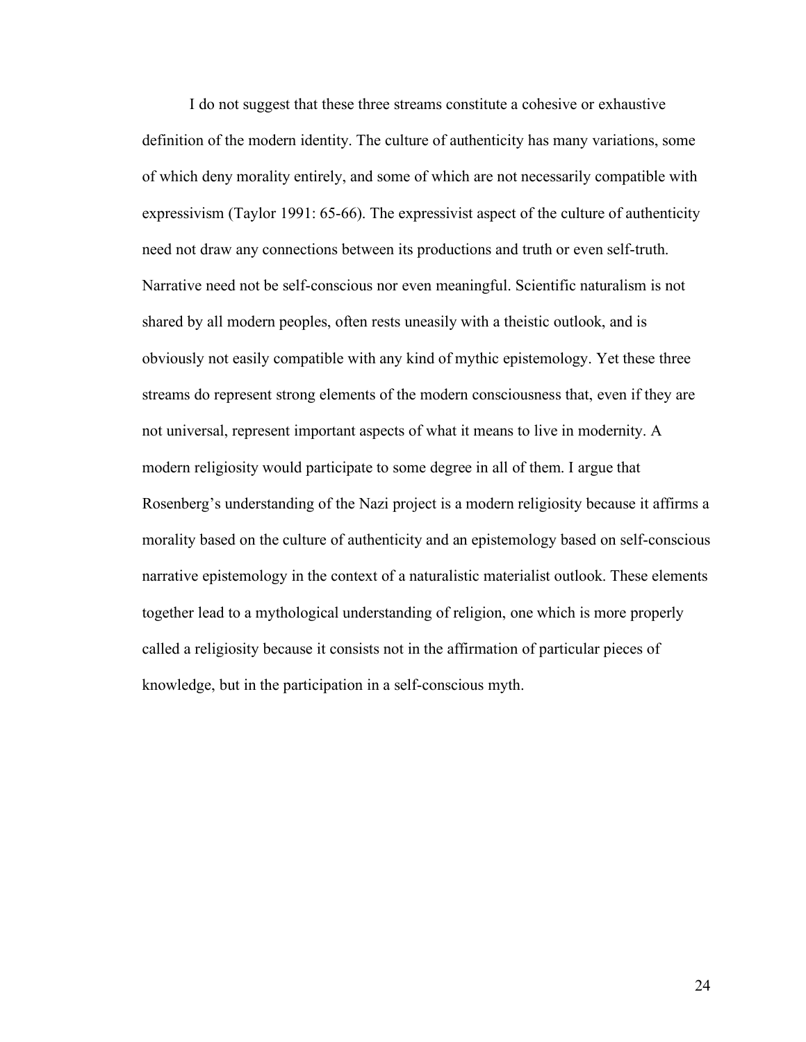I do not suggest that these three streams constitute a cohesive or exhaustive definition of the modern identity. The culture of authenticity has many variations, some of which deny morality entirely, and some of which are not necessarily compatible with expressivism (Taylor 1991: 65-66). The expressivist aspect of the culture of authenticity need not draw any connections between its productions and truth or even self-truth. Narrative need not be self-conscious nor even meaningful. Scientific naturalism is not shared by all modern peoples, often rests uneasily with a theistic outlook, and is obviously not easily compatible with any kind of mythic epistemology. Yet these three streams do represent strong elements of the modern consciousness that, even if they are not universal, represent important aspects of what it means to live in modernity. A modern religiosity would participate to some degree in all of them. I argue that Rosenberg's understanding of the Nazi project is a modern religiosity because it affirms a morality based on the culture of authenticity and an epistemology based on self-conscious narrative epistemology in the context of a naturalistic materialist outlook. These elements together lead to a mythological understanding of religion, one which is more properly called a religiosity because it consists not in the affirmation of particular pieces of knowledge, but in the participation in a self-conscious myth.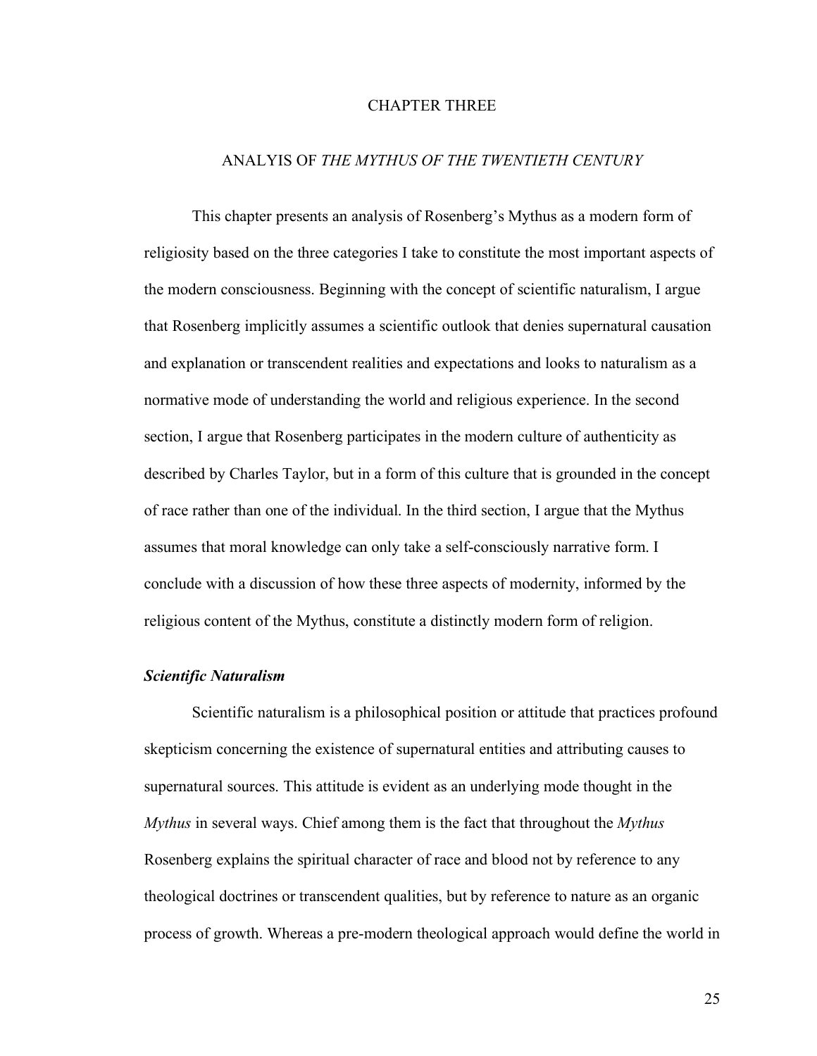# CHAPTER THREE

## ANALYIS OF *THE MYTHUS OF THE TWENTIETH CENTURY*

This chapter presents an analysis of Rosenberg's Mythus as a modern form of religiosity based on the three categories I take to constitute the most important aspects of the modern consciousness. Beginning with the concept of scientific naturalism, I argue that Rosenberg implicitly assumes a scientific outlook that denies supernatural causation and explanation or transcendent realities and expectations and looks to naturalism as a normative mode of understanding the world and religious experience. In the second section, I argue that Rosenberg participates in the modern culture of authenticity as described by Charles Taylor, but in a form of this culture that is grounded in the concept of race rather than one of the individual. In the third section, I argue that the Mythus assumes that moral knowledge can only take a self-consciously narrative form. I conclude with a discussion of how these three aspects of modernity, informed by the religious content of the Mythus, constitute a distinctly modern form of religion.

### ***Scientific Naturalism***

Scientific naturalism is a philosophical position or attitude that practices profound skepticism concerning the existence of supernatural entities and attributing causes to supernatural sources. This attitude is evident as an underlying mode thought in the *Mythus* in several ways. Chief among them is the fact that throughout the *Mythus* Rosenberg explains the spiritual character of race and blood not by reference to any theological doctrines or transcendent qualities, but by reference to nature as an organic process of growth. Whereas a pre-modern theological approach would define the world in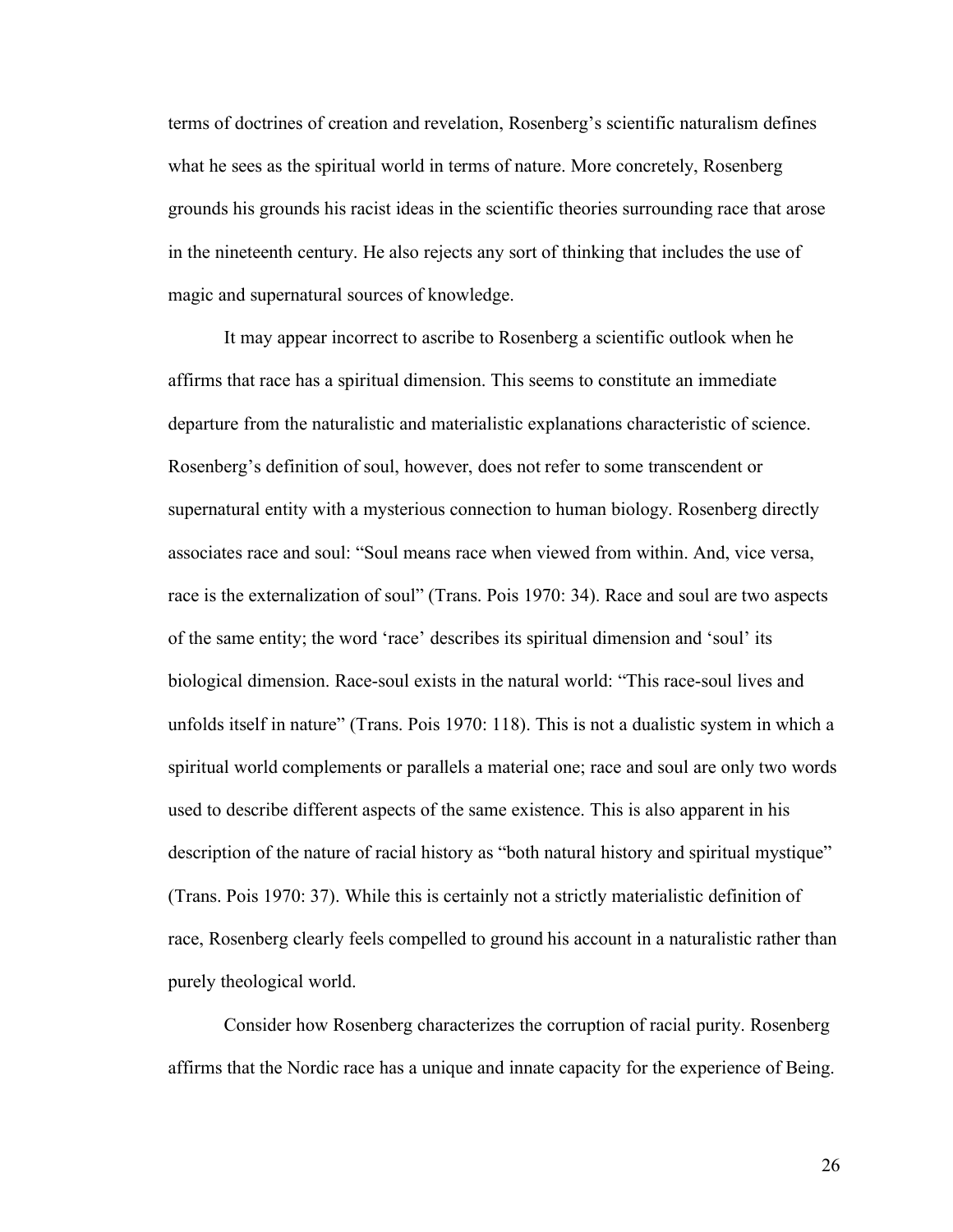terms of doctrines of creation and revelation, Rosenberg's scientific naturalism defines what he sees as the spiritual world in terms of nature. More concretely, Rosenberg grounds his grounds his racist ideas in the scientific theories surrounding race that arose in the nineteenth century. He also rejects any sort of thinking that includes the use of magic and supernatural sources of knowledge.

It may appear incorrect to ascribe to Rosenberg a scientific outlook when he affirms that race has a spiritual dimension. This seems to constitute an immediate departure from the naturalistic and materialistic explanations characteristic of science. Rosenberg's definition of soul, however, does not refer to some transcendent or supernatural entity with a mysterious connection to human biology. Rosenberg directly associates race and soul: "Soul means race when viewed from within. And, vice versa, race is the externalization of soul" (Trans. Pois 1970: 34). Race and soul are two aspects of the same entity; the word 'race' describes its spiritual dimension and 'soul' its biological dimension. Race-soul exists in the natural world: "This race-soul lives and unfolds itself in nature" (Trans. Pois 1970: 118). This is not a dualistic system in which a spiritual world complements or parallels a material one; race and soul are only two words used to describe different aspects of the same existence. This is also apparent in his description of the nature of racial history as "both natural history and spiritual mystique" (Trans. Pois 1970: 37). While this is certainly not a strictly materialistic definition of race, Rosenberg clearly feels compelled to ground his account in a naturalistic rather than purely theological world.

Consider how Rosenberg characterizes the corruption of racial purity. Rosenberg affirms that the Nordic race has a unique and innate capacity for the experience of Being.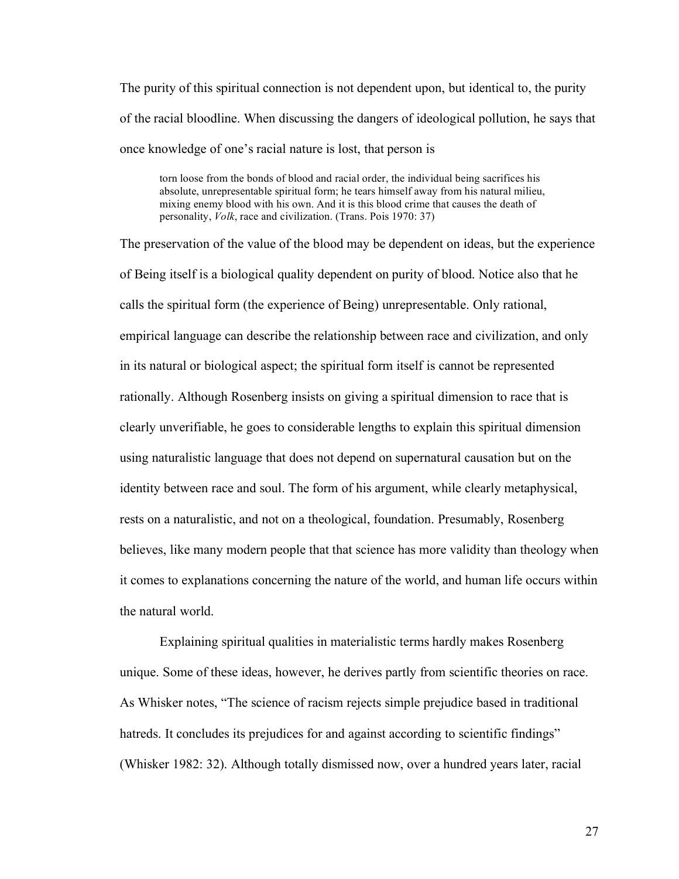The purity of this spiritual connection is not dependent upon, but identical to, the purity of the racial bloodline. When discussing the dangers of ideological pollution, he says that once knowledge of one's racial nature is lost, that person is

> torn loose from the bonds of blood and racial order, the individual being sacrifices his absolute, unrepresentable spiritual form; he tears himself away from his natural milieu, mixing enemy blood with his own. And it is this blood crime that causes the death of personality, *Volk*, race and civilization. (Trans. Pois 1970: 37)

The preservation of the value of the blood may be dependent on ideas, but the experience of Being itself is a biological quality dependent on purity of blood. Notice also that he calls the spiritual form (the experience of Being) unrepresentable. Only rational, empirical language can describe the relationship between race and civilization, and only in its natural or biological aspect; the spiritual form itself is cannot be represented rationally. Although Rosenberg insists on giving a spiritual dimension to race that is clearly unverifiable, he goes to considerable lengths to explain this spiritual dimension using naturalistic language that does not depend on supernatural causation but on the identity between race and soul. The form of his argument, while clearly metaphysical, rests on a naturalistic, and not on a theological, foundation. Presumably, Rosenberg believes, like many modern people that that science has more validity than theology when it comes to explanations concerning the nature of the world, and human life occurs within the natural world.

Explaining spiritual qualities in materialistic terms hardly makes Rosenberg unique. Some of these ideas, however, he derives partly from scientific theories on race. As Whisker notes, "The science of racism rejects simple prejudice based in traditional hatreds. It concludes its prejudices for and against according to scientific findings" (Whisker 1982: 32). Although totally dismissed now, over a hundred years later, racial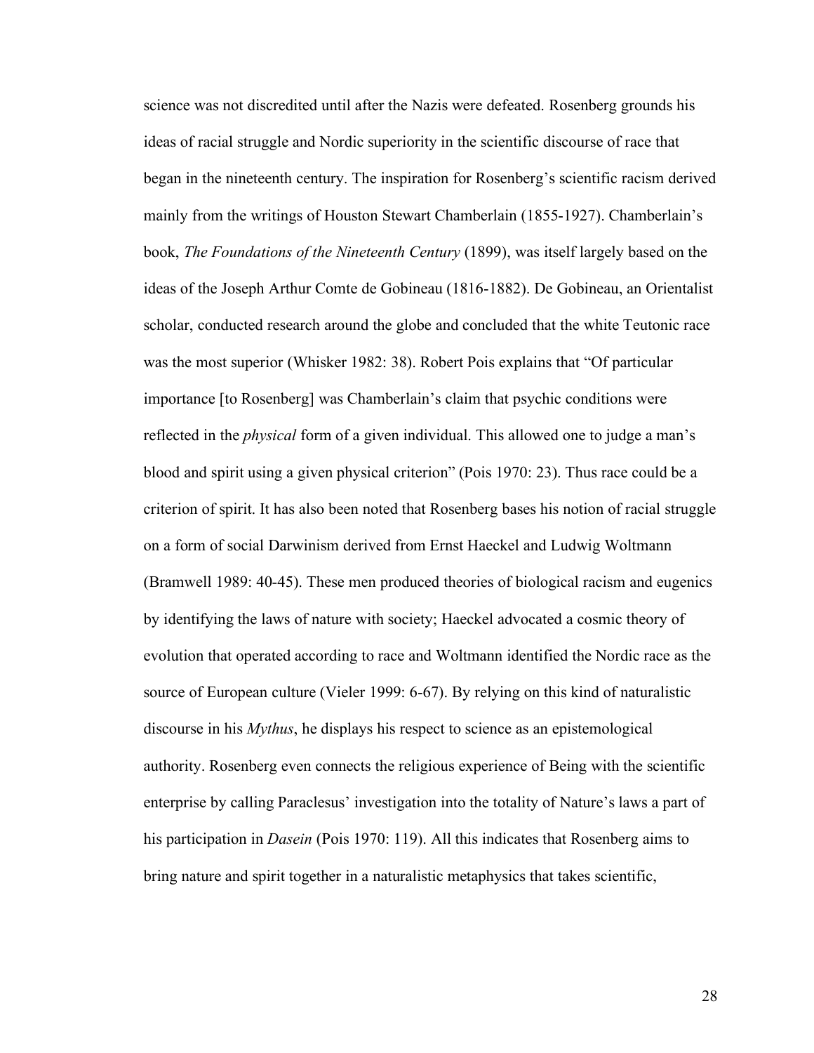science was not discredited until after the Nazis were defeated. Rosenberg grounds his ideas of racial struggle and Nordic superiority in the scientific discourse of race that began in the nineteenth century. The inspiration for Rosenberg's scientific racism derived mainly from the writings of Houston Stewart Chamberlain (1855-1927). Chamberlain's book, *The Foundations of the Nineteenth Century* (1899), was itself largely based on the ideas of the Joseph Arthur Comte de Gobineau (1816-1882). De Gobineau, an Orientalist scholar, conducted research around the globe and concluded that the white Teutonic race was the most superior (Whisker 1982: 38). Robert Pois explains that "Of particular importance [to Rosenberg] was Chamberlain's claim that psychic conditions were reflected in the *physical* form of a given individual. This allowed one to judge a man's blood and spirit using a given physical criterion" (Pois 1970: 23). Thus race could be a criterion of spirit. It has also been noted that Rosenberg bases his notion of racial struggle on a form of social Darwinism derived from Ernst Haeckel and Ludwig Woltmann (Bramwell 1989: 40-45). These men produced theories of biological racism and eugenics by identifying the laws of nature with society; Haeckel advocated a cosmic theory of evolution that operated according to race and Woltmann identified the Nordic race as the source of European culture (Vieler 1999: 6-67). By relying on this kind of naturalistic discourse in his *Mythus*, he displays his respect to science as an epistemological authority. Rosenberg even connects the religious experience of Being with the scientific enterprise by calling Paraclesus' investigation into the totality of Nature's laws a part of his participation in *Dasein* (Pois 1970: 119). All this indicates that Rosenberg aims to bring nature and spirit together in a naturalistic metaphysics that takes scientific,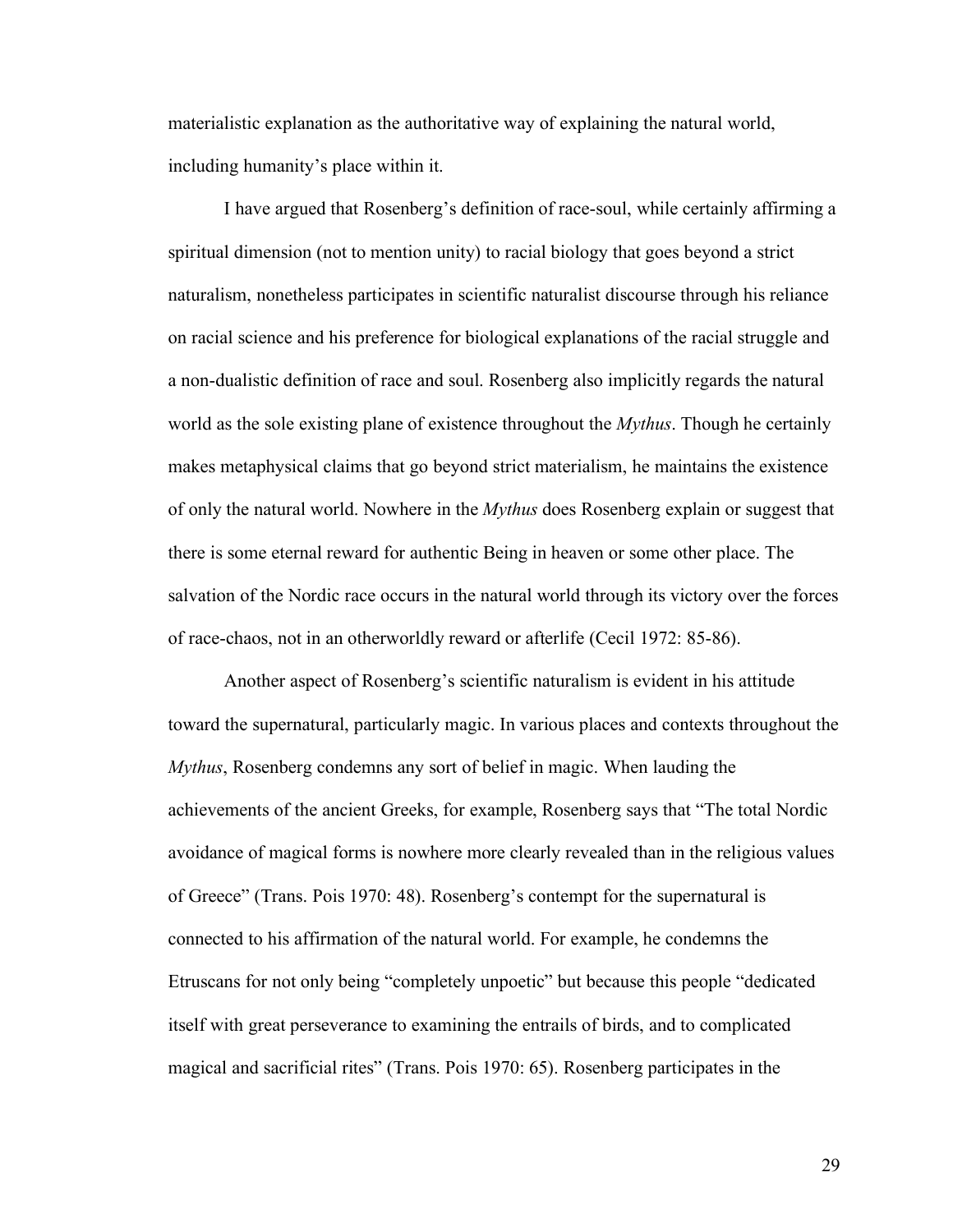materialistic explanation as the authoritative way of explaining the natural world, including humanity's place within it.

I have argued that Rosenberg's definition of race-soul, while certainly affirming a spiritual dimension (not to mention unity) to racial biology that goes beyond a strict naturalism, nonetheless participates in scientific naturalist discourse through his reliance on racial science and his preference for biological explanations of the racial struggle and a non-dualistic definition of race and soul. Rosenberg also implicitly regards the natural world as the sole existing plane of existence throughout the *Mythus*. Though he certainly makes metaphysical claims that go beyond strict materialism, he maintains the existence of only the natural world. Nowhere in the *Mythus* does Rosenberg explain or suggest that there is some eternal reward for authentic Being in heaven or some other place. The salvation of the Nordic race occurs in the natural world through its victory over the forces of race-chaos, not in an otherworldly reward or afterlife (Cecil 1972: 85-86).

Another aspect of Rosenberg's scientific naturalism is evident in his attitude toward the supernatural, particularly magic. In various places and contexts throughout the *Mythus*, Rosenberg condemns any sort of belief in magic. When lauding the achievements of the ancient Greeks, for example, Rosenberg says that "The total Nordic avoidance of magical forms is nowhere more clearly revealed than in the religious values of Greece" (Trans. Pois 1970: 48). Rosenberg's contempt for the supernatural is connected to his affirmation of the natural world. For example, he condemns the Etruscans for not only being "completely unpoetic" but because this people "dedicated itself with great perseverance to examining the entrails of birds, and to complicated magical and sacrificial rites" (Trans. Pois 1970: 65). Rosenberg participates in the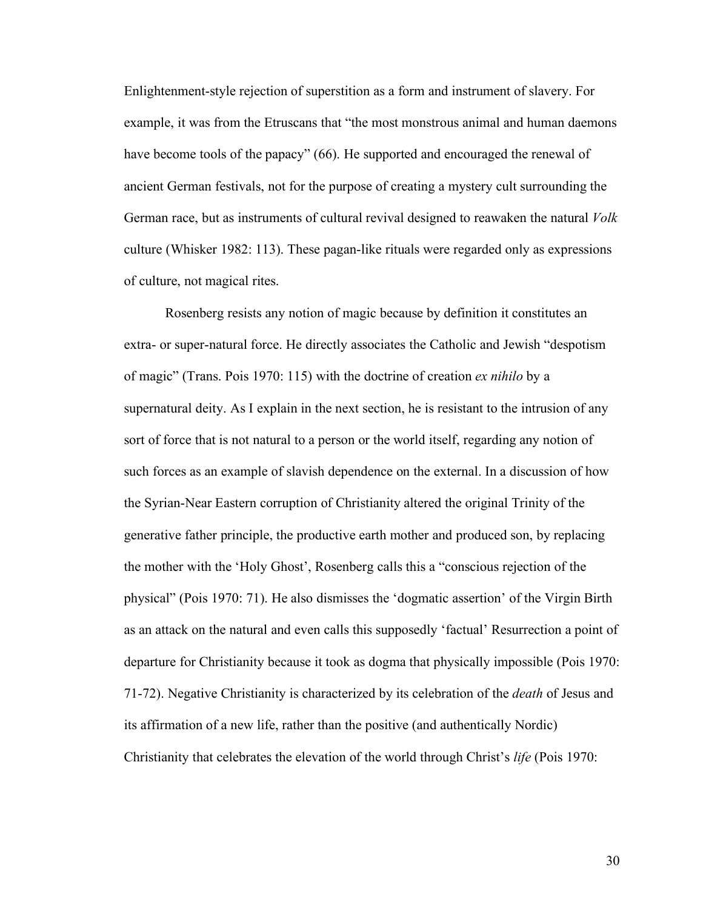Enlightenment-style rejection of superstition as a form and instrument of slavery. For example, it was from the Etruscans that "the most monstrous animal and human daemons have become tools of the papacy" (66). He supported and encouraged the renewal of ancient German festivals, not for the purpose of creating a mystery cult surrounding the German race, but as instruments of cultural revival designed to reawaken the natural *Volk* culture (Whisker 1982: 113). These pagan-like rituals were regarded only as expressions of culture, not magical rites.

Rosenberg resists any notion of magic because by definition it constitutes an extra- or super-natural force. He directly associates the Catholic and Jewish "despotism of magic" (Trans. Pois 1970: 115) with the doctrine of creation *ex nihilo* by a supernatural deity. As I explain in the next section, he is resistant to the intrusion of any sort of force that is not natural to a person or the world itself, regarding any notion of such forces as an example of slavish dependence on the external. In a discussion of how the Syrian-Near Eastern corruption of Christianity altered the original Trinity of the generative father principle, the productive earth mother and produced son, by replacing the mother with the 'Holy Ghost', Rosenberg calls this a "conscious rejection of the physical" (Pois 1970: 71). He also dismisses the 'dogmatic assertion' of the Virgin Birth as an attack on the natural and even calls this supposedly 'factual' Resurrection a point of departure for Christianity because it took as dogma that physically impossible (Pois 1970: 71-72). Negative Christianity is characterized by its celebration of the *death* of Jesus and its affirmation of a new life, rather than the positive (and authentically Nordic) Christianity that celebrates the elevation of the world through Christ's *life* (Pois 1970: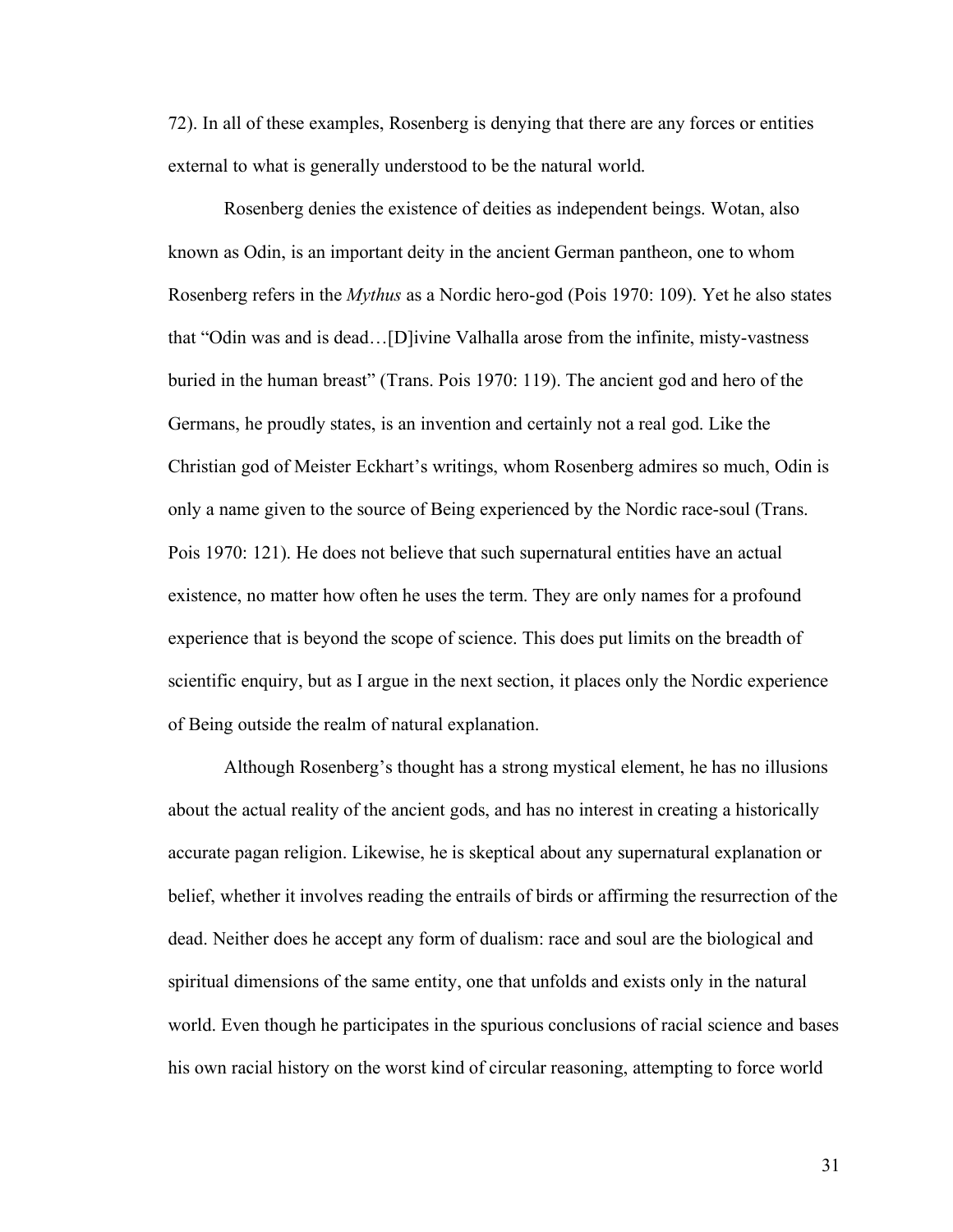72). In all of these examples, Rosenberg is denying that there are any forces or entities external to what is generally understood to be the natural world.

Rosenberg denies the existence of deities as independent beings. Wotan, also known as Odin, is an important deity in the ancient German pantheon, one to whom Rosenberg refers in the *Mythus* as a Nordic hero-god (Pois 1970: 109). Yet he also states that "Odin was and is dead…[D]ivine Valhalla arose from the infinite, misty-vastness buried in the human breast" (Trans. Pois 1970: 119). The ancient god and hero of the Germans, he proudly states, is an invention and certainly not a real god. Like the Christian god of Meister Eckhart's writings, whom Rosenberg admires so much, Odin is only a name given to the source of Being experienced by the Nordic race-soul (Trans. Pois 1970: 121). He does not believe that such supernatural entities have an actual existence, no matter how often he uses the term. They are only names for a profound experience that is beyond the scope of science. This does put limits on the breadth of scientific enquiry, but as I argue in the next section, it places only the Nordic experience of Being outside the realm of natural explanation.

Although Rosenberg's thought has a strong mystical element, he has no illusions about the actual reality of the ancient gods, and has no interest in creating a historically accurate pagan religion. Likewise, he is skeptical about any supernatural explanation or belief, whether it involves reading the entrails of birds or affirming the resurrection of the dead. Neither does he accept any form of dualism: race and soul are the biological and spiritual dimensions of the same entity, one that unfolds and exists only in the natural world. Even though he participates in the spurious conclusions of racial science and bases his own racial history on the worst kind of circular reasoning, attempting to force world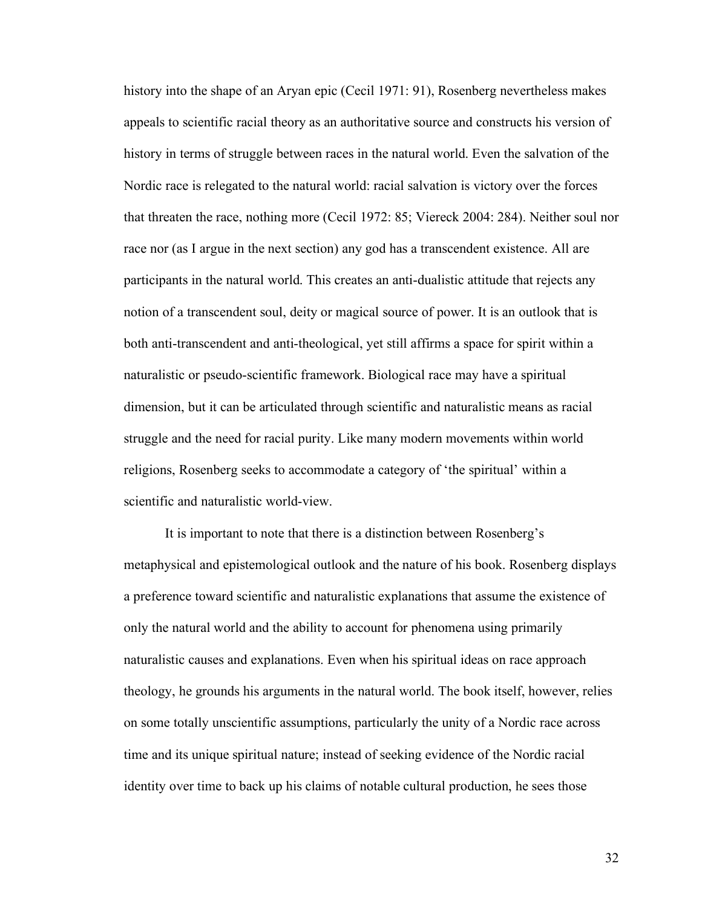history into the shape of an Aryan epic (Cecil 1971: 91), Rosenberg nevertheless makes appeals to scientific racial theory as an authoritative source and constructs his version of history in terms of struggle between races in the natural world. Even the salvation of the Nordic race is relegated to the natural world: racial salvation is victory over the forces that threaten the race, nothing more (Cecil 1972: 85; Viereck 2004: 284). Neither soul nor race nor (as I argue in the next section) any god has a transcendent existence. All are participants in the natural world. This creates an anti-dualistic attitude that rejects any notion of a transcendent soul, deity or magical source of power. It is an outlook that is both anti-transcendent and anti-theological, yet still affirms a space for spirit within a naturalistic or pseudo-scientific framework. Biological race may have a spiritual dimension, but it can be articulated through scientific and naturalistic means as racial struggle and the need for racial purity. Like many modern movements within world religions, Rosenberg seeks to accommodate a category of 'the spiritual' within a scientific and naturalistic world-view.

It is important to note that there is a distinction between Rosenberg's metaphysical and epistemological outlook and the nature of his book. Rosenberg displays a preference toward scientific and naturalistic explanations that assume the existence of only the natural world and the ability to account for phenomena using primarily naturalistic causes and explanations. Even when his spiritual ideas on race approach theology, he grounds his arguments in the natural world. The book itself, however, relies on some totally unscientific assumptions, particularly the unity of a Nordic race across time and its unique spiritual nature; instead of seeking evidence of the Nordic racial identity over time to back up his claims of notable cultural production, he sees those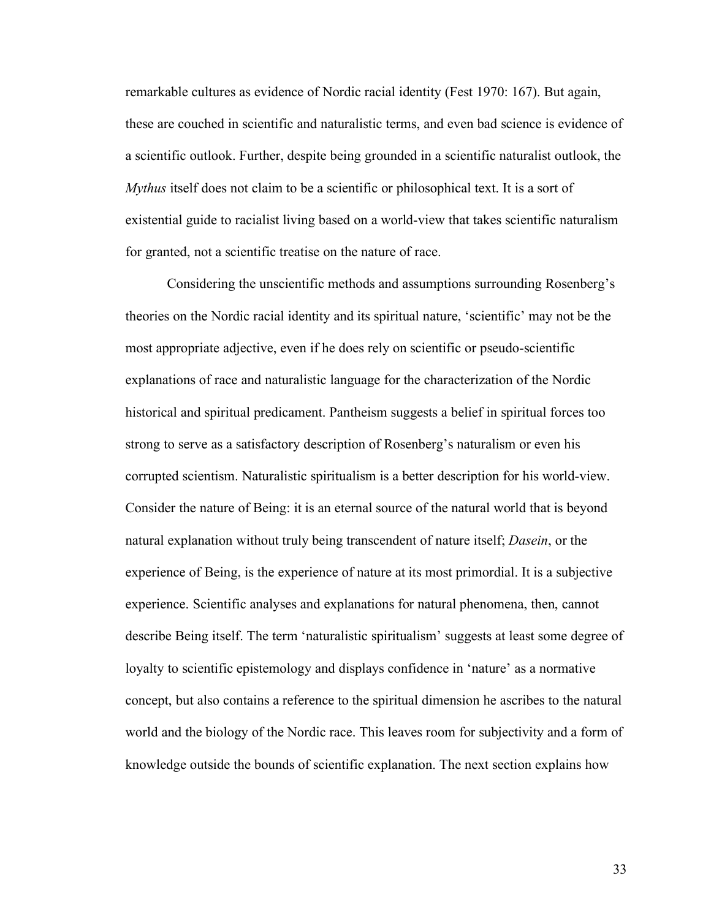remarkable cultures as evidence of Nordic racial identity (Fest 1970: 167). But again, these are couched in scientific and naturalistic terms, and even bad science is evidence of a scientific outlook. Further, despite being grounded in a scientific naturalist outlook, the *Mythus* itself does not claim to be a scientific or philosophical text. It is a sort of existential guide to racialist living based on a world-view that takes scientific naturalism for granted, not a scientific treatise on the nature of race.

Considering the unscientific methods and assumptions surrounding Rosenberg's theories on the Nordic racial identity and its spiritual nature, 'scientific' may not be the most appropriate adjective, even if he does rely on scientific or pseudo-scientific explanations of race and naturalistic language for the characterization of the Nordic historical and spiritual predicament. Pantheism suggests a belief in spiritual forces too strong to serve as a satisfactory description of Rosenberg's naturalism or even his corrupted scientism. Naturalistic spiritualism is a better description for his world-view. Consider the nature of Being: it is an eternal source of the natural world that is beyond natural explanation without truly being transcendent of nature itself; *Dasein*, or the experience of Being, is the experience of nature at its most primordial. It is a subjective experience. Scientific analyses and explanations for natural phenomena, then, cannot describe Being itself. The term 'naturalistic spiritualism' suggests at least some degree of loyalty to scientific epistemology and displays confidence in 'nature' as a normative concept, but also contains a reference to the spiritual dimension he ascribes to the natural world and the biology of the Nordic race. This leaves room for subjectivity and a form of knowledge outside the bounds of scientific explanation. The next section explains how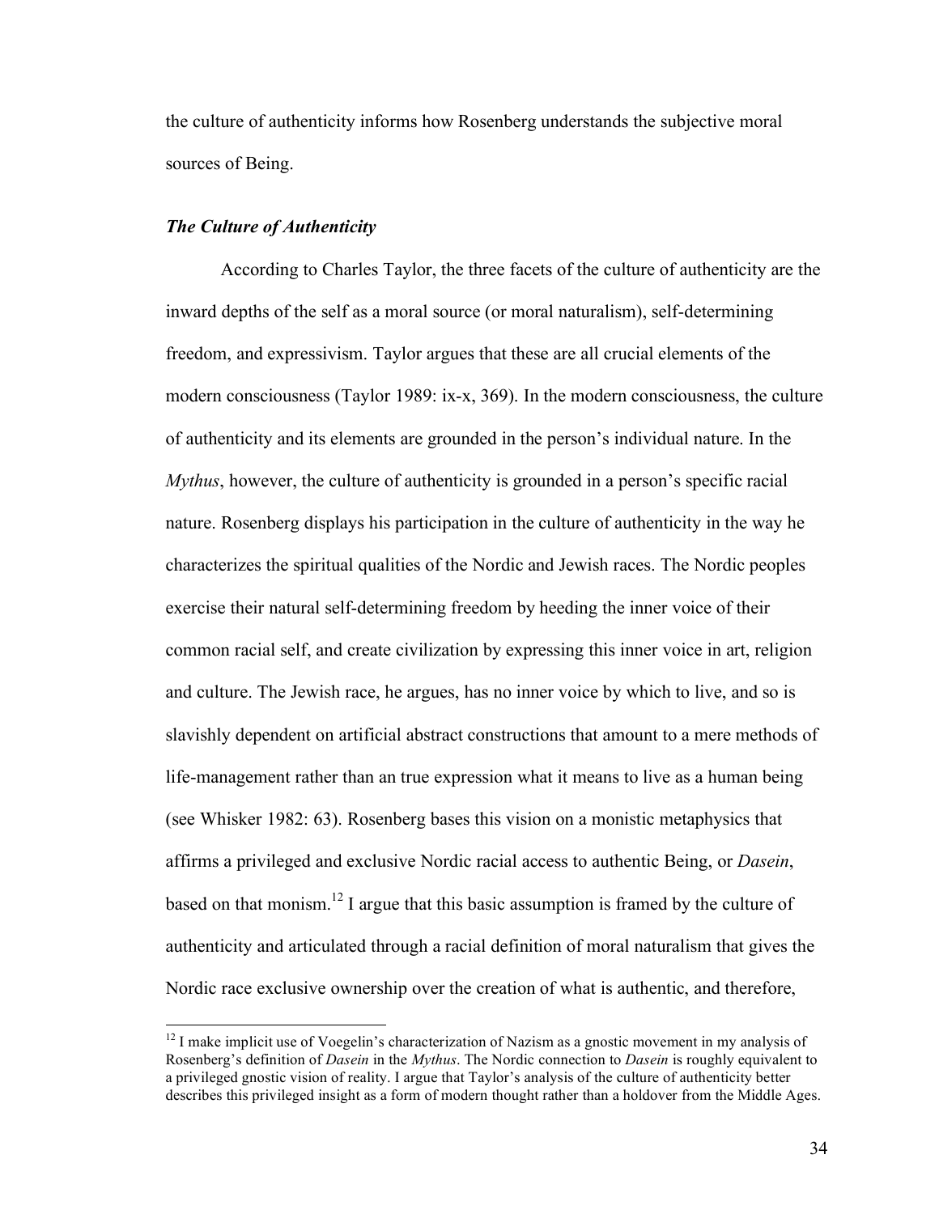the culture of authenticity informs how Rosenberg understands the subjective moral sources of Being.

### ***The Culture of Authenticity***

According to Charles Taylor, the three facets of the culture of authenticity are the inward depths of the self as a moral source (or moral naturalism), self-determining freedom, and expressivism. Taylor argues that these are all crucial elements of the modern consciousness (Taylor 1989: ix-x, 369). In the modern consciousness, the culture of authenticity and its elements are grounded in the person's individual nature. In the *Mythus*, however, the culture of authenticity is grounded in a person's specific racial nature. Rosenberg displays his participation in the culture of authenticity in the way he characterizes the spiritual qualities of the Nordic and Jewish races. The Nordic peoples exercise their natural self-determining freedom by heeding the inner voice of their common racial self, and create civilization by expressing this inner voice in art, religion and culture. The Jewish race, he argues, has no inner voice by which to live, and so is slavishly dependent on artificial abstract constructions that amount to a mere methods of life-management rather than an true expression what it means to live as a human being (see Whisker 1982: 63). Rosenberg bases this vision on a monistic metaphysics that affirms a privileged and exclusive Nordic racial access to authentic Being, or *Dasein*, based on that monism.[12] I argue that this basic assumption is framed by the culture of authenticity and articulated through a racial definition of moral naturalism that gives the Nordic race exclusive ownership over the creation of what is authentic, and therefore,

[12] I make implicit use of Voegelin's characterization of Nazism as a gnostic movement in my analysis of Rosenberg's definition of *Dasein* in the *Mythus*. The Nordic connection to *Dasein* is roughly equivalent to a privileged gnostic vision of reality. I argue that Taylor's analysis of the culture of authenticity better describes this privileged insight as a form of modern thought rather than a holdover from the Middle Ages.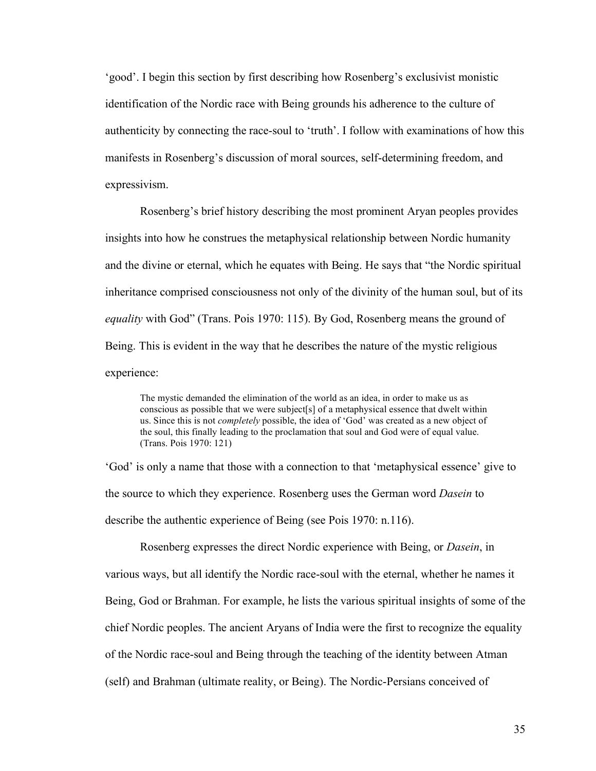'good'. I begin this section by first describing how Rosenberg's exclusivist monistic identification of the Nordic race with Being grounds his adherence to the culture of authenticity by connecting the race-soul to 'truth'. I follow with examinations of how this manifests in Rosenberg's discussion of moral sources, self-determining freedom, and expressivism.

Rosenberg's brief history describing the most prominent Aryan peoples provides insights into how he construes the metaphysical relationship between Nordic humanity and the divine or eternal, which he equates with Being. He says that "the Nordic spiritual inheritance comprised consciousness not only of the divinity of the human soul, but of its *equality* with God" (Trans. Pois 1970: 115). By God, Rosenberg means the ground of Being. This is evident in the way that he describes the nature of the mystic religious experience:

> The mystic demanded the elimination of the world as an idea, in order to make us as conscious as possible that we were subject[s] of a metaphysical essence that dwelt within us. Since this is not *completely* possible, the idea of 'God' was created as a new object of the soul, this finally leading to the proclamation that soul and God were of equal value. (Trans. Pois 1970: 121)

'God' is only a name that those with a connection to that 'metaphysical essence' give to the source to which they experience. Rosenberg uses the German word *Dasein* to describe the authentic experience of Being (see Pois 1970: n.116).

Rosenberg expresses the direct Nordic experience with Being, or *Dasein*, in various ways, but all identify the Nordic race-soul with the eternal, whether he names it Being, God or Brahman. For example, he lists the various spiritual insights of some of the chief Nordic peoples. The ancient Aryans of India were the first to recognize the equality of the Nordic race-soul and Being through the teaching of the identity between Atman (self) and Brahman (ultimate reality, or Being). The Nordic-Persians conceived of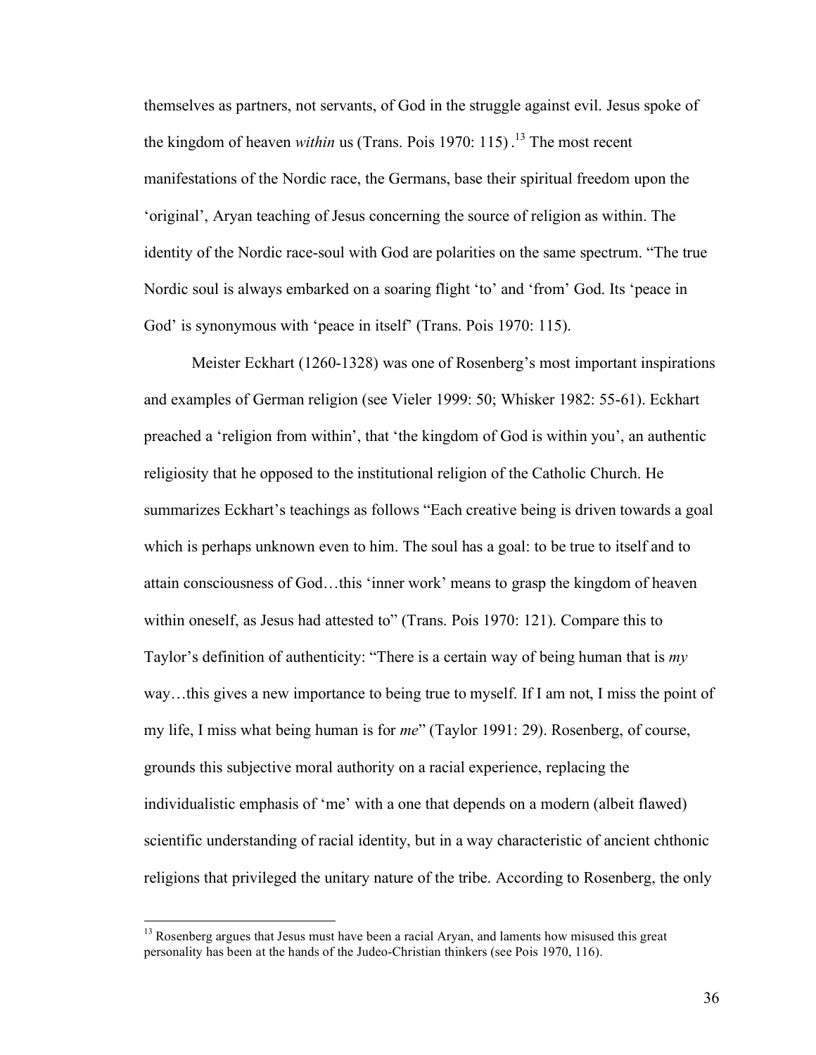themselves as partners, not servants, of God in the struggle against evil. Jesus spoke of the kingdom of heaven *within* us (Trans. Pois 1970: 115) .[13] The most recent manifestations of the Nordic race, the Germans, base their spiritual freedom upon the 'original', Aryan teaching of Jesus concerning the source of religion as within. The identity of the Nordic race-soul with God are polarities on the same spectrum. "The true Nordic soul is always embarked on a soaring flight 'to' and 'from' God. Its 'peace in God' is synonymous with 'peace in itself' (Trans. Pois 1970: 115).

Meister Eckhart (1260-1328) was one of Rosenberg's most important inspirations and examples of German religion (see Vieler 1999: 50; Whisker 1982: 55-61). Eckhart preached a 'religion from within', that 'the kingdom of God is within you', an authentic religiosity that he opposed to the institutional religion of the Catholic Church. He summarizes Eckhart's teachings as follows "Each creative being is driven towards a goal which is perhaps unknown even to him. The soul has a goal: to be true to itself and to attain consciousness of God…this 'inner work' means to grasp the kingdom of heaven within oneself, as Jesus had attested to" (Trans. Pois 1970: 121). Compare this to Taylor's definition of authenticity: "There is a certain way of being human that is *my* way…this gives a new importance to being true to myself. If I am not, I miss the point of my life, I miss what being human is for *me*" (Taylor 1991: 29). Rosenberg, of course, grounds this subjective moral authority on a racial experience, replacing the individualistic emphasis of 'me' with a one that depends on a modern (albeit flawed) scientific understanding of racial identity, but in a way characteristic of ancient chthonic religions that privileged the unitary nature of the tribe. According to Rosenberg, the only

[13] Rosenberg argues that Jesus must have been a racial Aryan, and laments how misused this great personality has been at the hands of the Judeo-Christian thinkers (see Pois 1970, 116).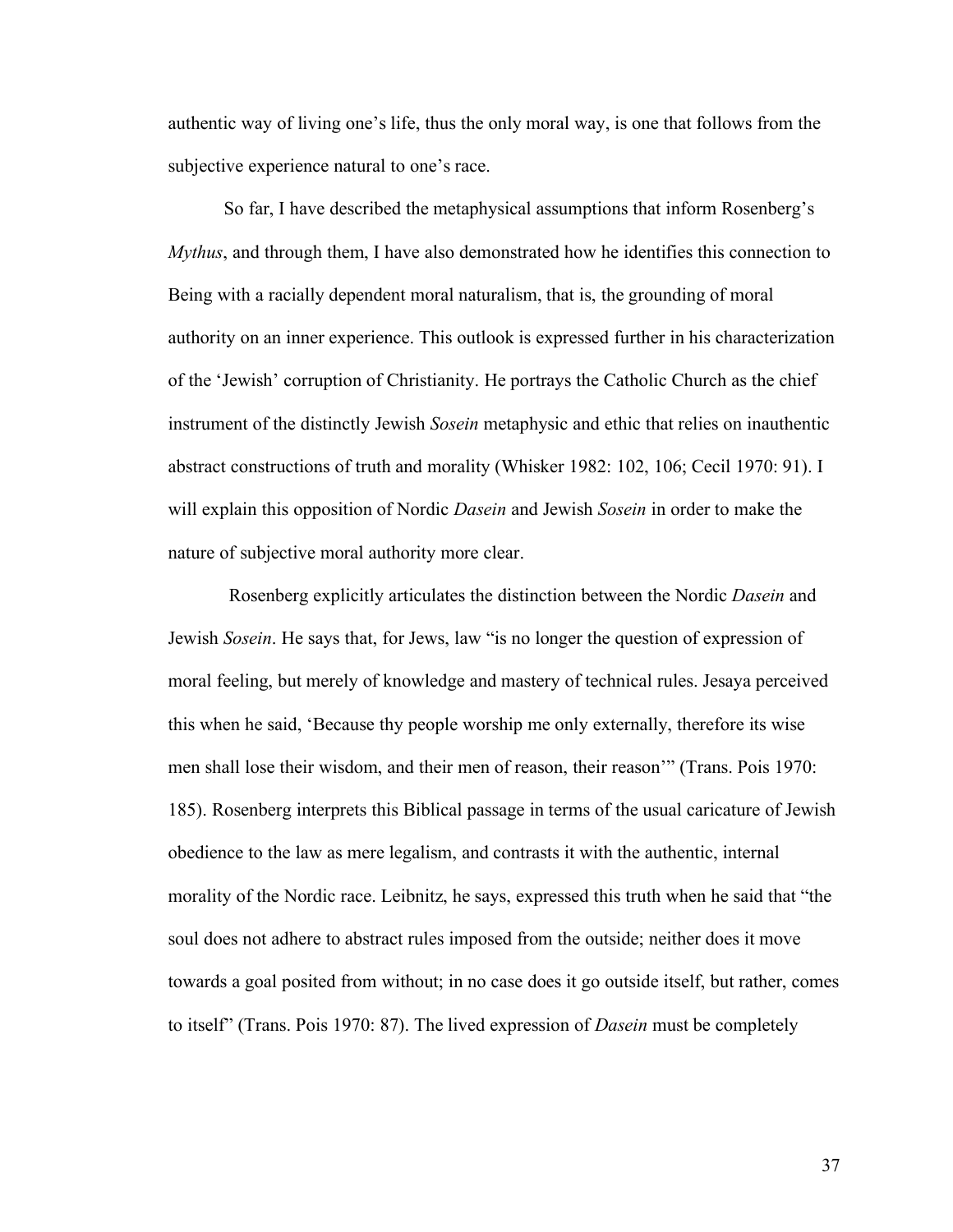authentic way of living one's life, thus the only moral way, is one that follows from the subjective experience natural to one's race.

So far, I have described the metaphysical assumptions that inform Rosenberg's *Mythus*, and through them, I have also demonstrated how he identifies this connection to Being with a racially dependent moral naturalism, that is, the grounding of moral authority on an inner experience. This outlook is expressed further in his characterization of the 'Jewish' corruption of Christianity. He portrays the Catholic Church as the chief instrument of the distinctly Jewish *Sosein* metaphysic and ethic that relies on inauthentic abstract constructions of truth and morality (Whisker 1982: 102, 106; Cecil 1970: 91). I will explain this opposition of Nordic *Dasein* and Jewish *Sosein* in order to make the nature of subjective moral authority more clear.

Rosenberg explicitly articulates the distinction between the Nordic *Dasein* and Jewish *Sosein*. He says that, for Jews, law "is no longer the question of expression of moral feeling, but merely of knowledge and mastery of technical rules. Jesaya perceived this when he said, 'Because thy people worship me only externally, therefore its wise men shall lose their wisdom, and their men of reason, their reason'" (Trans. Pois 1970: 185). Rosenberg interprets this Biblical passage in terms of the usual caricature of Jewish obedience to the law as mere legalism, and contrasts it with the authentic, internal morality of the Nordic race. Leibnitz, he says, expressed this truth when he said that "the soul does not adhere to abstract rules imposed from the outside; neither does it move towards a goal posited from without; in no case does it go outside itself, but rather, comes to itself" (Trans. Pois 1970: 87). The lived expression of *Dasein* must be completely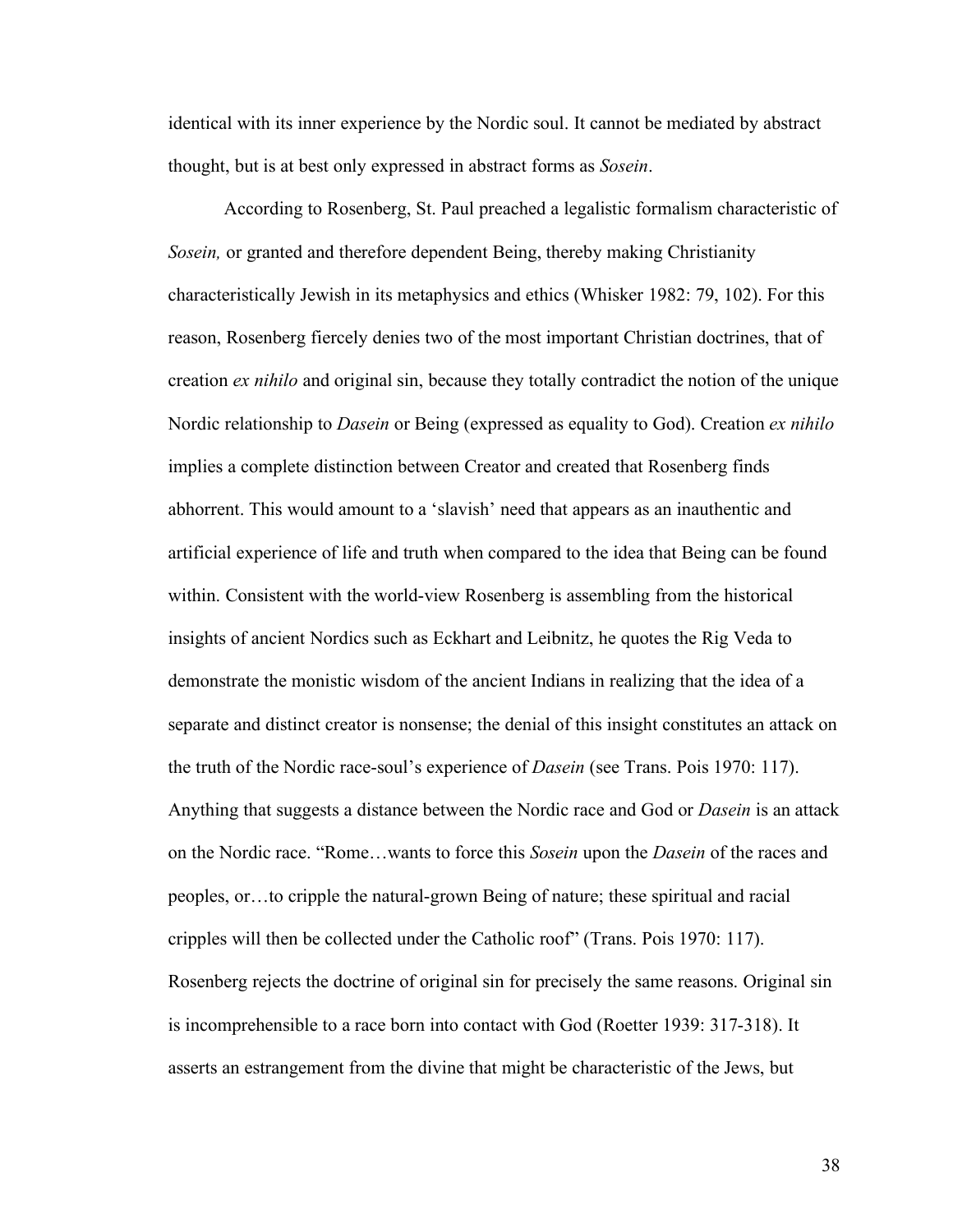identical with its inner experience by the Nordic soul. It cannot be mediated by abstract thought, but is at best only expressed in abstract forms as *Sosein*.

According to Rosenberg, St. Paul preached a legalistic formalism characteristic of *Sosein,* or granted and therefore dependent Being, thereby making Christianity characteristically Jewish in its metaphysics and ethics (Whisker 1982: 79, 102). For this reason, Rosenberg fiercely denies two of the most important Christian doctrines, that of creation *ex nihilo* and original sin, because they totally contradict the notion of the unique Nordic relationship to *Dasein* or Being (expressed as equality to God). Creation *ex nihilo* implies a complete distinction between Creator and created that Rosenberg finds abhorrent. This would amount to a 'slavish' need that appears as an inauthentic and artificial experience of life and truth when compared to the idea that Being can be found within. Consistent with the world-view Rosenberg is assembling from the historical insights of ancient Nordics such as Eckhart and Leibnitz, he quotes the Rig Veda to demonstrate the monistic wisdom of the ancient Indians in realizing that the idea of a separate and distinct creator is nonsense; the denial of this insight constitutes an attack on the truth of the Nordic race-soul's experience of *Dasein* (see Trans. Pois 1970: 117). Anything that suggests a distance between the Nordic race and God or *Dasein* is an attack on the Nordic race. "Rome…wants to force this *Sosein* upon the *Dasein* of the races and peoples, or…to cripple the natural-grown Being of nature; these spiritual and racial cripples will then be collected under the Catholic roof" (Trans. Pois 1970: 117). Rosenberg rejects the doctrine of original sin for precisely the same reasons. Original sin is incomprehensible to a race born into contact with God (Roetter 1939: 317-318). It asserts an estrangement from the divine that might be characteristic of the Jews, but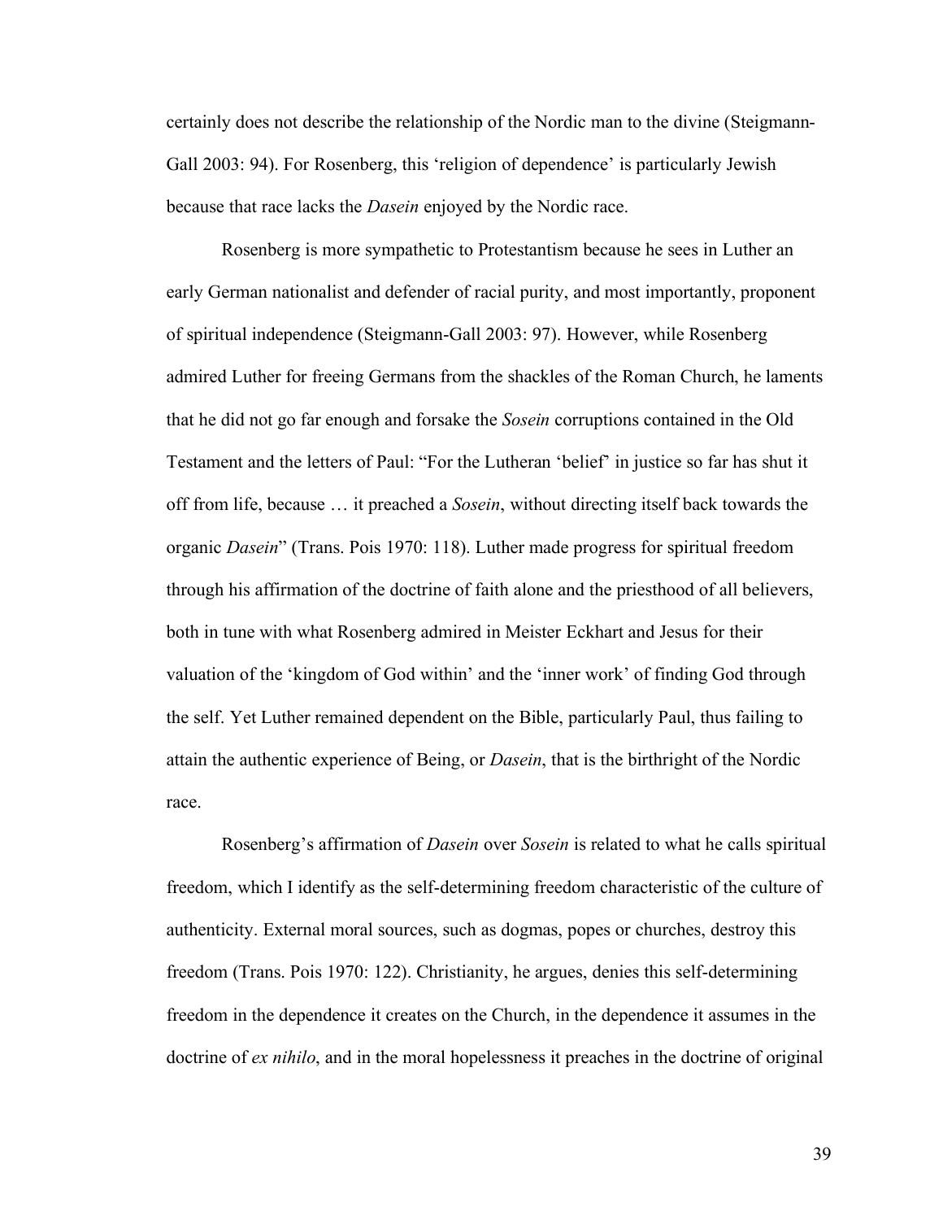certainly does not describe the relationship of the Nordic man to the divine (Steigmann-Gall 2003: 94). For Rosenberg, this 'religion of dependence' is particularly Jewish because that race lacks the *Dasein* enjoyed by the Nordic race.

Rosenberg is more sympathetic to Protestantism because he sees in Luther an early German nationalist and defender of racial purity, and most importantly, proponent of spiritual independence (Steigmann-Gall 2003: 97). However, while Rosenberg admired Luther for freeing Germans from the shackles of the Roman Church, he laments that he did not go far enough and forsake the *Sosein* corruptions contained in the Old Testament and the letters of Paul: "For the Lutheran 'belief' in justice so far has shut it off from life, because … it preached a *Sosein*, without directing itself back towards the organic *Dasein*" (Trans. Pois 1970: 118). Luther made progress for spiritual freedom through his affirmation of the doctrine of faith alone and the priesthood of all believers, both in tune with what Rosenberg admired in Meister Eckhart and Jesus for their valuation of the 'kingdom of God within' and the 'inner work' of finding God through the self. Yet Luther remained dependent on the Bible, particularly Paul, thus failing to attain the authentic experience of Being, or *Dasein*, that is the birthright of the Nordic race.

Rosenberg's affirmation of *Dasein* over *Sosein* is related to what he calls spiritual freedom, which I identify as the self-determining freedom characteristic of the culture of authenticity. External moral sources, such as dogmas, popes or churches, destroy this freedom (Trans. Pois 1970: 122). Christianity, he argues, denies this self-determining freedom in the dependence it creates on the Church, in the dependence it assumes in the doctrine of *ex nihilo*, and in the moral hopelessness it preaches in the doctrine of original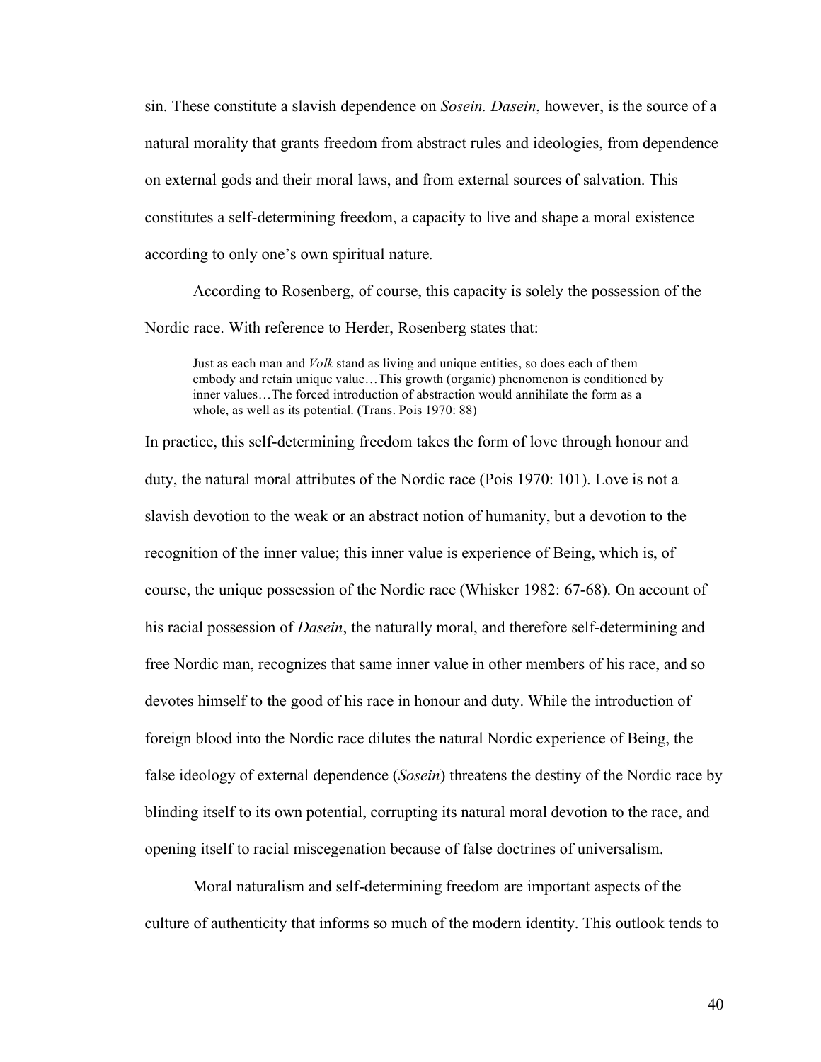sin. These constitute a slavish dependence on *Sosein. Dasein*, however, is the source of a natural morality that grants freedom from abstract rules and ideologies, from dependence on external gods and their moral laws, and from external sources of salvation. This constitutes a self-determining freedom, a capacity to live and shape a moral existence according to only one's own spiritual nature.

According to Rosenberg, of course, this capacity is solely the possession of the Nordic race. With reference to Herder, Rosenberg states that:

> Just as each man and *Volk* stand as living and unique entities, so does each of them embody and retain unique value…This growth (organic) phenomenon is conditioned by inner values…The forced introduction of abstraction would annihilate the form as a whole, as well as its potential. (Trans. Pois 1970: 88)

In practice, this self-determining freedom takes the form of love through honour and duty, the natural moral attributes of the Nordic race (Pois 1970: 101). Love is not a slavish devotion to the weak or an abstract notion of humanity, but a devotion to the recognition of the inner value; this inner value is experience of Being, which is, of course, the unique possession of the Nordic race (Whisker 1982: 67-68). On account of his racial possession of *Dasein*, the naturally moral, and therefore self-determining and free Nordic man, recognizes that same inner value in other members of his race, and so devotes himself to the good of his race in honour and duty. While the introduction of foreign blood into the Nordic race dilutes the natural Nordic experience of Being, the false ideology of external dependence (*Sosein*) threatens the destiny of the Nordic race by blinding itself to its own potential, corrupting its natural moral devotion to the race, and opening itself to racial miscegenation because of false doctrines of universalism.

Moral naturalism and self-determining freedom are important aspects of the culture of authenticity that informs so much of the modern identity. This outlook tends to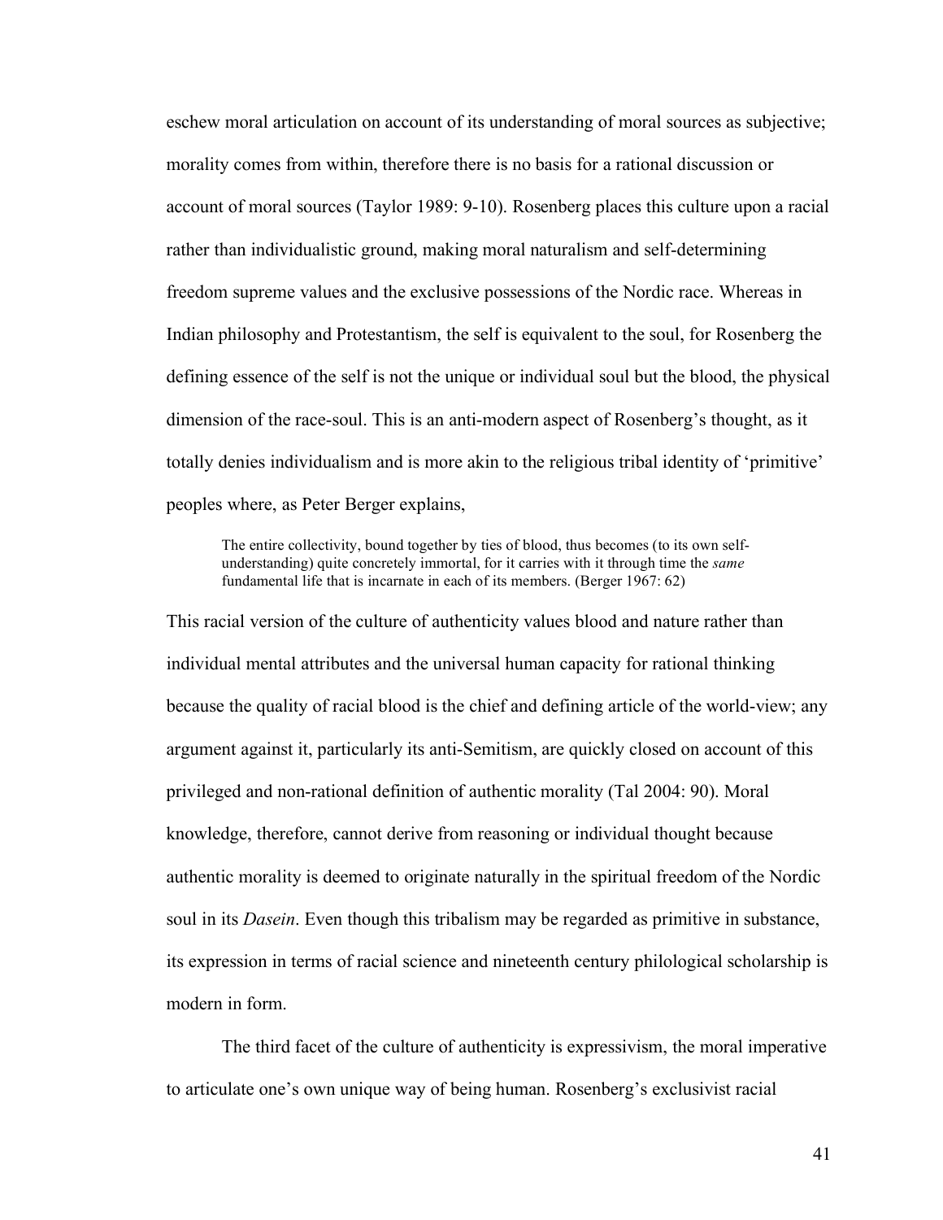eschew moral articulation on account of its understanding of moral sources as subjective; morality comes from within, therefore there is no basis for a rational discussion or account of moral sources (Taylor 1989: 9-10). Rosenberg places this culture upon a racial rather than individualistic ground, making moral naturalism and self-determining freedom supreme values and the exclusive possessions of the Nordic race. Whereas in Indian philosophy and Protestantism, the self is equivalent to the soul, for Rosenberg the defining essence of the self is not the unique or individual soul but the blood, the physical dimension of the race-soul. This is an anti-modern aspect of Rosenberg's thought, as it totally denies individualism and is more akin to the religious tribal identity of 'primitive' peoples where, as Peter Berger explains,

> The entire collectivity, bound together by ties of blood, thus becomes (to its own self-understanding) quite concretely immortal, for it carries with it through time the *same* fundamental life that is incarnate in each of its members. (Berger 1967: 62)

This racial version of the culture of authenticity values blood and nature rather than individual mental attributes and the universal human capacity for rational thinking because the quality of racial blood is the chief and defining article of the world-view; any argument against it, particularly its anti-Semitism, are quickly closed on account of this privileged and non-rational definition of authentic morality (Tal 2004: 90). Moral knowledge, therefore, cannot derive from reasoning or individual thought because authentic morality is deemed to originate naturally in the spiritual freedom of the Nordic soul in its *Dasein*. Even though this tribalism may be regarded as primitive in substance, its expression in terms of racial science and nineteenth century philological scholarship is modern in form.

The third facet of the culture of authenticity is expressivism, the moral imperative to articulate one's own unique way of being human. Rosenberg's exclusivist racial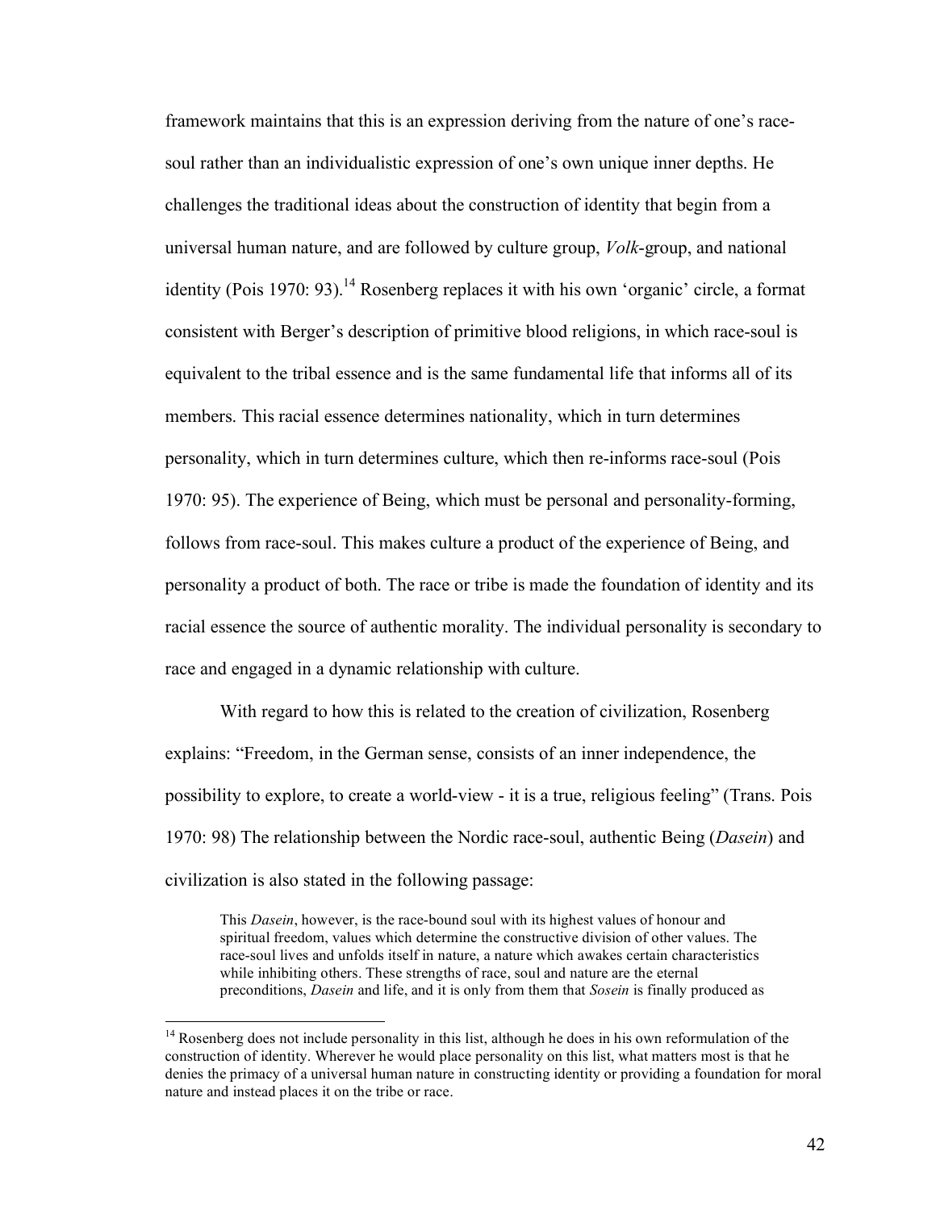framework maintains that this is an expression deriving from the nature of one's race-soul rather than an individualistic expression of one's own unique inner depths. He challenges the traditional ideas about the construction of identity that begin from a universal human nature, and are followed by culture group, *Volk*-group, and national identity (Pois 1970: 93).[14] Rosenberg replaces it with his own 'organic' circle, a format consistent with Berger's description of primitive blood religions, in which race-soul is equivalent to the tribal essence and is the same fundamental life that informs all of its members. This racial essence determines nationality, which in turn determines personality, which in turn determines culture, which then re-informs race-soul (Pois 1970: 95). The experience of Being, which must be personal and personality-forming, follows from race-soul. This makes culture a product of the experience of Being, and personality a product of both. The race or tribe is made the foundation of identity and its racial essence the source of authentic morality. The individual personality is secondary to race and engaged in a dynamic relationship with culture.

With regard to how this is related to the creation of civilization, Rosenberg explains: "Freedom, in the German sense, consists of an inner independence, the possibility to explore, to create a world-view - it is a true, religious feeling" (Trans. Pois 1970: 98) The relationship between the Nordic race-soul, authentic Being (*Dasein*) and civilization is also stated in the following passage:

> This *Dasein*, however, is the race-bound soul with its highest values of honour and spiritual freedom, values which determine the constructive division of other values. The race-soul lives and unfolds itself in nature, a nature which awakes certain characteristics while inhibiting others. These strengths of race, soul and nature are the eternal preconditions, *Dasein* and life, and it is only from them that *Sosein* is finally produced as

---

[14] Rosenberg does not include personality in this list, although he does in his own reformulation of the construction of identity. Wherever he would place personality on this list, what matters most is that he denies the primacy of a universal human nature in constructing identity or providing a foundation for moral nature and instead places it on the tribe or race.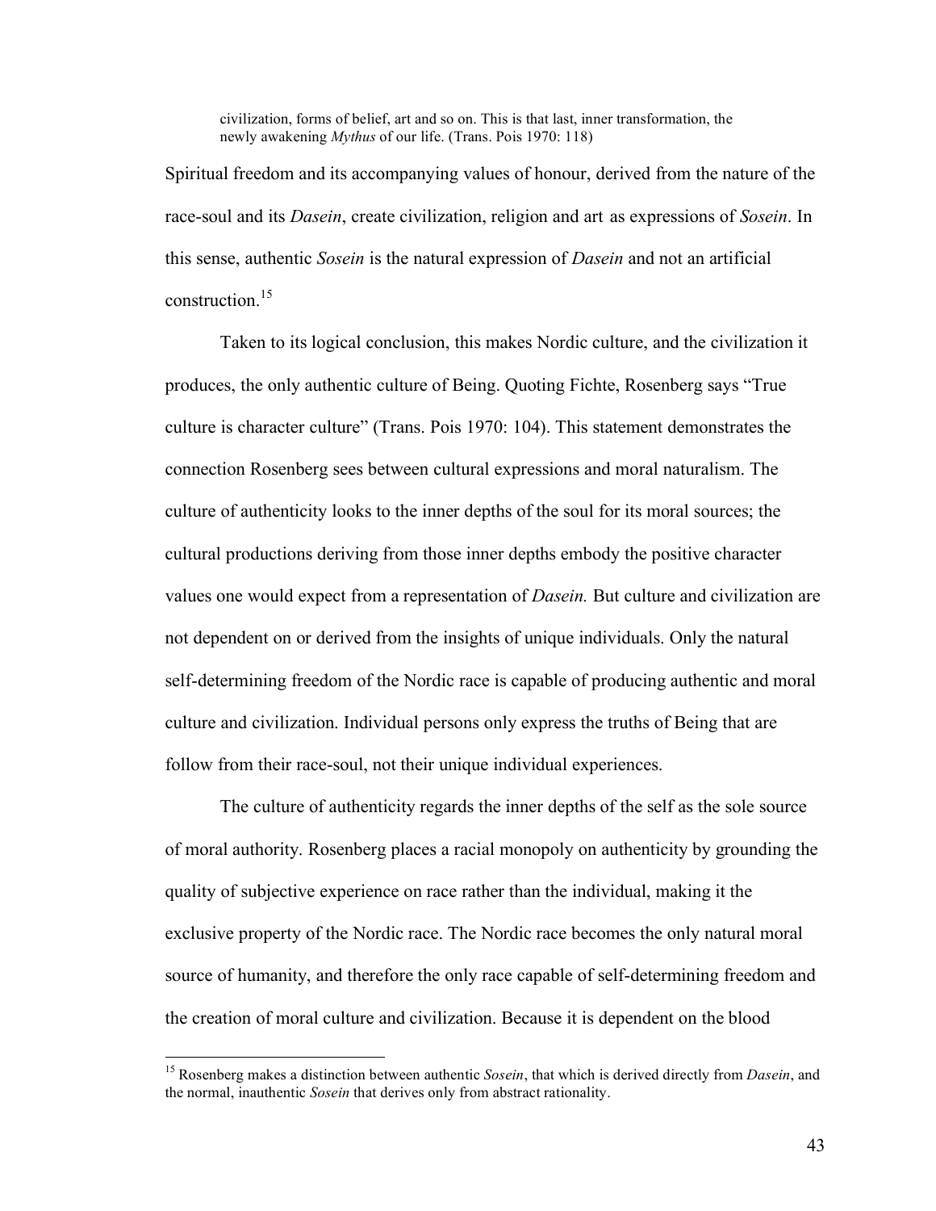> civilization, forms of belief, art and so on. This is that last, inner transformation, the newly awakening *Mythus* of our life. (Trans. Pois 1970: 118)

Spiritual freedom and its accompanying values of honour, derived from the nature of the race-soul and its *Dasein*, create civilization, religion and art as expressions of *Sosein*. In this sense, authentic *Sosein* is the natural expression of *Dasein* and not an artificial construction.[15]

Taken to its logical conclusion, this makes Nordic culture, and the civilization it produces, the only authentic culture of Being. Quoting Fichte, Rosenberg says "True culture is character culture" (Trans. Pois 1970: 104). This statement demonstrates the connection Rosenberg sees between cultural expressions and moral naturalism. The culture of authenticity looks to the inner depths of the soul for its moral sources; the cultural productions deriving from those inner depths embody the positive character values one would expect from a representation of *Dasein.* But culture and civilization are not dependent on or derived from the insights of unique individuals. Only the natural self-determining freedom of the Nordic race is capable of producing authentic and moral culture and civilization. Individual persons only express the truths of Being that are follow from their race-soul, not their unique individual experiences.

The culture of authenticity regards the inner depths of the self as the sole source of moral authority. Rosenberg places a racial monopoly on authenticity by grounding the quality of subjective experience on race rather than the individual, making it the exclusive property of the Nordic race. The Nordic race becomes the only natural moral source of humanity, and therefore the only race capable of self-determining freedom and the creation of moral culture and civilization. Because it is dependent on the blood

---

[15] Rosenberg makes a distinction between authentic *Sosein*, that which is derived directly from *Dasein*, and the normal, inauthentic *Sosein* that derives only from abstract rationality.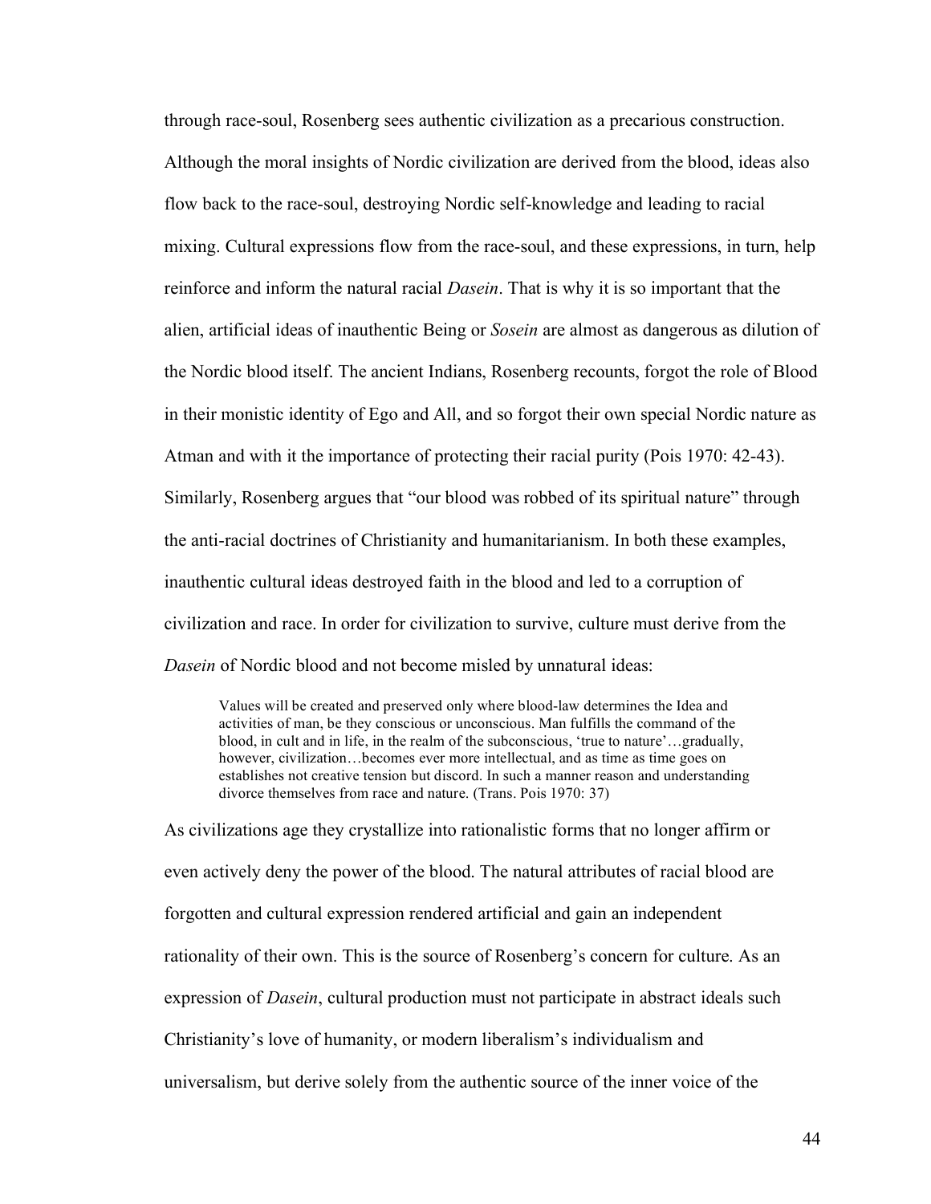through race-soul, Rosenberg sees authentic civilization as a precarious construction. Although the moral insights of Nordic civilization are derived from the blood, ideas also flow back to the race-soul, destroying Nordic self-knowledge and leading to racial mixing. Cultural expressions flow from the race-soul, and these expressions, in turn, help reinforce and inform the natural racial *Dasein*. That is why it is so important that the alien, artificial ideas of inauthentic Being or *Sosein* are almost as dangerous as dilution of the Nordic blood itself. The ancient Indians, Rosenberg recounts, forgot the role of Blood in their monistic identity of Ego and All, and so forgot their own special Nordic nature as Atman and with it the importance of protecting their racial purity (Pois 1970: 42-43). Similarly, Rosenberg argues that "our blood was robbed of its spiritual nature" through the anti-racial doctrines of Christianity and humanitarianism. In both these examples, inauthentic cultural ideas destroyed faith in the blood and led to a corruption of civilization and race. In order for civilization to survive, culture must derive from the *Dasein* of Nordic blood and not become misled by unnatural ideas:

> Values will be created and preserved only where blood-law determines the Idea and activities of man, be they conscious or unconscious. Man fulfills the command of the blood, in cult and in life, in the realm of the subconscious, 'true to nature'…gradually, however, civilization…becomes ever more intellectual, and as time as time goes on establishes not creative tension but discord. In such a manner reason and understanding divorce themselves from race and nature. (Trans. Pois 1970: 37)

As civilizations age they crystallize into rationalistic forms that no longer affirm or even actively deny the power of the blood. The natural attributes of racial blood are forgotten and cultural expression rendered artificial and gain an independent rationality of their own. This is the source of Rosenberg's concern for culture. As an expression of *Dasein*, cultural production must not participate in abstract ideals such Christianity's love of humanity, or modern liberalism's individualism and universalism, but derive solely from the authentic source of the inner voice of the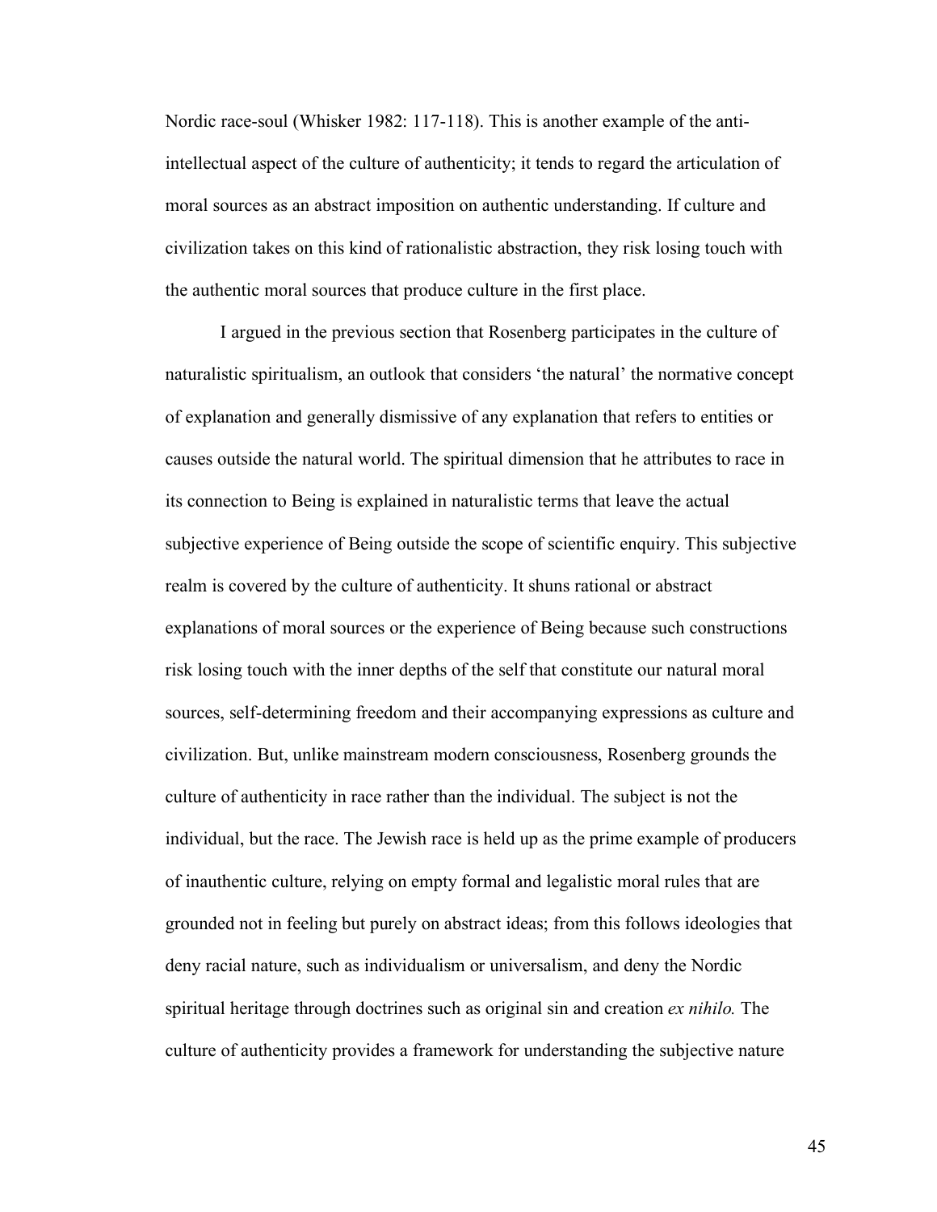Nordic race-soul (Whisker 1982: 117-118). This is another example of the anti-intellectual aspect of the culture of authenticity; it tends to regard the articulation of moral sources as an abstract imposition on authentic understanding. If culture and civilization takes on this kind of rationalistic abstraction, they risk losing touch with the authentic moral sources that produce culture in the first place.

I argued in the previous section that Rosenberg participates in the culture of naturalistic spiritualism, an outlook that considers 'the natural' the normative concept of explanation and generally dismissive of any explanation that refers to entities or causes outside the natural world. The spiritual dimension that he attributes to race in its connection to Being is explained in naturalistic terms that leave the actual subjective experience of Being outside the scope of scientific enquiry. This subjective realm is covered by the culture of authenticity. It shuns rational or abstract explanations of moral sources or the experience of Being because such constructions risk losing touch with the inner depths of the self that constitute our natural moral sources, self-determining freedom and their accompanying expressions as culture and civilization. But, unlike mainstream modern consciousness, Rosenberg grounds the culture of authenticity in race rather than the individual. The subject is not the individual, but the race. The Jewish race is held up as the prime example of producers of inauthentic culture, relying on empty formal and legalistic moral rules that are grounded not in feeling but purely on abstract ideas; from this follows ideologies that deny racial nature, such as individualism or universalism, and deny the Nordic spiritual heritage through doctrines such as original sin and creation *ex nihilo.* The culture of authenticity provides a framework for understanding the subjective nature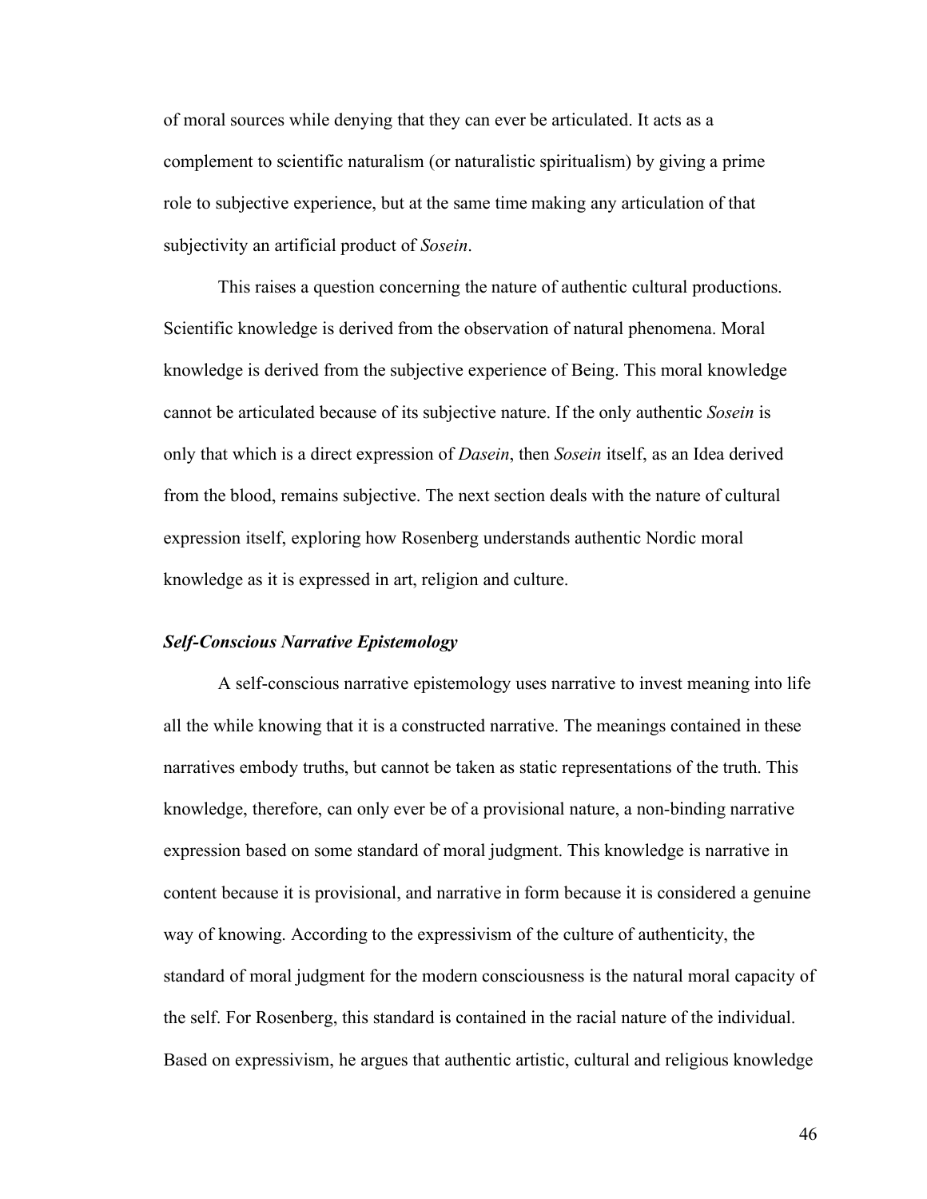of moral sources while denying that they can ever be articulated. It acts as a complement to scientific naturalism (or naturalistic spiritualism) by giving a prime role to subjective experience, but at the same time making any articulation of that subjectivity an artificial product of *Sosein*.

This raises a question concerning the nature of authentic cultural productions. Scientific knowledge is derived from the observation of natural phenomena. Moral knowledge is derived from the subjective experience of Being. This moral knowledge cannot be articulated because of its subjective nature. If the only authentic *Sosein* is only that which is a direct expression of *Dasein*, then *Sosein* itself, as an Idea derived from the blood, remains subjective. The next section deals with the nature of cultural expression itself, exploring how Rosenberg understands authentic Nordic moral knowledge as it is expressed in art, religion and culture.

### *Self-Conscious Narrative Epistemology*

A self-conscious narrative epistemology uses narrative to invest meaning into life all the while knowing that it is a constructed narrative. The meanings contained in these narratives embody truths, but cannot be taken as static representations of the truth. This knowledge, therefore, can only ever be of a provisional nature, a non-binding narrative expression based on some standard of moral judgment. This knowledge is narrative in content because it is provisional, and narrative in form because it is considered a genuine way of knowing. According to the expressivism of the culture of authenticity, the standard of moral judgment for the modern consciousness is the natural moral capacity of the self. For Rosenberg, this standard is contained in the racial nature of the individual. Based on expressivism, he argues that authentic artistic, cultural and religious knowledge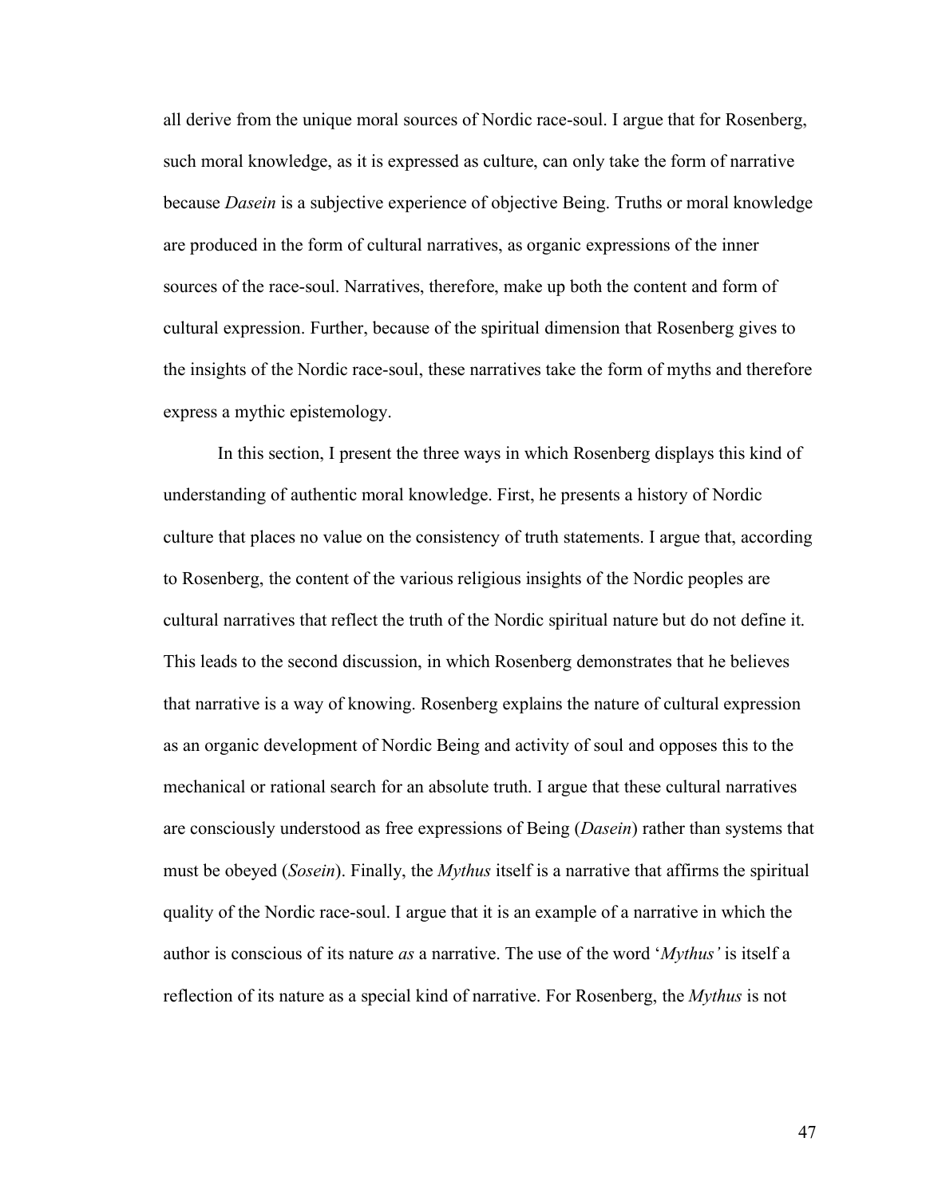all derive from the unique moral sources of Nordic race-soul. I argue that for Rosenberg, such moral knowledge, as it is expressed as culture, can only take the form of narrative because *Dasein* is a subjective experience of objective Being. Truths or moral knowledge are produced in the form of cultural narratives, as organic expressions of the inner sources of the race-soul. Narratives, therefore, make up both the content and form of cultural expression. Further, because of the spiritual dimension that Rosenberg gives to the insights of the Nordic race-soul, these narratives take the form of myths and therefore express a mythic epistemology.

In this section, I present the three ways in which Rosenberg displays this kind of understanding of authentic moral knowledge. First, he presents a history of Nordic culture that places no value on the consistency of truth statements. I argue that, according to Rosenberg, the content of the various religious insights of the Nordic peoples are cultural narratives that reflect the truth of the Nordic spiritual nature but do not define it. This leads to the second discussion, in which Rosenberg demonstrates that he believes that narrative is a way of knowing. Rosenberg explains the nature of cultural expression as an organic development of Nordic Being and activity of soul and opposes this to the mechanical or rational search for an absolute truth. I argue that these cultural narratives are consciously understood as free expressions of Being (*Dasein*) rather than systems that must be obeyed (*Sosein*). Finally, the *Mythus* itself is a narrative that affirms the spiritual quality of the Nordic race-soul. I argue that it is an example of a narrative in which the author is conscious of its nature *as* a narrative. The use of the word '*Mythus'* is itself a reflection of its nature as a special kind of narrative. For Rosenberg, the *Mythus* is not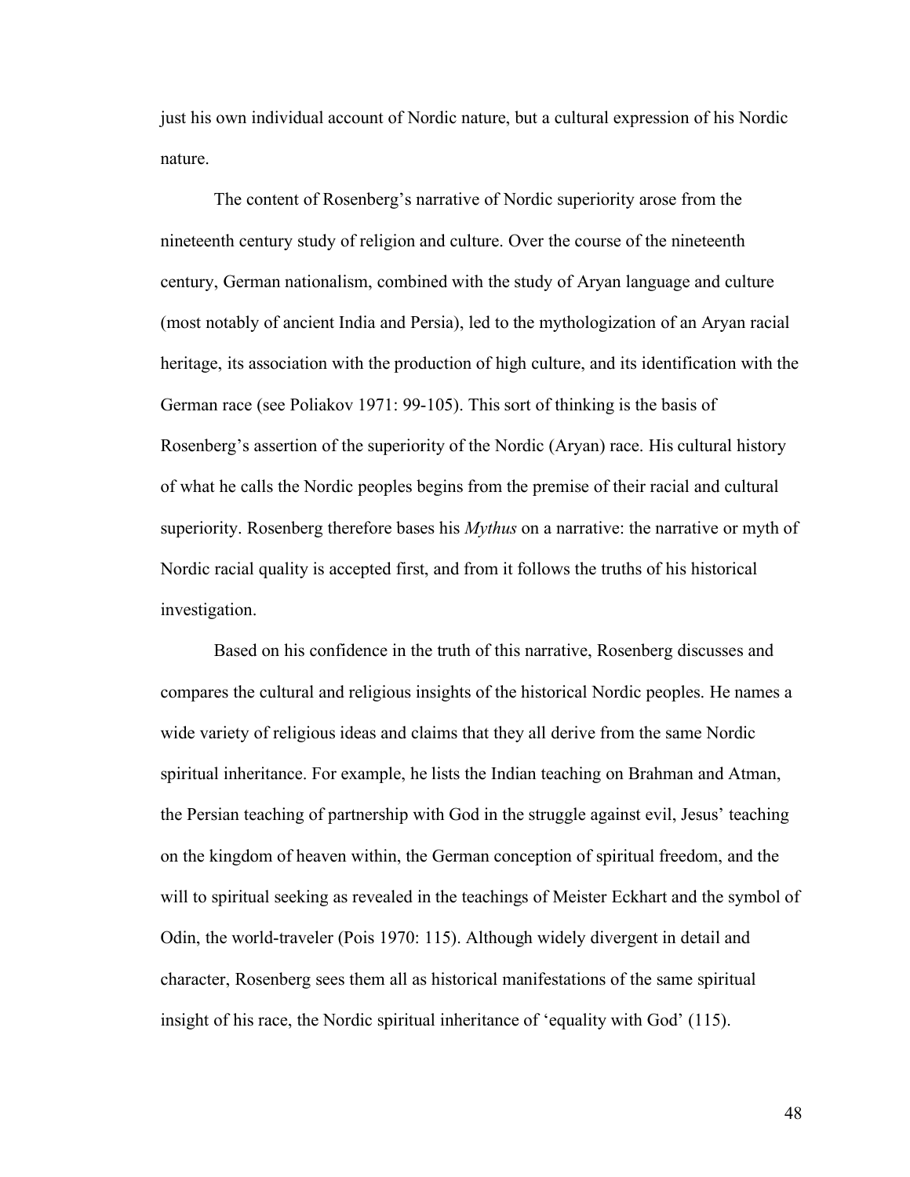just his own individual account of Nordic nature, but a cultural expression of his Nordic nature.

The content of Rosenberg's narrative of Nordic superiority arose from the nineteenth century study of religion and culture. Over the course of the nineteenth century, German nationalism, combined with the study of Aryan language and culture (most notably of ancient India and Persia), led to the mythologization of an Aryan racial heritage, its association with the production of high culture, and its identification with the German race (see Poliakov 1971: 99-105). This sort of thinking is the basis of Rosenberg's assertion of the superiority of the Nordic (Aryan) race. His cultural history of what he calls the Nordic peoples begins from the premise of their racial and cultural superiority. Rosenberg therefore bases his *Mythus* on a narrative: the narrative or myth of Nordic racial quality is accepted first, and from it follows the truths of his historical investigation.

Based on his confidence in the truth of this narrative, Rosenberg discusses and compares the cultural and religious insights of the historical Nordic peoples. He names a wide variety of religious ideas and claims that they all derive from the same Nordic spiritual inheritance. For example, he lists the Indian teaching on Brahman and Atman, the Persian teaching of partnership with God in the struggle against evil, Jesus' teaching on the kingdom of heaven within, the German conception of spiritual freedom, and the will to spiritual seeking as revealed in the teachings of Meister Eckhart and the symbol of Odin, the world-traveler (Pois 1970: 115). Although widely divergent in detail and character, Rosenberg sees them all as historical manifestations of the same spiritual insight of his race, the Nordic spiritual inheritance of 'equality with God' (115).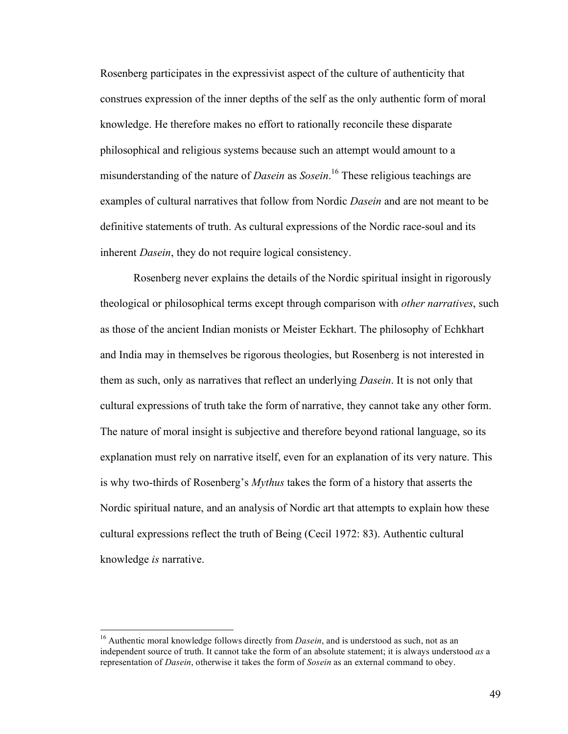Rosenberg participates in the expressivist aspect of the culture of authenticity that construes expression of the inner depths of the self as the only authentic form of moral knowledge. He therefore makes no effort to rationally reconcile these disparate philosophical and religious systems because such an attempt would amount to a misunderstanding of the nature of *Dasein* as *Sosein*.[16] These religious teachings are examples of cultural narratives that follow from Nordic *Dasein* and are not meant to be definitive statements of truth. As cultural expressions of the Nordic race-soul and its inherent *Dasein*, they do not require logical consistency.

Rosenberg never explains the details of the Nordic spiritual insight in rigorously theological or philosophical terms except through comparison with *other narratives*, such as those of the ancient Indian monists or Meister Eckhart. The philosophy of Echkhart and India may in themselves be rigorous theologies, but Rosenberg is not interested in them as such, only as narratives that reflect an underlying *Dasein*. It is not only that cultural expressions of truth take the form of narrative, they cannot take any other form. The nature of moral insight is subjective and therefore beyond rational language, so its explanation must rely on narrative itself, even for an explanation of its very nature. This is why two-thirds of Rosenberg's *Mythus* takes the form of a history that asserts the Nordic spiritual nature, and an analysis of Nordic art that attempts to explain how these cultural expressions reflect the truth of Being (Cecil 1972: 83). Authentic cultural knowledge *is* narrative.

---

[16] Authentic moral knowledge follows directly from *Dasein*, and is understood as such, not as an independent source of truth. It cannot take the form of an absolute statement; it is always understood *as* a representation of *Dasein*, otherwise it takes the form of *Sosein* as an external command to obey.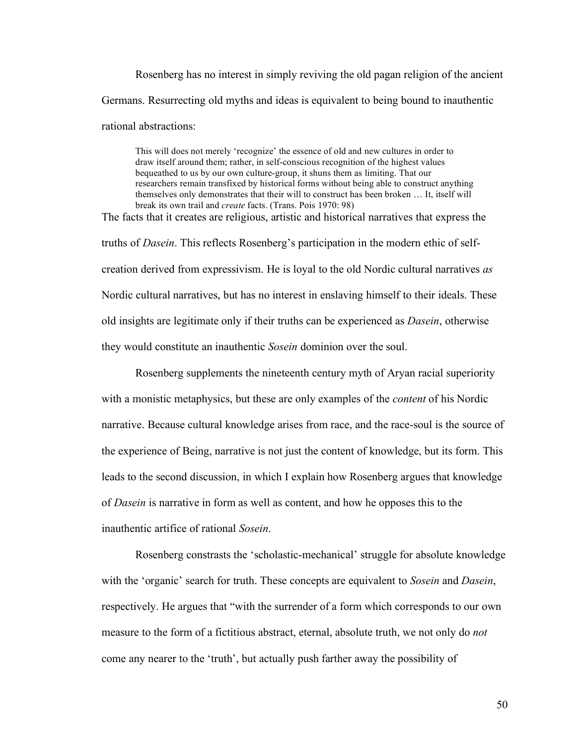Rosenberg has no interest in simply reviving the old pagan religion of the ancient Germans. Resurrecting old myths and ideas is equivalent to being bound to inauthentic rational abstractions:

> This will does not merely 'recognize' the essence of old and new cultures in order to draw itself around them; rather, in self-conscious recognition of the highest values bequeathed to us by our own culture-group, it shuns them as limiting. That our researchers remain transfixed by historical forms without being able to construct anything themselves only demonstrates that their will to construct has been broken … It, itself will break its own trail and *create* facts. (Trans. Pois 1970: 98)

The facts that it creates are religious, artistic and historical narratives that express the truths of *Dasein*. This reflects Rosenberg's participation in the modern ethic of self-creation derived from expressivism. He is loyal to the old Nordic cultural narratives *as* Nordic cultural narratives, but has no interest in enslaving himself to their ideals. These old insights are legitimate only if their truths can be experienced as *Dasein*, otherwise they would constitute an inauthentic *Sosein* dominion over the soul.

Rosenberg supplements the nineteenth century myth of Aryan racial superiority with a monistic metaphysics, but these are only examples of the *content* of his Nordic narrative. Because cultural knowledge arises from race, and the race-soul is the source of the experience of Being, narrative is not just the content of knowledge, but its form. This leads to the second discussion, in which I explain how Rosenberg argues that knowledge of *Dasein* is narrative in form as well as content, and how he opposes this to the inauthentic artifice of rational *Sosein*.

Rosenberg constrasts the 'scholastic-mechanical' struggle for absolute knowledge with the 'organic' search for truth. These concepts are equivalent to *Sosein* and *Dasein*, respectively. He argues that "with the surrender of a form which corresponds to our own measure to the form of a fictitious abstract, eternal, absolute truth, we not only do *not* come any nearer to the 'truth', but actually push farther away the possibility of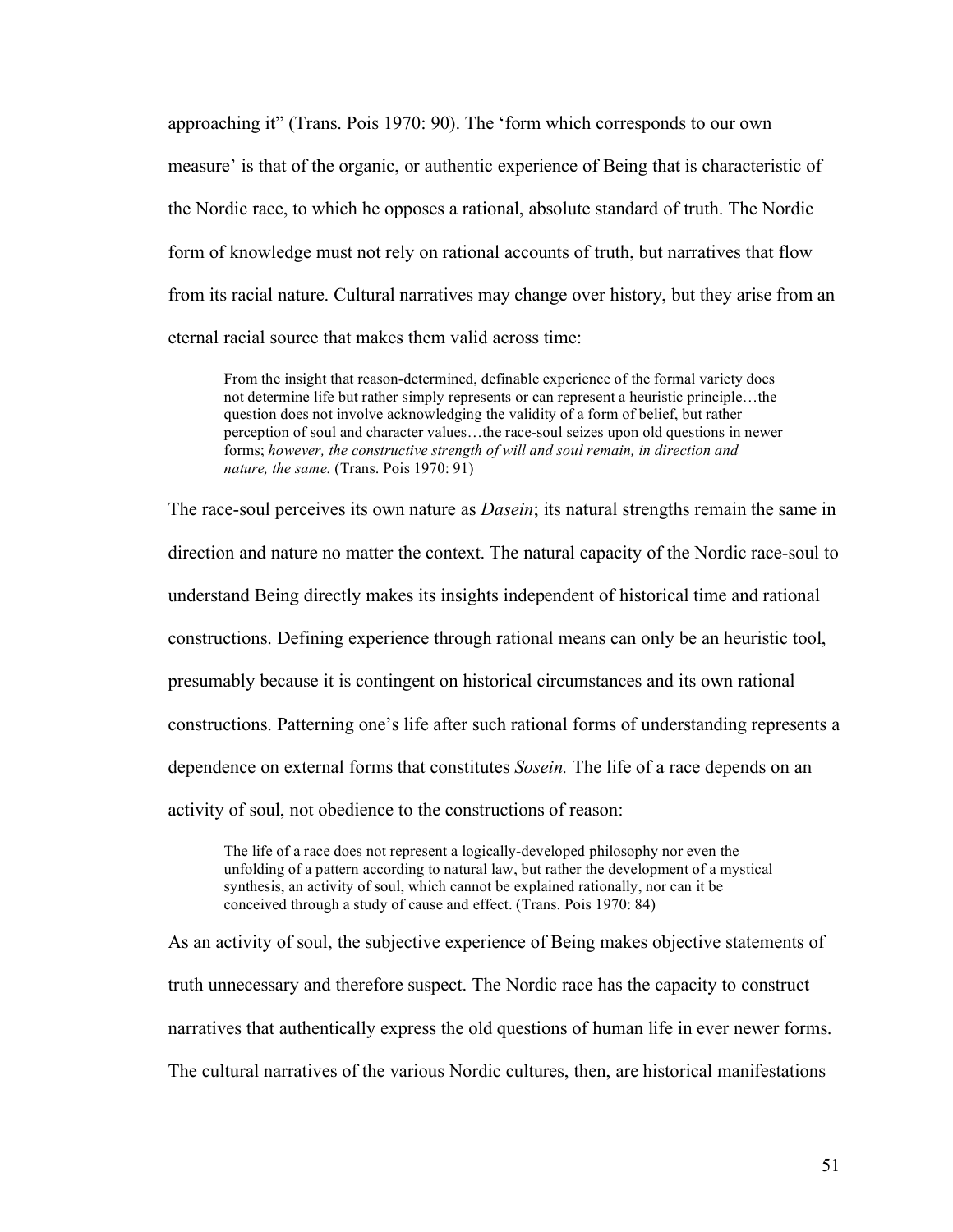approaching it" (Trans. Pois 1970: 90). The 'form which corresponds to our own measure' is that of the organic, or authentic experience of Being that is characteristic of the Nordic race, to which he opposes a rational, absolute standard of truth. The Nordic form of knowledge must not rely on rational accounts of truth, but narratives that flow from its racial nature. Cultural narratives may change over history, but they arise from an eternal racial source that makes them valid across time:

> From the insight that reason-determined, definable experience of the formal variety does not determine life but rather simply represents or can represent a heuristic principle…the question does not involve acknowledging the validity of a form of belief, but rather perception of soul and character values…the race-soul seizes upon old questions in newer forms; *however, the constructive strength of will and soul remain, in direction and nature, the same.* (Trans. Pois 1970: 91)

The race-soul perceives its own nature as *Dasein*; its natural strengths remain the same in direction and nature no matter the context. The natural capacity of the Nordic race-soul to understand Being directly makes its insights independent of historical time and rational constructions. Defining experience through rational means can only be an heuristic tool, presumably because it is contingent on historical circumstances and its own rational constructions. Patterning one's life after such rational forms of understanding represents a dependence on external forms that constitutes *Sosein.* The life of a race depends on an activity of soul, not obedience to the constructions of reason:

> The life of a race does not represent a logically-developed philosophy nor even the unfolding of a pattern according to natural law, but rather the development of a mystical synthesis, an activity of soul, which cannot be explained rationally, nor can it be conceived through a study of cause and effect. (Trans. Pois 1970: 84)

As an activity of soul, the subjective experience of Being makes objective statements of truth unnecessary and therefore suspect. The Nordic race has the capacity to construct narratives that authentically express the old questions of human life in ever newer forms. The cultural narratives of the various Nordic cultures, then, are historical manifestations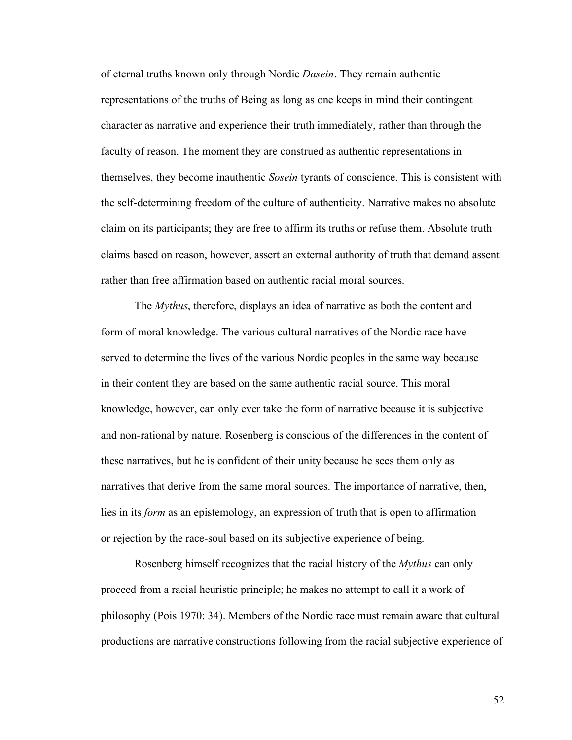of eternal truths known only through Nordic *Dasein*. They remain authentic representations of the truths of Being as long as one keeps in mind their contingent character as narrative and experience their truth immediately, rather than through the faculty of reason. The moment they are construed as authentic representations in themselves, they become inauthentic *Sosein* tyrants of conscience. This is consistent with the self-determining freedom of the culture of authenticity. Narrative makes no absolute claim on its participants; they are free to affirm its truths or refuse them. Absolute truth claims based on reason, however, assert an external authority of truth that demand assent rather than free affirmation based on authentic racial moral sources.

The *Mythus*, therefore, displays an idea of narrative as both the content and form of moral knowledge. The various cultural narratives of the Nordic race have served to determine the lives of the various Nordic peoples in the same way because in their content they are based on the same authentic racial source. This moral knowledge, however, can only ever take the form of narrative because it is subjective and non-rational by nature. Rosenberg is conscious of the differences in the content of these narratives, but he is confident of their unity because he sees them only as narratives that derive from the same moral sources. The importance of narrative, then, lies in its *form* as an epistemology, an expression of truth that is open to affirmation or rejection by the race-soul based on its subjective experience of being.

Rosenberg himself recognizes that the racial history of the *Mythus* can only proceed from a racial heuristic principle; he makes no attempt to call it a work of philosophy (Pois 1970: 34). Members of the Nordic race must remain aware that cultural productions are narrative constructions following from the racial subjective experience of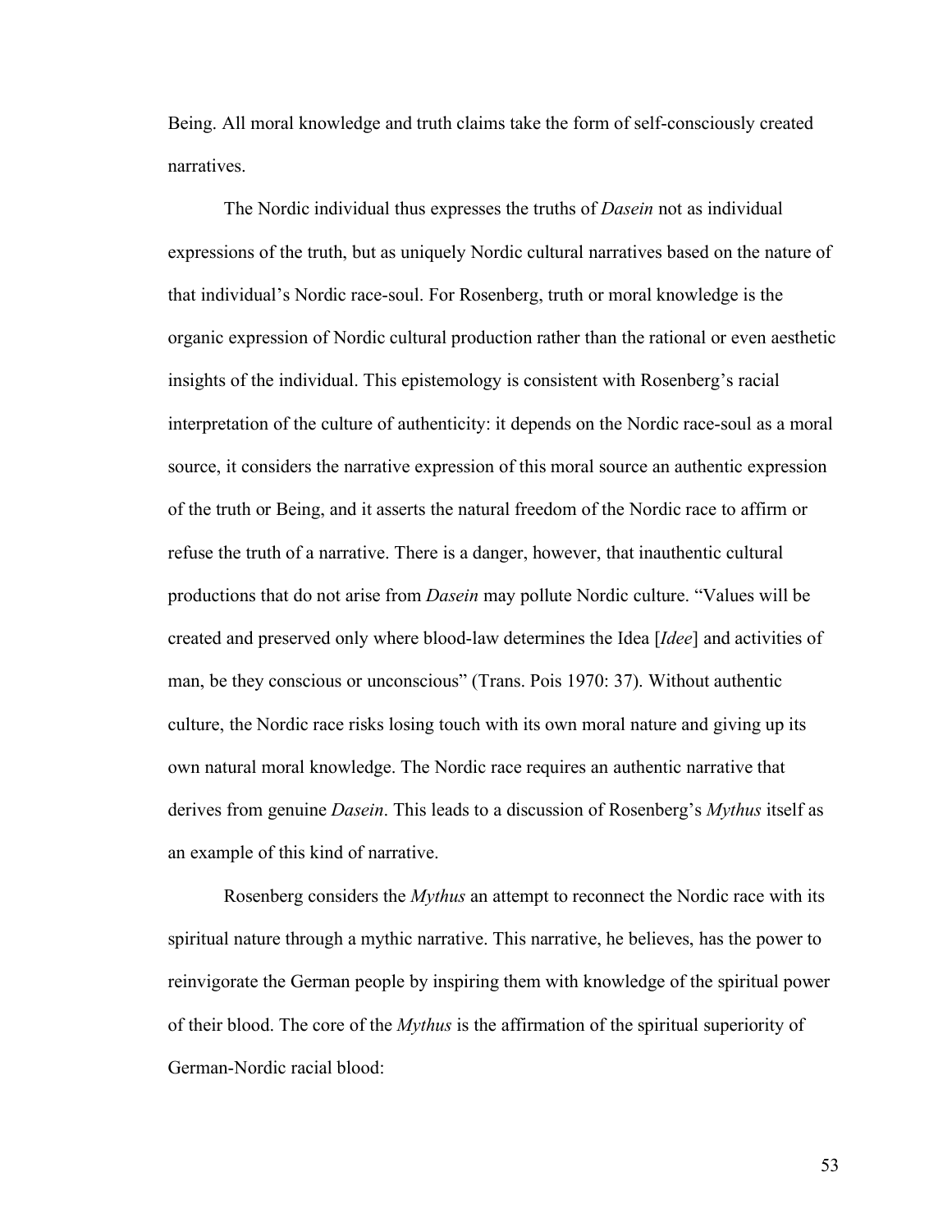Being. All moral knowledge and truth claims take the form of self-consciously created narratives.

The Nordic individual thus expresses the truths of *Dasein* not as individual expressions of the truth, but as uniquely Nordic cultural narratives based on the nature of that individual's Nordic race-soul. For Rosenberg, truth or moral knowledge is the organic expression of Nordic cultural production rather than the rational or even aesthetic insights of the individual. This epistemology is consistent with Rosenberg's racial interpretation of the culture of authenticity: it depends on the Nordic race-soul as a moral source, it considers the narrative expression of this moral source an authentic expression of the truth or Being, and it asserts the natural freedom of the Nordic race to affirm or refuse the truth of a narrative. There is a danger, however, that inauthentic cultural productions that do not arise from *Dasein* may pollute Nordic culture. "Values will be created and preserved only where blood-law determines the Idea [*Idee*] and activities of man, be they conscious or unconscious" (Trans. Pois 1970: 37). Without authentic culture, the Nordic race risks losing touch with its own moral nature and giving up its own natural moral knowledge. The Nordic race requires an authentic narrative that derives from genuine *Dasein*. This leads to a discussion of Rosenberg's *Mythus* itself as an example of this kind of narrative.

Rosenberg considers the *Mythus* an attempt to reconnect the Nordic race with its spiritual nature through a mythic narrative. This narrative, he believes, has the power to reinvigorate the German people by inspiring them with knowledge of the spiritual power of their blood. The core of the *Mythus* is the affirmation of the spiritual superiority of German-Nordic racial blood: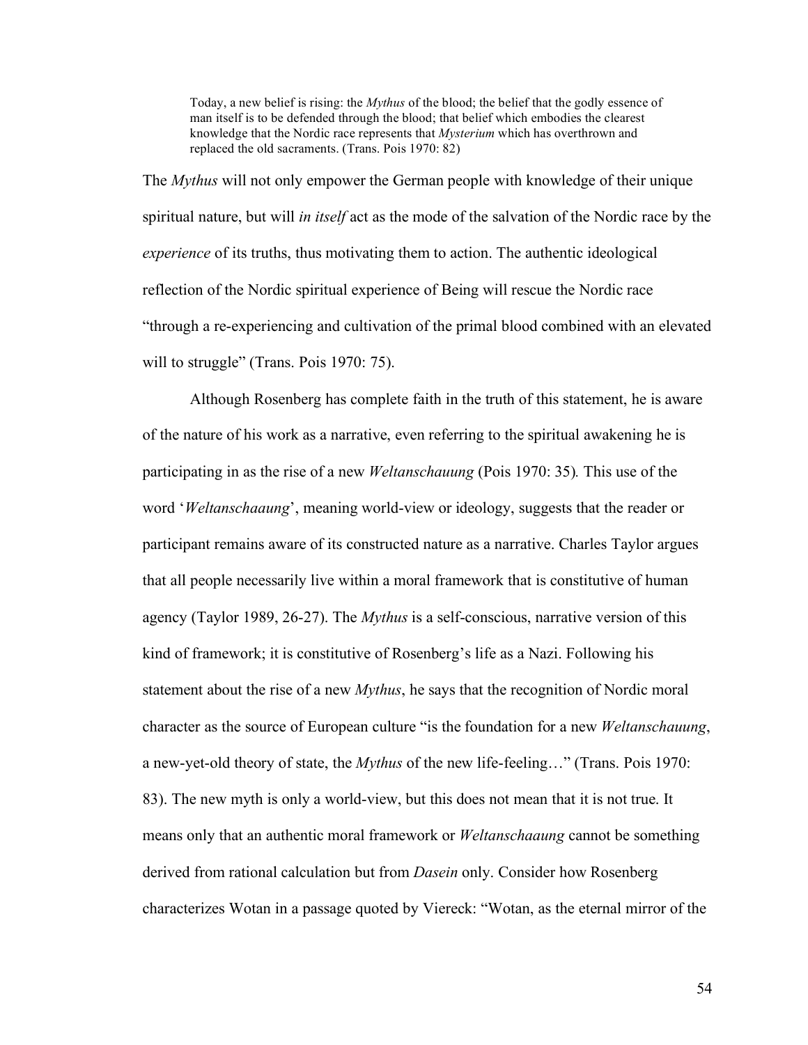> Today, a new belief is rising: the *Mythus* of the blood; the belief that the godly essence of man itself is to be defended through the blood; that belief which embodies the clearest knowledge that the Nordic race represents that *Mysterium* which has overthrown and replaced the old sacraments. (Trans. Pois 1970: 82)

The *Mythus* will not only empower the German people with knowledge of their unique spiritual nature, but will *in itself* act as the mode of the salvation of the Nordic race by the *experience* of its truths, thus motivating them to action. The authentic ideological reflection of the Nordic spiritual experience of Being will rescue the Nordic race "through a re-experiencing and cultivation of the primal blood combined with an elevated will to struggle" (Trans. Pois 1970: 75).

Although Rosenberg has complete faith in the truth of this statement, he is aware of the nature of his work as a narrative, even referring to the spiritual awakening he is participating in as the rise of a new *Weltanschauung* (Pois 1970: 35). This use of the word '*Weltanschaaung*', meaning world-view or ideology, suggests that the reader or participant remains aware of its constructed nature as a narrative. Charles Taylor argues that all people necessarily live within a moral framework that is constitutive of human agency (Taylor 1989, 26-27). The *Mythus* is a self-conscious, narrative version of this kind of framework; it is constitutive of Rosenberg's life as a Nazi. Following his statement about the rise of a new *Mythus*, he says that the recognition of Nordic moral character as the source of European culture "is the foundation for a new *Weltanschauung*, a new-yet-old theory of state, the *Mythus* of the new life-feeling…" (Trans. Pois 1970: 83). The new myth is only a world-view, but this does not mean that it is not true. It means only that an authentic moral framework or *Weltanschaaung* cannot be something derived from rational calculation but from *Dasein* only. Consider how Rosenberg characterizes Wotan in a passage quoted by Viereck: "Wotan, as the eternal mirror of the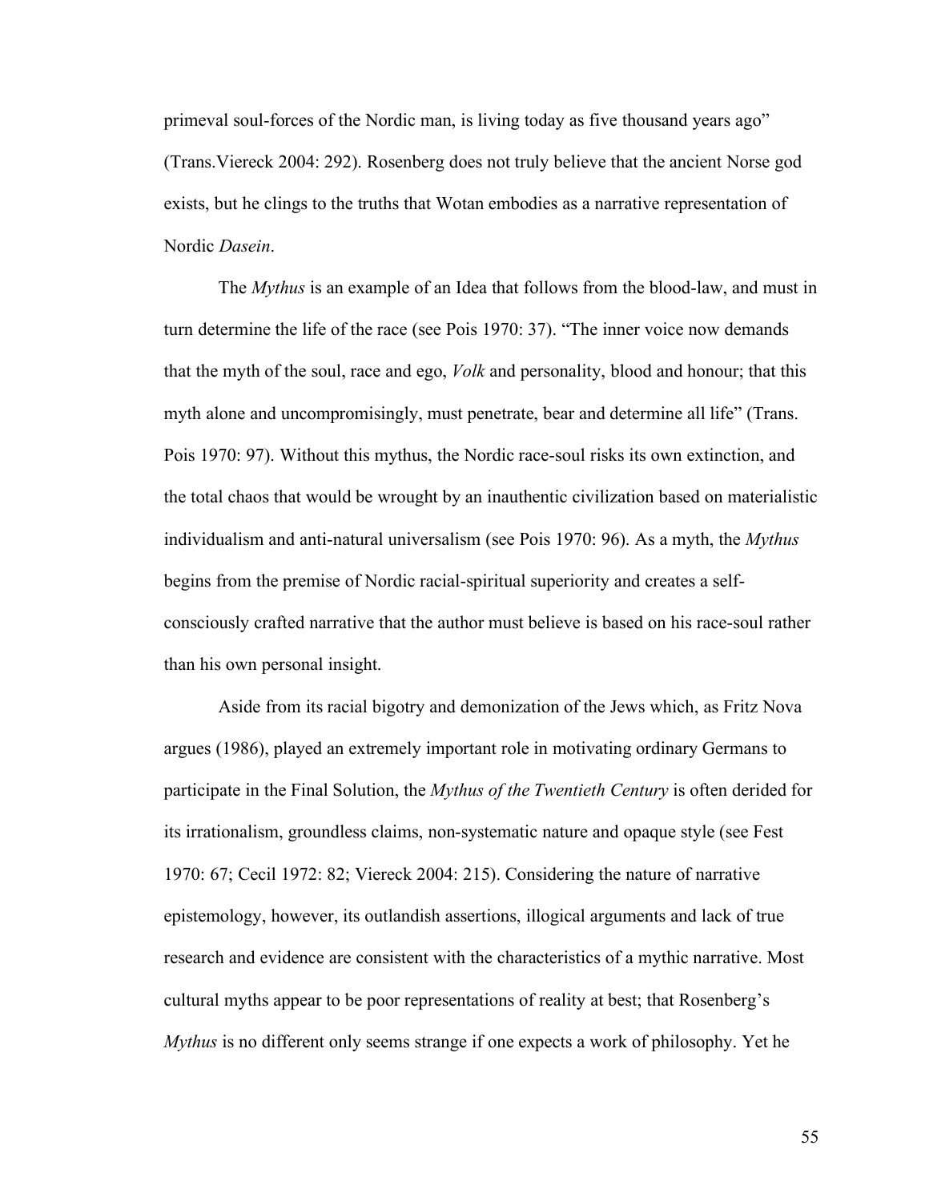primeval soul-forces of the Nordic man, is living today as five thousand years ago" (Trans.Viereck 2004: 292). Rosenberg does not truly believe that the ancient Norse god exists, but he clings to the truths that Wotan embodies as a narrative representation of Nordic *Dasein*.

The *Mythus* is an example of an Idea that follows from the blood-law, and must in turn determine the life of the race (see Pois 1970: 37). "The inner voice now demands that the myth of the soul, race and ego, *Volk* and personality, blood and honour; that this myth alone and uncompromisingly, must penetrate, bear and determine all life" (Trans. Pois 1970: 97). Without this mythus, the Nordic race-soul risks its own extinction, and the total chaos that would be wrought by an inauthentic civilization based on materialistic individualism and anti-natural universalism (see Pois 1970: 96). As a myth, the *Mythus* begins from the premise of Nordic racial-spiritual superiority and creates a self-consciously crafted narrative that the author must believe is based on his race-soul rather than his own personal insight.

Aside from its racial bigotry and demonization of the Jews which, as Fritz Nova argues (1986), played an extremely important role in motivating ordinary Germans to participate in the Final Solution, the *Mythus of the Twentieth Century* is often derided for its irrationalism, groundless claims, non-systematic nature and opaque style (see Fest 1970: 67; Cecil 1972: 82; Viereck 2004: 215). Considering the nature of narrative epistemology, however, its outlandish assertions, illogical arguments and lack of true research and evidence are consistent with the characteristics of a mythic narrative. Most cultural myths appear to be poor representations of reality at best; that Rosenberg's *Mythus* is no different only seems strange if one expects a work of philosophy. Yet he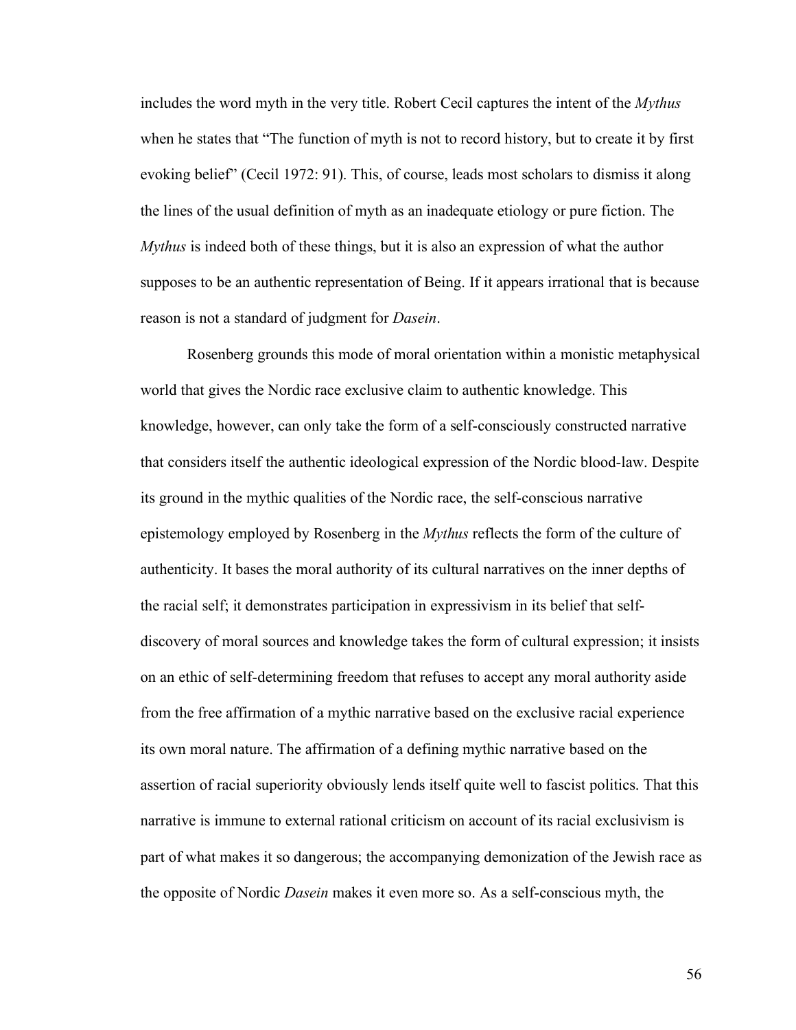includes the word myth in the very title. Robert Cecil captures the intent of the *Mythus* when he states that "The function of myth is not to record history, but to create it by first evoking belief" (Cecil 1972: 91). This, of course, leads most scholars to dismiss it along the lines of the usual definition of myth as an inadequate etiology or pure fiction. The *Mythus* is indeed both of these things, but it is also an expression of what the author supposes to be an authentic representation of Being. If it appears irrational that is because reason is not a standard of judgment for *Dasein*.

Rosenberg grounds this mode of moral orientation within a monistic metaphysical world that gives the Nordic race exclusive claim to authentic knowledge. This knowledge, however, can only take the form of a self-consciously constructed narrative that considers itself the authentic ideological expression of the Nordic blood-law. Despite its ground in the mythic qualities of the Nordic race, the self-conscious narrative epistemology employed by Rosenberg in the *Mythus* reflects the form of the culture of authenticity. It bases the moral authority of its cultural narratives on the inner depths of the racial self; it demonstrates participation in expressivism in its belief that self-discovery of moral sources and knowledge takes the form of cultural expression; it insists on an ethic of self-determining freedom that refuses to accept any moral authority aside from the free affirmation of a mythic narrative based on the exclusive racial experience its own moral nature. The affirmation of a defining mythic narrative based on the assertion of racial superiority obviously lends itself quite well to fascist politics. That this narrative is immune to external rational criticism on account of its racial exclusivism is part of what makes it so dangerous; the accompanying demonization of the Jewish race as the opposite of Nordic *Dasein* makes it even more so. As a self-conscious myth, the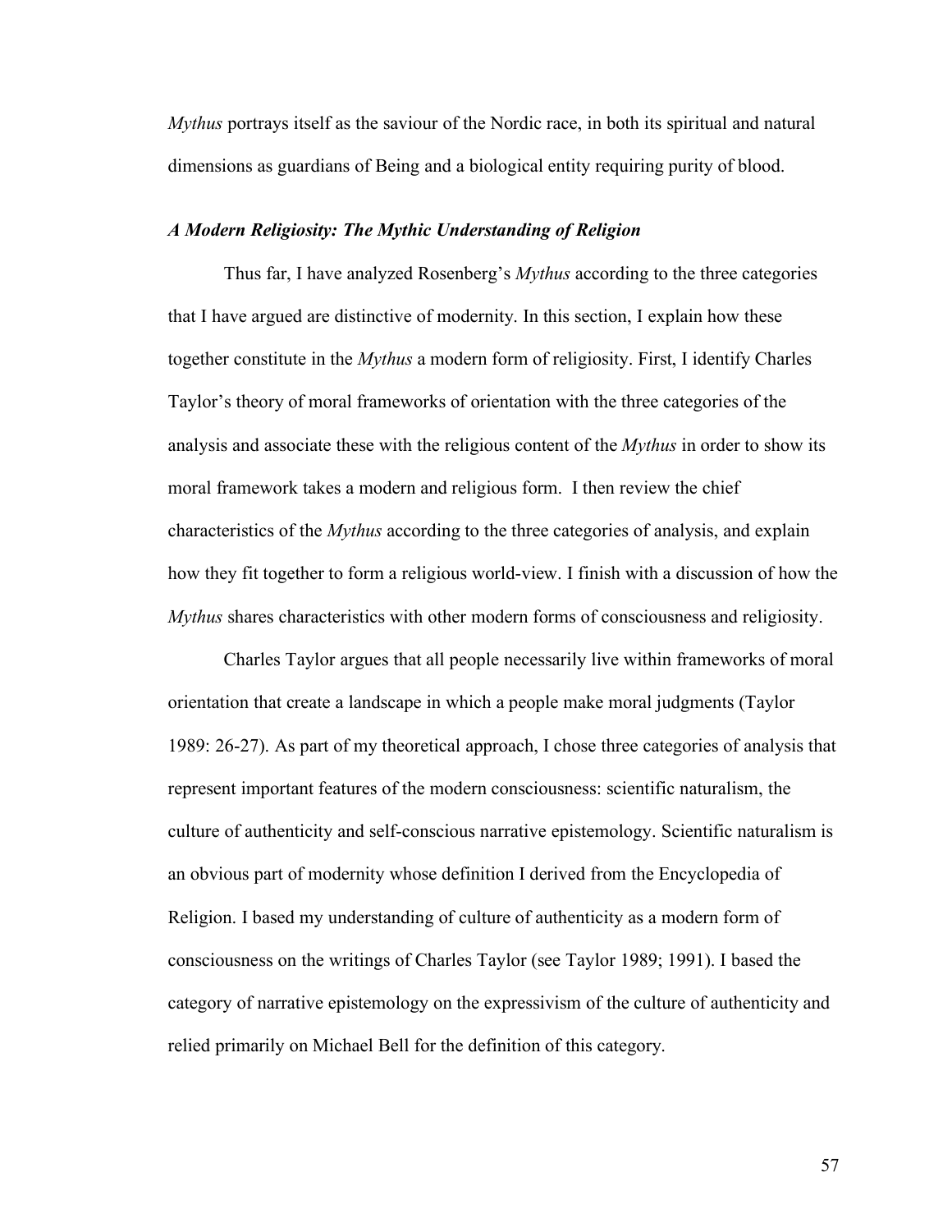*Mythus* portrays itself as the saviour of the Nordic race, in both its spiritual and natural dimensions as guardians of Being and a biological entity requiring purity of blood.

### *A Modern Religiosity: The Mythic Understanding of Religion*

Thus far, I have analyzed Rosenberg's *Mythus* according to the three categories that I have argued are distinctive of modernity. In this section, I explain how these together constitute in the *Mythus* a modern form of religiosity. First, I identify Charles Taylor's theory of moral frameworks of orientation with the three categories of the analysis and associate these with the religious content of the *Mythus* in order to show its moral framework takes a modern and religious form. I then review the chief characteristics of the *Mythus* according to the three categories of analysis, and explain how they fit together to form a religious world-view. I finish with a discussion of how the *Mythus* shares characteristics with other modern forms of consciousness and religiosity.

Charles Taylor argues that all people necessarily live within frameworks of moral orientation that create a landscape in which a people make moral judgments (Taylor 1989: 26-27). As part of my theoretical approach, I chose three categories of analysis that represent important features of the modern consciousness: scientific naturalism, the culture of authenticity and self-conscious narrative epistemology. Scientific naturalism is an obvious part of modernity whose definition I derived from the Encyclopedia of Religion. I based my understanding of culture of authenticity as a modern form of consciousness on the writings of Charles Taylor (see Taylor 1989; 1991). I based the category of narrative epistemology on the expressivism of the culture of authenticity and relied primarily on Michael Bell for the definition of this category.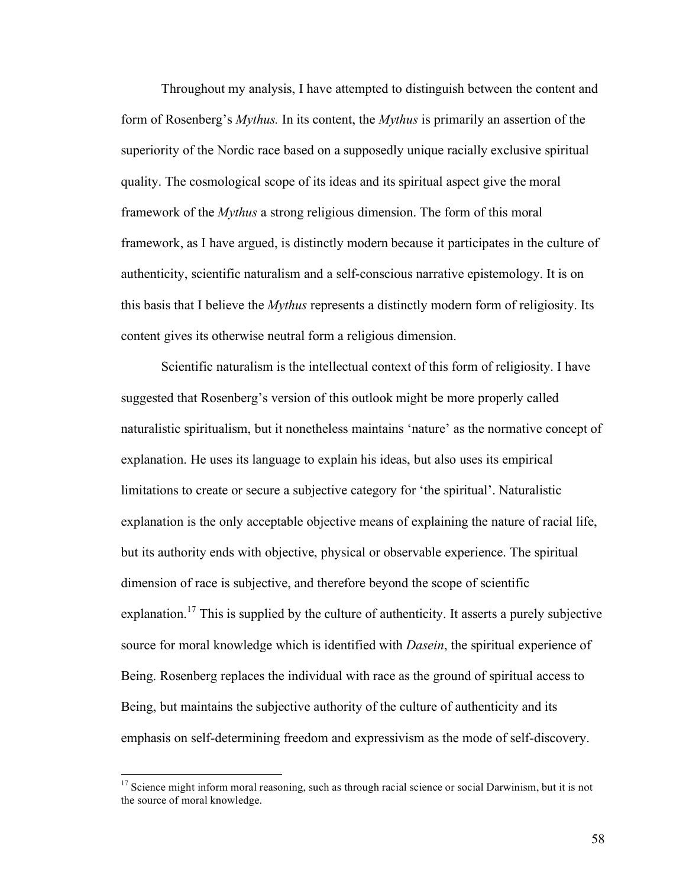Throughout my analysis, I have attempted to distinguish between the content and form of Rosenberg's *Mythus.* In its content, the *Mythus* is primarily an assertion of the superiority of the Nordic race based on a supposedly unique racially exclusive spiritual quality. The cosmological scope of its ideas and its spiritual aspect give the moral framework of the *Mythus* a strong religious dimension. The form of this moral framework, as I have argued, is distinctly modern because it participates in the culture of authenticity, scientific naturalism and a self-conscious narrative epistemology. It is on this basis that I believe the *Mythus* represents a distinctly modern form of religiosity. Its content gives its otherwise neutral form a religious dimension.

Scientific naturalism is the intellectual context of this form of religiosity. I have suggested that Rosenberg's version of this outlook might be more properly called naturalistic spiritualism, but it nonetheless maintains 'nature' as the normative concept of explanation. He uses its language to explain his ideas, but also uses its empirical limitations to create or secure a subjective category for 'the spiritual'. Naturalistic explanation is the only acceptable objective means of explaining the nature of racial life, but its authority ends with objective, physical or observable experience. The spiritual dimension of race is subjective, and therefore beyond the scope of scientific explanation.[17] This is supplied by the culture of authenticity. It asserts a purely subjective source for moral knowledge which is identified with *Dasein*, the spiritual experience of Being. Rosenberg replaces the individual with race as the ground of spiritual access to Being, but maintains the subjective authority of the culture of authenticity and its emphasis on self-determining freedom and expressivism as the mode of self-discovery.

[17] Science might inform moral reasoning, such as through racial science or social Darwinism, but it is not the source of moral knowledge.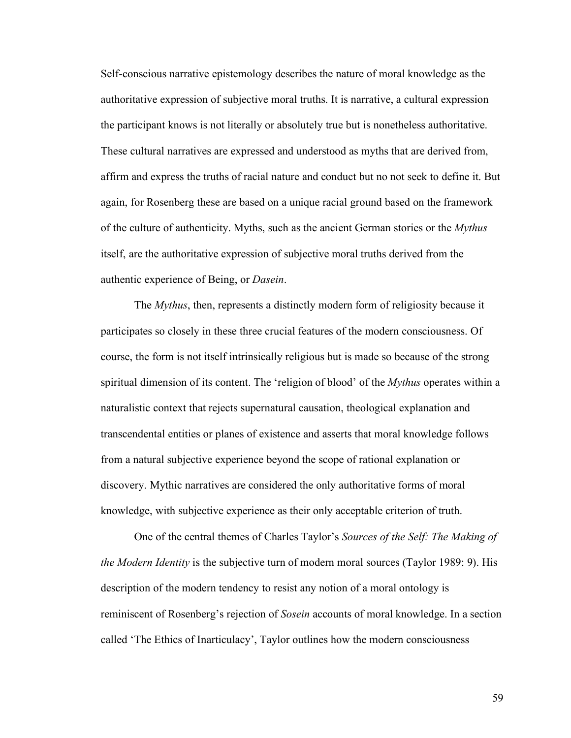Self-conscious narrative epistemology describes the nature of moral knowledge as the authoritative expression of subjective moral truths. It is narrative, a cultural expression the participant knows is not literally or absolutely true but is nonetheless authoritative. These cultural narratives are expressed and understood as myths that are derived from, affirm and express the truths of racial nature and conduct but no not seek to define it. But again, for Rosenberg these are based on a unique racial ground based on the framework of the culture of authenticity. Myths, such as the ancient German stories or the *Mythus* itself, are the authoritative expression of subjective moral truths derived from the authentic experience of Being, or *Dasein*.

The *Mythus*, then, represents a distinctly modern form of religiosity because it participates so closely in these three crucial features of the modern consciousness. Of course, the form is not itself intrinsically religious but is made so because of the strong spiritual dimension of its content. The 'religion of blood' of the *Mythus* operates within a naturalistic context that rejects supernatural causation, theological explanation and transcendental entities or planes of existence and asserts that moral knowledge follows from a natural subjective experience beyond the scope of rational explanation or discovery. Mythic narratives are considered the only authoritative forms of moral knowledge, with subjective experience as their only acceptable criterion of truth.

One of the central themes of Charles Taylor's *Sources of the Self: The Making of the Modern Identity* is the subjective turn of modern moral sources (Taylor 1989: 9). His description of the modern tendency to resist any notion of a moral ontology is reminiscent of Rosenberg's rejection of *Sosein* accounts of moral knowledge. In a section called 'The Ethics of Inarticulacy', Taylor outlines how the modern consciousness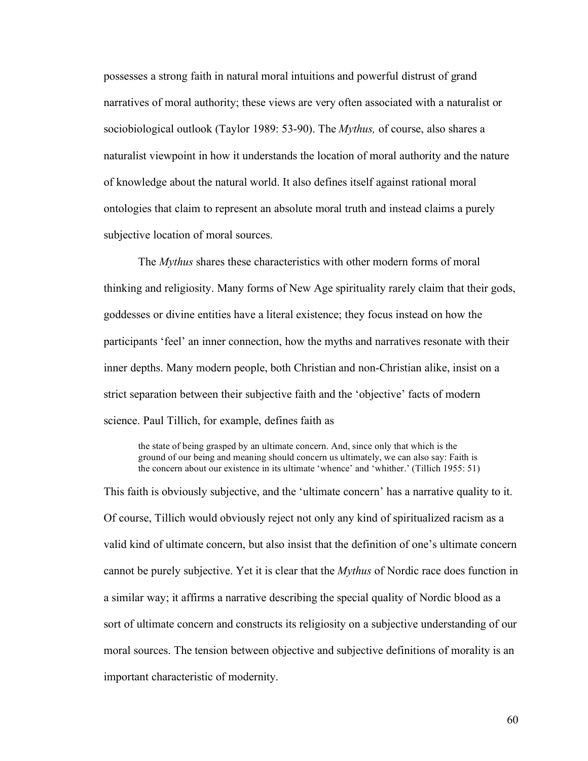possesses a strong faith in natural moral intuitions and powerful distrust of grand narratives of moral authority; these views are very often associated with a naturalist or sociobiological outlook (Taylor 1989: 53-90). The *Mythus,* of course, also shares a naturalist viewpoint in how it understands the location of moral authority and the nature of knowledge about the natural world. It also defines itself against rational moral ontologies that claim to represent an absolute moral truth and instead claims a purely subjective location of moral sources.

The *Mythus* shares these characteristics with other modern forms of moral thinking and religiosity. Many forms of New Age spirituality rarely claim that their gods, goddesses or divine entities have a literal existence; they focus instead on how the participants 'feel' an inner connection, how the myths and narratives resonate with their inner depths. Many modern people, both Christian and non-Christian alike, insist on a strict separation between their subjective faith and the 'objective' facts of modern science. Paul Tillich, for example, defines faith as

> the state of being grasped by an ultimate concern. And, since only that which is the ground of our being and meaning should concern us ultimately, we can also say: Faith is the concern about our existence in its ultimate 'whence' and 'whither.' (Tillich 1955: 51)

This faith is obviously subjective, and the 'ultimate concern' has a narrative quality to it. Of course, Tillich would obviously reject not only any kind of spiritualized racism as a valid kind of ultimate concern, but also insist that the definition of one's ultimate concern cannot be purely subjective. Yet it is clear that the *Mythus* of Nordic race does function in a similar way; it affirms a narrative describing the special quality of Nordic blood as a sort of ultimate concern and constructs its religiosity on a subjective understanding of our moral sources. The tension between objective and subjective definitions of morality is an important characteristic of modernity.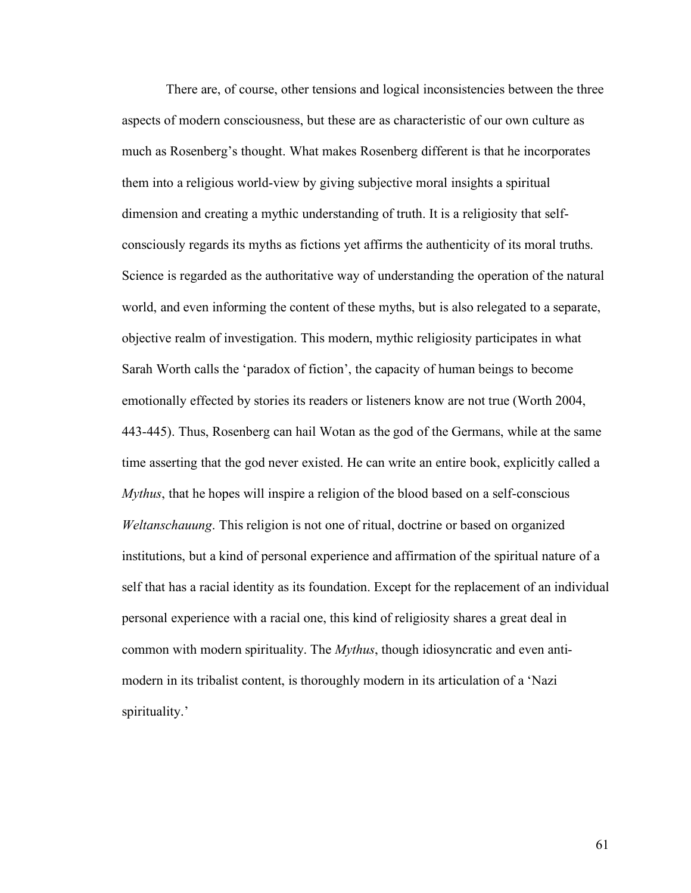There are, of course, other tensions and logical inconsistencies between the three aspects of modern consciousness, but these are as characteristic of our own culture as much as Rosenberg's thought. What makes Rosenberg different is that he incorporates them into a religious world-view by giving subjective moral insights a spiritual dimension and creating a mythic understanding of truth. It is a religiosity that self-consciously regards its myths as fictions yet affirms the authenticity of its moral truths. Science is regarded as the authoritative way of understanding the operation of the natural world, and even informing the content of these myths, but is also relegated to a separate, objective realm of investigation. This modern, mythic religiosity participates in what Sarah Worth calls the 'paradox of fiction', the capacity of human beings to become emotionally effected by stories its readers or listeners know are not true (Worth 2004, 443-445). Thus, Rosenberg can hail Wotan as the god of the Germans, while at the same time asserting that the god never existed. He can write an entire book, explicitly called a *Mythus*, that he hopes will inspire a religion of the blood based on a self-conscious *Weltanschauung*. This religion is not one of ritual, doctrine or based on organized institutions, but a kind of personal experience and affirmation of the spiritual nature of a self that has a racial identity as its foundation. Except for the replacement of an individual personal experience with a racial one, this kind of religiosity shares a great deal in common with modern spirituality. The *Mythus*, though idiosyncratic and even anti-modern in its tribalist content, is thoroughly modern in its articulation of a 'Nazi spirituality.'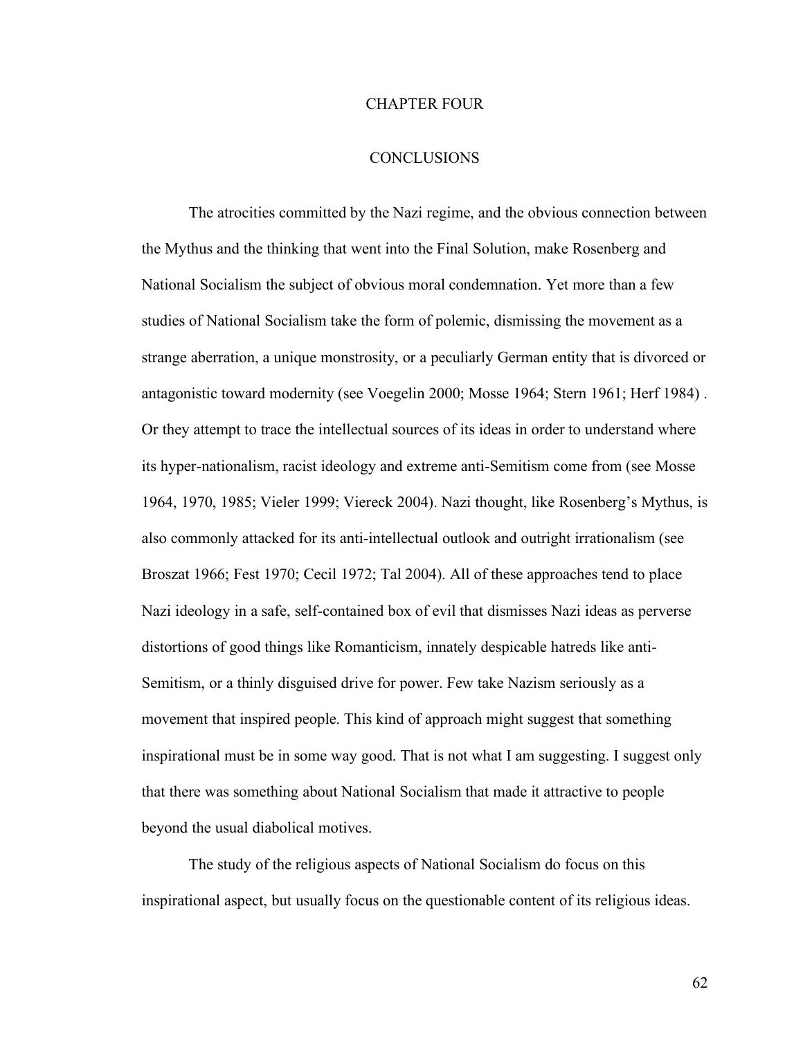# CHAPTER FOUR

## CONCLUSIONS

The atrocities committed by the Nazi regime, and the obvious connection between the Mythus and the thinking that went into the Final Solution, make Rosenberg and National Socialism the subject of obvious moral condemnation. Yet more than a few studies of National Socialism take the form of polemic, dismissing the movement as a strange aberration, a unique monstrosity, or a peculiarly German entity that is divorced or antagonistic toward modernity (see Voegelin 2000; Mosse 1964; Stern 1961; Herf 1984) . Or they attempt to trace the intellectual sources of its ideas in order to understand where its hyper-nationalism, racist ideology and extreme anti-Semitism come from (see Mosse 1964, 1970, 1985; Vieler 1999; Viereck 2004). Nazi thought, like Rosenberg's Mythus, is also commonly attacked for its anti-intellectual outlook and outright irrationalism (see Broszat 1966; Fest 1970; Cecil 1972; Tal 2004). All of these approaches tend to place Nazi ideology in a safe, self-contained box of evil that dismisses Nazi ideas as perverse distortions of good things like Romanticism, innately despicable hatreds like anti-Semitism, or a thinly disguised drive for power. Few take Nazism seriously as a movement that inspired people. This kind of approach might suggest that something inspirational must be in some way good. That is not what I am suggesting. I suggest only that there was something about National Socialism that made it attractive to people beyond the usual diabolical motives.

The study of the religious aspects of National Socialism do focus on this inspirational aspect, but usually focus on the questionable content of its religious ideas.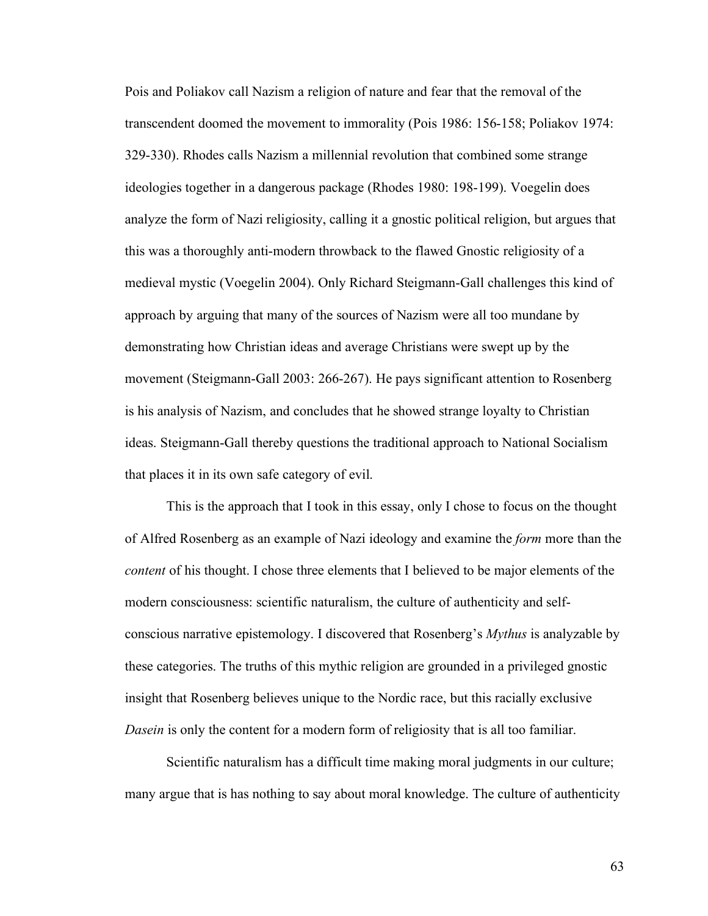Pois and Poliakov call Nazism a religion of nature and fear that the removal of the transcendent doomed the movement to immorality (Pois 1986: 156-158; Poliakov 1974: 329-330). Rhodes calls Nazism a millennial revolution that combined some strange ideologies together in a dangerous package (Rhodes 1980: 198-199). Voegelin does analyze the form of Nazi religiosity, calling it a gnostic political religion, but argues that this was a thoroughly anti-modern throwback to the flawed Gnostic religiosity of a medieval mystic (Voegelin 2004). Only Richard Steigmann-Gall challenges this kind of approach by arguing that many of the sources of Nazism were all too mundane by demonstrating how Christian ideas and average Christians were swept up by the movement (Steigmann-Gall 2003: 266-267). He pays significant attention to Rosenberg is his analysis of Nazism, and concludes that he showed strange loyalty to Christian ideas. Steigmann-Gall thereby questions the traditional approach to National Socialism that places it in its own safe category of evil.

This is the approach that I took in this essay, only I chose to focus on the thought of Alfred Rosenberg as an example of Nazi ideology and examine the *form* more than the *content* of his thought. I chose three elements that I believed to be major elements of the modern consciousness: scientific naturalism, the culture of authenticity and self-conscious narrative epistemology. I discovered that Rosenberg's *Mythus* is analyzable by these categories. The truths of this mythic religion are grounded in a privileged gnostic insight that Rosenberg believes unique to the Nordic race, but this racially exclusive *Dasein* is only the content for a modern form of religiosity that is all too familiar.

Scientific naturalism has a difficult time making moral judgments in our culture; many argue that is has nothing to say about moral knowledge. The culture of authenticity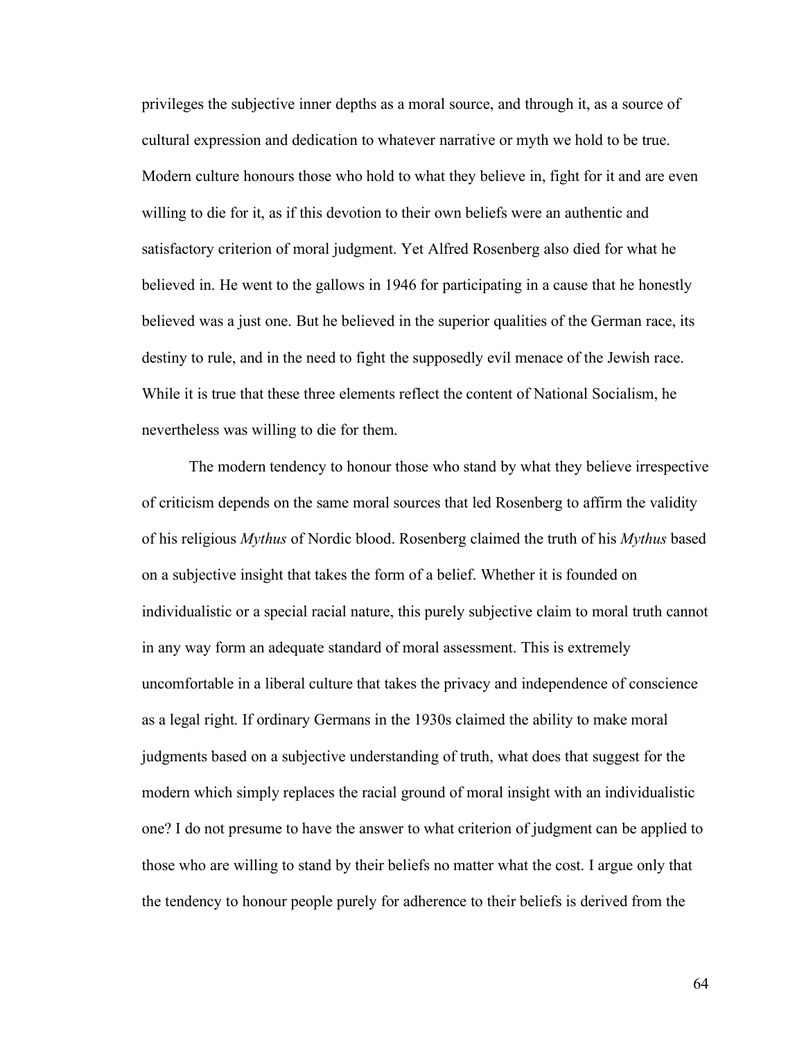privileges the subjective inner depths as a moral source, and through it, as a source of cultural expression and dedication to whatever narrative or myth we hold to be true. Modern culture honours those who hold to what they believe in, fight for it and are even willing to die for it, as if this devotion to their own beliefs were an authentic and satisfactory criterion of moral judgment. Yet Alfred Rosenberg also died for what he believed in. He went to the gallows in 1946 for participating in a cause that he honestly believed was a just one. But he believed in the superior qualities of the German race, its destiny to rule, and in the need to fight the supposedly evil menace of the Jewish race. While it is true that these three elements reflect the content of National Socialism, he nevertheless was willing to die for them.

The modern tendency to honour those who stand by what they believe irrespective of criticism depends on the same moral sources that led Rosenberg to affirm the validity of his religious *Mythus* of Nordic blood. Rosenberg claimed the truth of his *Mythus* based on a subjective insight that takes the form of a belief. Whether it is founded on individualistic or a special racial nature, this purely subjective claim to moral truth cannot in any way form an adequate standard of moral assessment. This is extremely uncomfortable in a liberal culture that takes the privacy and independence of conscience as a legal right. If ordinary Germans in the 1930s claimed the ability to make moral judgments based on a subjective understanding of truth, what does that suggest for the modern which simply replaces the racial ground of moral insight with an individualistic one? I do not presume to have the answer to what criterion of judgment can be applied to those who are willing to stand by their beliefs no matter what the cost. I argue only that the tendency to honour people purely for adherence to their beliefs is derived from the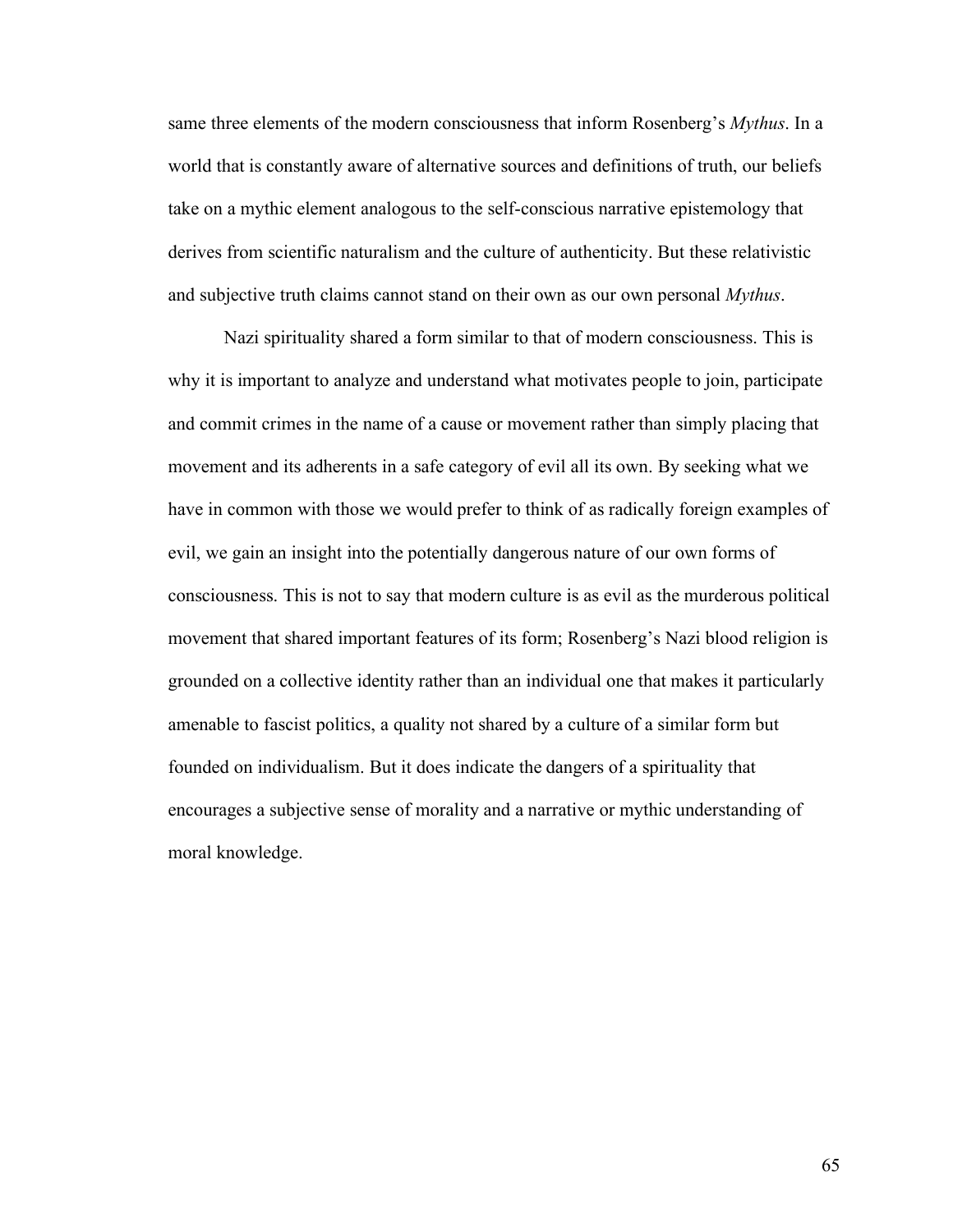same three elements of the modern consciousness that inform Rosenberg's *Mythus*. In a world that is constantly aware of alternative sources and definitions of truth, our beliefs take on a mythic element analogous to the self-conscious narrative epistemology that derives from scientific naturalism and the culture of authenticity. But these relativistic and subjective truth claims cannot stand on their own as our own personal *Mythus*.

Nazi spirituality shared a form similar to that of modern consciousness. This is why it is important to analyze and understand what motivates people to join, participate and commit crimes in the name of a cause or movement rather than simply placing that movement and its adherents in a safe category of evil all its own. By seeking what we have in common with those we would prefer to think of as radically foreign examples of evil, we gain an insight into the potentially dangerous nature of our own forms of consciousness. This is not to say that modern culture is as evil as the murderous political movement that shared important features of its form; Rosenberg's Nazi blood religion is grounded on a collective identity rather than an individual one that makes it particularly amenable to fascist politics, a quality not shared by a culture of a similar form but founded on individualism. But it does indicate the dangers of a spirituality that encourages a subjective sense of morality and a narrative or mythic understanding of moral knowledge.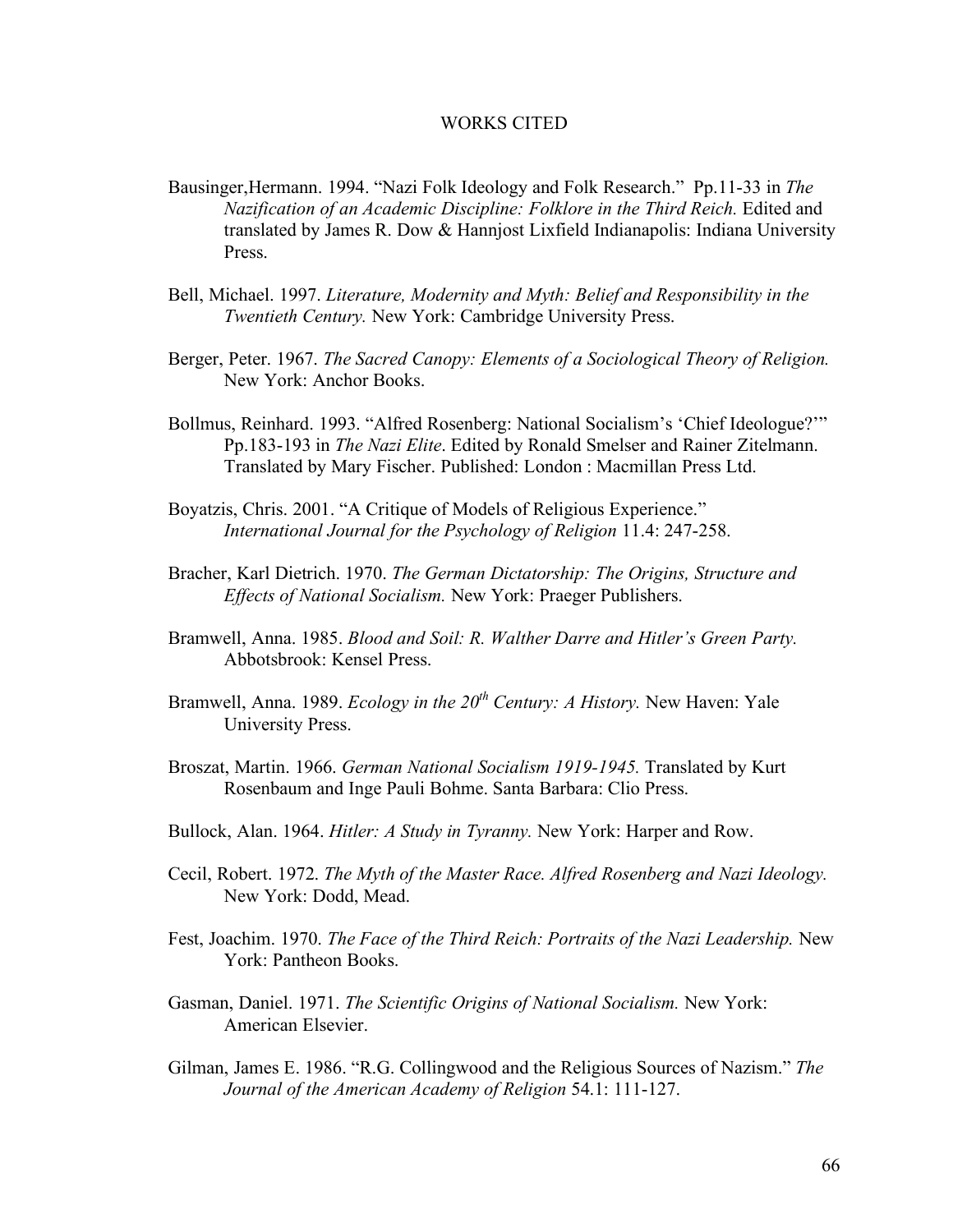# WORKS CITED

Bausinger,Hermann. 1994. "Nazi Folk Ideology and Folk Research." Pp.11-33 in *The Nazification of an Academic Discipline: Folklore in the Third Reich.* Edited and translated by James R. Dow & Hannjost Lixfield Indianapolis: Indiana University Press.

Bell, Michael. 1997. *Literature, Modernity and Myth: Belief and Responsibility in the Twentieth Century.* New York: Cambridge University Press.

Berger, Peter. 1967. *The Sacred Canopy: Elements of a Sociological Theory of Religion.* New York: Anchor Books.

Bollmus, Reinhard. 1993. "Alfred Rosenberg: National Socialism's 'Chief Ideologue?'" Pp.183-193 in *The Nazi Elite*. Edited by Ronald Smelser and Rainer Zitelmann. Translated by Mary Fischer. Published: London : Macmillan Press Ltd.

Boyatzis, Chris. 2001. "A Critique of Models of Religious Experience." *International Journal for the Psychology of Religion* 11.4: 247-258.

Bracher, Karl Dietrich. 1970. *The German Dictatorship: The Origins, Structure and Effects of National Socialism.* New York: Praeger Publishers.

Bramwell, Anna. 1985. *Blood and Soil: R. Walther Darre and Hitler's Green Party.* Abbotsbrook: Kensel Press.

Bramwell, Anna. 1989. *Ecology in the 20th Century: A History.* New Haven: Yale University Press.

Broszat, Martin. 1966. *German National Socialism 1919-1945.* Translated by Kurt Rosenbaum and Inge Pauli Bohme. Santa Barbara: Clio Press.

Bullock, Alan. 1964. *Hitler: A Study in Tyranny.* New York: Harper and Row.

Cecil, Robert. 1972. *The Myth of the Master Race. Alfred Rosenberg and Nazi Ideology.* New York: Dodd, Mead.

Fest, Joachim. 1970. *The Face of the Third Reich: Portraits of the Nazi Leadership.* New York: Pantheon Books.

Gasman, Daniel. 1971. *The Scientific Origins of National Socialism.* New York: American Elsevier.

Gilman, James E. 1986. "R.G. Collingwood and the Religious Sources of Nazism." *The Journal of the American Academy of Religion* 54.1: 111-127.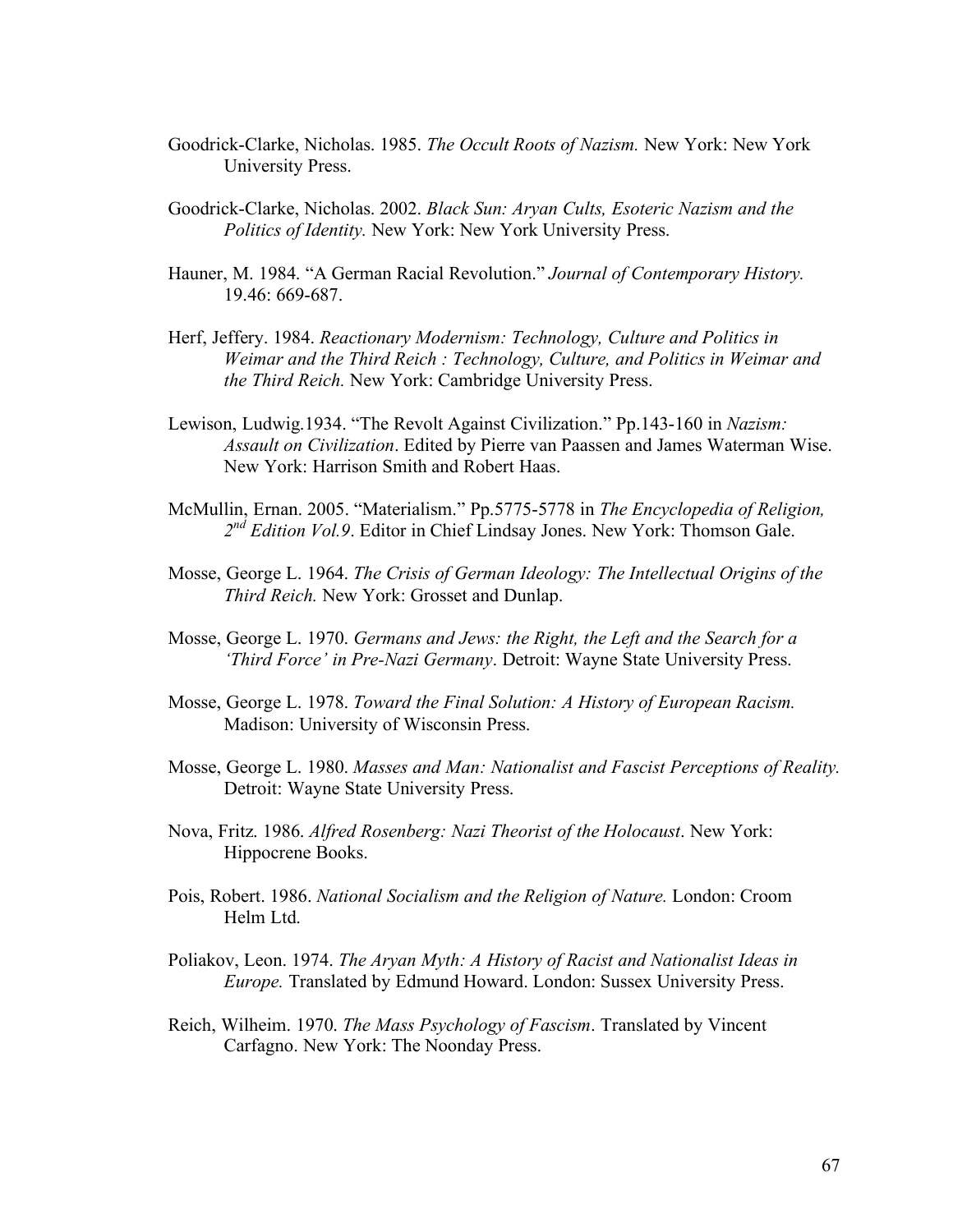Goodrick-Clarke, Nicholas. 1985. *The Occult Roots of Nazism.* New York: New York University Press.

Goodrick-Clarke, Nicholas. 2002. *Black Sun: Aryan Cults, Esoteric Nazism and the Politics of Identity.* New York: New York University Press.

Hauner, M. 1984. "A German Racial Revolution." *Journal of Contemporary History.* 19.46: 669-687.

Herf, Jeffery. 1984. *Reactionary Modernism: Technology, Culture and Politics in Weimar and the Third Reich : Technology, Culture, and Politics in Weimar and the Third Reich.* New York: Cambridge University Press.

Lewison, Ludwig.1934. "The Revolt Against Civilization." Pp.143-160 in *Nazism: Assault on Civilization*. Edited by Pierre van Paassen and James Waterman Wise. New York: Harrison Smith and Robert Haas.

McMullin, Ernan. 2005. "Materialism." Pp.5775-5778 in *The Encyclopedia of Religion, 2nd Edition Vol.9*. Editor in Chief Lindsay Jones. New York: Thomson Gale.

Mosse, George L. 1964. *The Crisis of German Ideology: The Intellectual Origins of the Third Reich.* New York: Grosset and Dunlap.

Mosse, George L. 1970. *Germans and Jews: the Right, the Left and the Search for a 'Third Force' in Pre-Nazi Germany*. Detroit: Wayne State University Press.

Mosse, George L. 1978. *Toward the Final Solution: A History of European Racism.* Madison: University of Wisconsin Press.

Mosse, George L. 1980. *Masses and Man: Nationalist and Fascist Perceptions of Reality.* Detroit: Wayne State University Press.

Nova, Fritz. 1986. *Alfred Rosenberg: Nazi Theorist of the Holocaust*. New York: Hippocrene Books.

Pois, Robert. 1986. *National Socialism and the Religion of Nature.* London: Croom Helm Ltd.

Poliakov, Leon. 1974. *The Aryan Myth: A History of Racist and Nationalist Ideas in Europe.* Translated by Edmund Howard. London: Sussex University Press.

Reich, Wilheim. 1970. *The Mass Psychology of Fascism*. Translated by Vincent Carfagno. New York: The Noonday Press.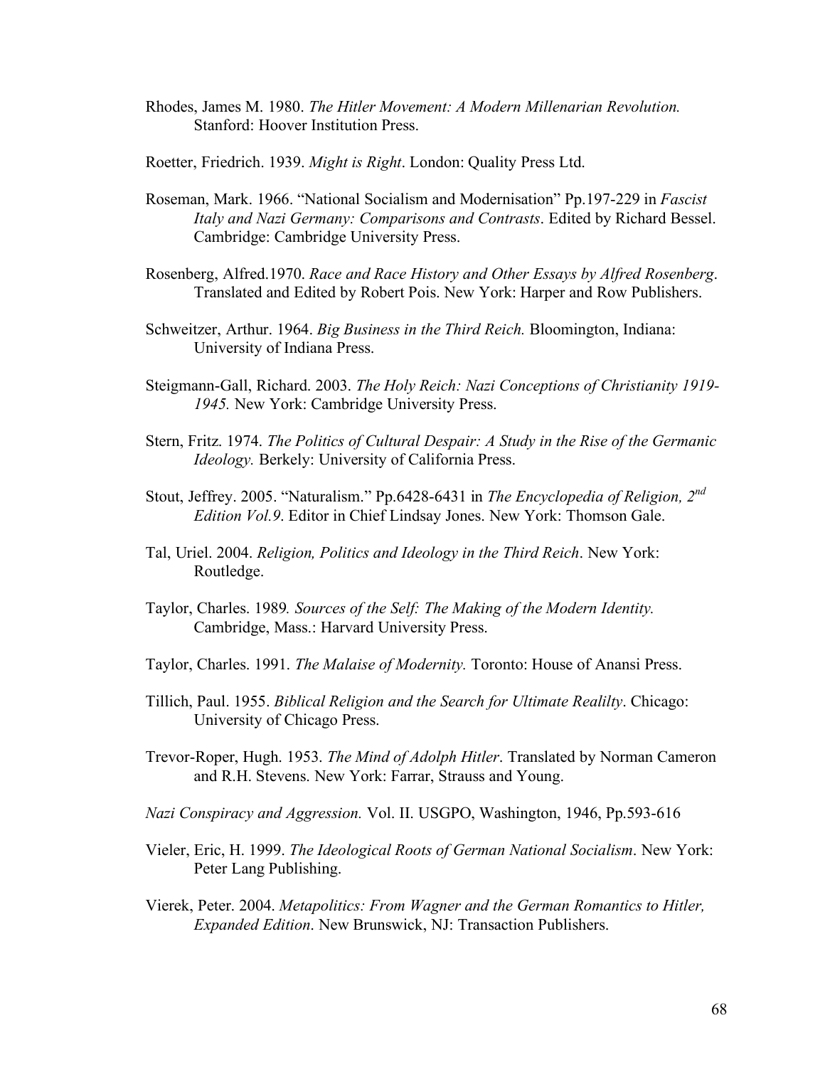Rhodes, James M. 1980. *The Hitler Movement: A Modern Millenarian Revolution.* Stanford: Hoover Institution Press.

Roetter, Friedrich. 1939. *Might is Right*. London: Quality Press Ltd.

Roseman, Mark. 1966. "National Socialism and Modernisation" Pp.197-229 in *Fascist Italy and Nazi Germany: Comparisons and Contrasts*. Edited by Richard Bessel. Cambridge: Cambridge University Press.

Rosenberg, Alfred.1970. *Race and Race History and Other Essays by Alfred Rosenberg*. Translated and Edited by Robert Pois. New York: Harper and Row Publishers.

Schweitzer, Arthur. 1964. *Big Business in the Third Reich.* Bloomington, Indiana: University of Indiana Press.

Steigmann-Gall, Richard. 2003. *The Holy Reich: Nazi Conceptions of Christianity 1919-1945.* New York: Cambridge University Press.

Stern, Fritz. 1974. *The Politics of Cultural Despair: A Study in the Rise of the Germanic Ideology.* Berkely: University of California Press.

Stout, Jeffrey. 2005. "Naturalism." Pp.6428-6431 in *The Encyclopedia of Religion, 2nd Edition Vol.9*. Editor in Chief Lindsay Jones. New York: Thomson Gale.

Tal, Uriel. 2004. *Religion, Politics and Ideology in the Third Reich*. New York: Routledge.

Taylor, Charles. 1989*. Sources of the Self: The Making of the Modern Identity.* Cambridge, Mass.: Harvard University Press.

Taylor, Charles. 1991. *The Malaise of Modernity.* Toronto: House of Anansi Press.

Tillich, Paul. 1955. *Biblical Religion and the Search for Ultimate Realilty*. Chicago: University of Chicago Press.

Trevor-Roper, Hugh. 1953. *The Mind of Adolph Hitler*. Translated by Norman Cameron and R.H. Stevens. New York: Farrar, Strauss and Young.

*Nazi Conspiracy and Aggression.* Vol. II. USGPO, Washington, 1946, Pp.593-616

Vieler, Eric, H. 1999. *The Ideological Roots of German National Socialism*. New York: Peter Lang Publishing.

Vierek, Peter. 2004. *Metapolitics: From Wagner and the German Romantics to Hitler, Expanded Edition*. New Brunswick, NJ: Transaction Publishers.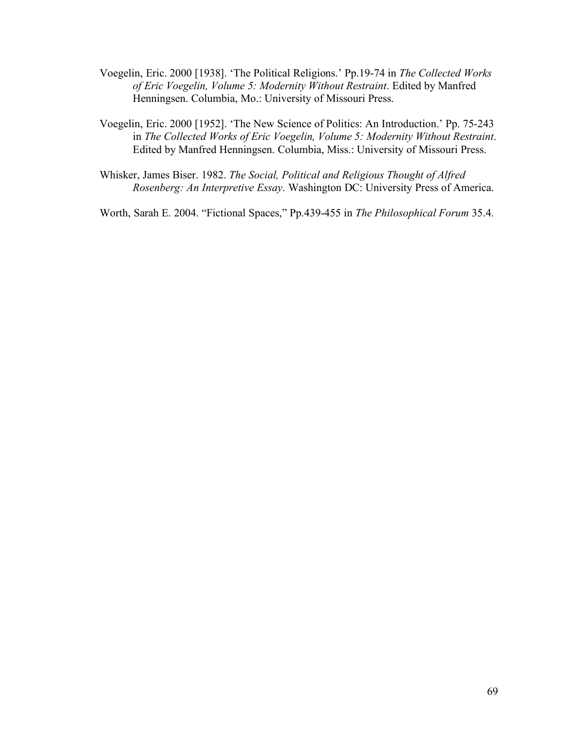Voegelin, Eric. 2000 [1938]. 'The Political Religions.' Pp.19-74 in *The Collected Works of Eric Voegelin, Volume 5: Modernity Without Restraint*. Edited by Manfred Henningsen. Columbia, Mo.: University of Missouri Press.

Voegelin, Eric. 2000 [1952]. 'The New Science of Politics: An Introduction.' Pp. 75-243 in *The Collected Works of Eric Voegelin, Volume 5: Modernity Without Restraint*. Edited by Manfred Henningsen. Columbia, Miss.: University of Missouri Press.

Whisker, James Biser. 1982. *The Social, Political and Religious Thought of Alfred Rosenberg: An Interpretive Essay*. Washington DC: University Press of America.

Worth, Sarah E. 2004. "Fictional Spaces," Pp.439-455 in *The Philosophical Forum* 35.4.